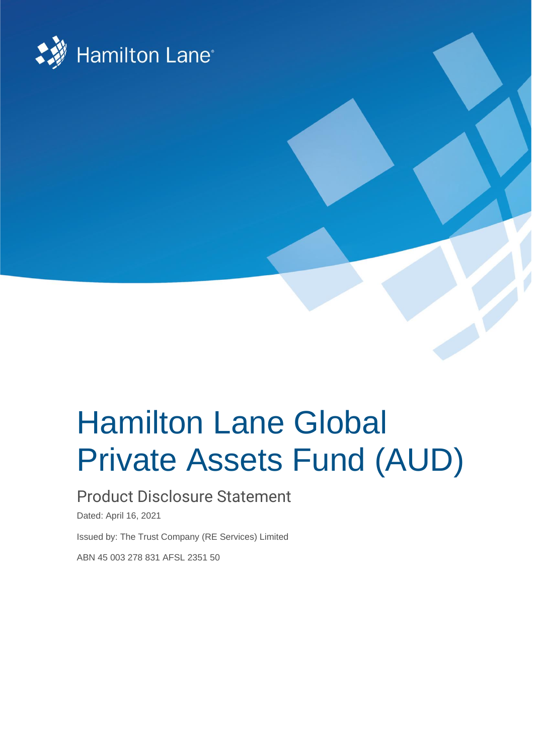Hamilton Lane

# Hamilton Lane Global Private Assets Fund (AUD)

## Product Disclosure Statement

Dated: April 16, 2021

Issued by: The Trust Company (RE Services) Limited

ABN 45 003 278 831 AFSL 2351 50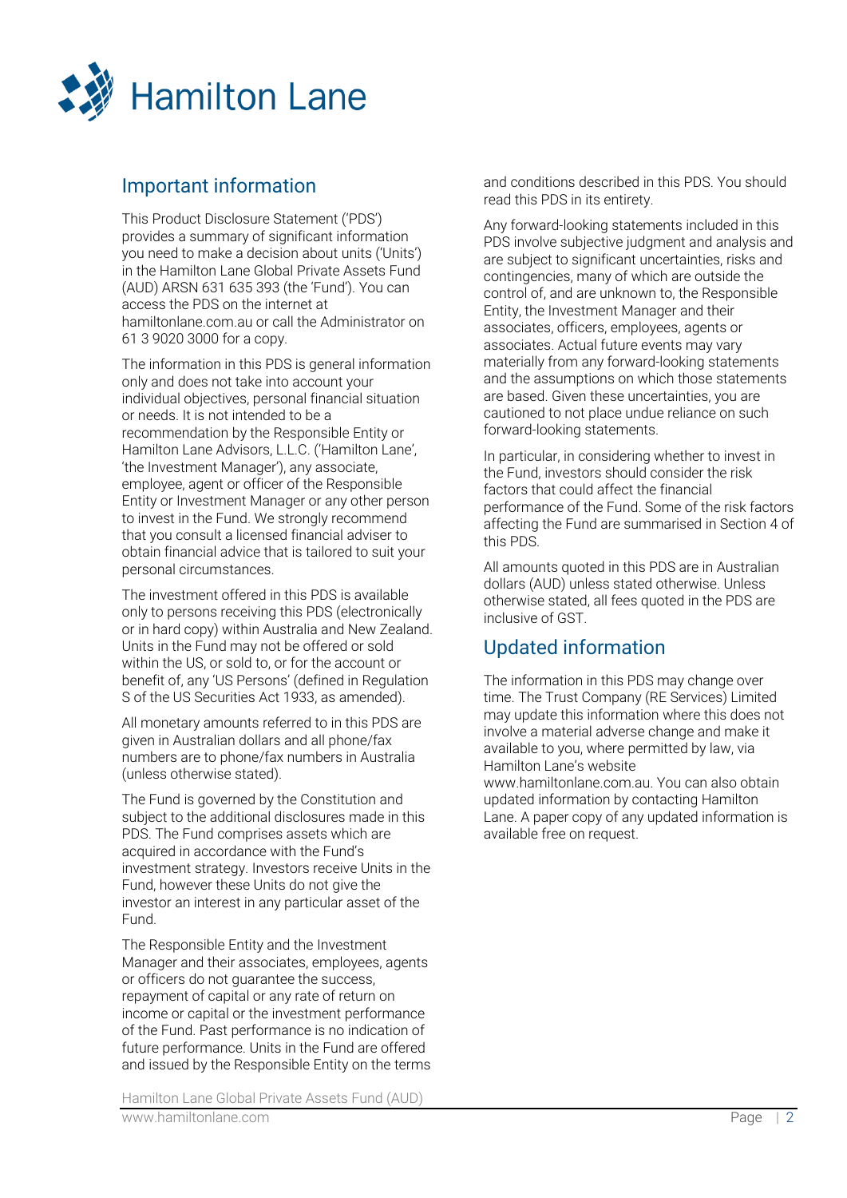## Important information

This Product Disclosure Statement ('PDS') provides a summary of significant information you need to make a decision about units ('Units') in the Hamilton Lane Global Private Assets Fund (AUD) ARSN 631 635 393 (the 'Fund'). You can access the PDS on the internet at hamiltonlane.com.au or call the Administrator on 61 3 9020 3000 for a copy.

The information in this PDS is general information only and does not take into account your individual objectives, personal financial situation or needs. It is not intended to be a recommendation by the Responsible Entity or Hamilton Lane Advisors, L.L.C. ('Hamilton Lane', 'the Investment Manager'), any associate, employee, agent or officer of the Responsible Entity or Investment Manager or any other person to invest in the Fund. We strongly recommend that you consult a licensed financial adviser to obtain financial advice that is tailored to suit your personal circumstances.

The investment offered in this PDS is available only to persons receiving this PDS (electronically or in hard copy) within Australia and New Zealand. Units in the Fund may not be offered or sold within the US, or sold to, or for the account or benefit of, any 'US Persons' (defined in Regulation S of the US Securities Act 1933, as amended).

All monetary amounts referred to in this PDS are given in Australian dollars and all phone/fax numbers are to phone/fax numbers in Australia (unless otherwise stated).

The Fund is governed by the Constitution and subject to the additional disclosures made in this PDS. The Fund comprises assets which are acquired in accordance with the Fund's investment strategy. Investors receive Units in the Fund, however these Units do not give the investor an interest in any particular asset of the Fund.

The Responsible Entity and the Investment Manager and their associates, employees, agents or officers do not guarantee the success, repayment of capital or any rate of return on income or capital or the investment performance of the Fund. Past performance is no indication of future performance. Units in the Fund are offered and issued by the Responsible Entity on the terms and conditions described in this PDS. You should read this PDS in its entirety.

Any forward-looking statements included in this PDS involve subjective judgment and analysis and are subject to significant uncertainties, risks and contingencies, many of which are outside the control of, and are unknown to, the Responsible Entity, the Investment Manager and their associates, officers, employees, agents or associates. Actual future events may vary materially from any forward-looking statements and the assumptions on which those statements are based. Given these uncertainties, you are cautioned to not place undue reliance on such forward-looking statements.

In particular, in considering whether to invest in the Fund, investors should consider the risk factors that could affect the financial performance of the Fund. Some of the risk factors affecting the Fund are summarised in Section 4 of this PDS.

All amounts quoted in this PDS are in Australian dollars (AUD) unless stated otherwise. Unless otherwise stated, all fees quoted in the PDS are inclusive of GST.

## Updated information

The information in this PDS may change over time. The Trust Company (RE Services) Limited may update this information where this does not involve a material adverse change and make it available to you, where permitted by law, via Hamilton Lane's website www.hamiltonlane.com.au. You can also obtain updated information by contacting Hamilton Lane. A paper copy of any updated information is available free on request.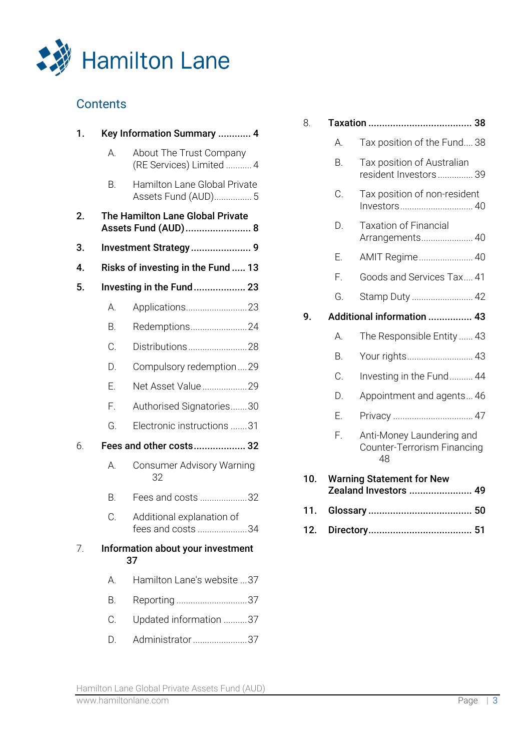Hamilton Lane

## Contents

1. **Key Information Summary ............ 4**
   - A. About The Trust Company (RE Services) Limited ........... 4
   - B. Hamilton Lane Global Private Assets Fund (AUD)................ 5
2. **The Hamilton Lane Global Private Assets Fund (AUD)........................ 8**
3. **Investment Strategy...................... 9**
4. **Risks of investing in the Fund ..... 13**
5. **Investing in the Fund................... 23**
   - A. Applications..........................23
   - B. Redemptions........................24
   - C. Distributions.........................28
   - D. Compulsory redemption....29
   - E. Net Asset Value...................29
   - F. Authorised Signatories.......30
   - G. Electronic instructions .......31
6. **Fees and other costs................... 32**
   - A. Consumer Advisory Warning 32
   - B. Fees and costs ....................32
   - C. Additional explanation of fees and costs .....................34
7. **Information about your investment 37**
   - A. Hamilton Lane's website ...37
   - B. Reporting .............................37
   - C. Updated information ..........37
   - D. Administrator .......................37
8. **Taxation ...................................... 38**
   - A. Tax position of the Fund.... 38
   - B. Tax position of Australian resident Investors ............... 39
   - C. Tax position of non-resident Investors............................... 40
   - D. Taxation of Financial Arrangements...................... 40
   - E. AMIT Regime....................... 40
   - F. Goods and Services Tax.... 41
   - G. Stamp Duty .......................... 42
9. **Additional information ................ 43**
   - A. The Responsible Entity ...... 43
   - B. Your rights............................ 43
   - C. Investing in the Fund.......... 44
   - D. Appointment and agents... 46
   - E. Privacy .................................. 47
   - F. Anti-Money Laundering and Counter-Terrorism Financing 48
10. **Warning Statement for New Zealand Investors ....................... 49**
11. **Glossary ...................................... 50**
12. **Directory...................................... 51**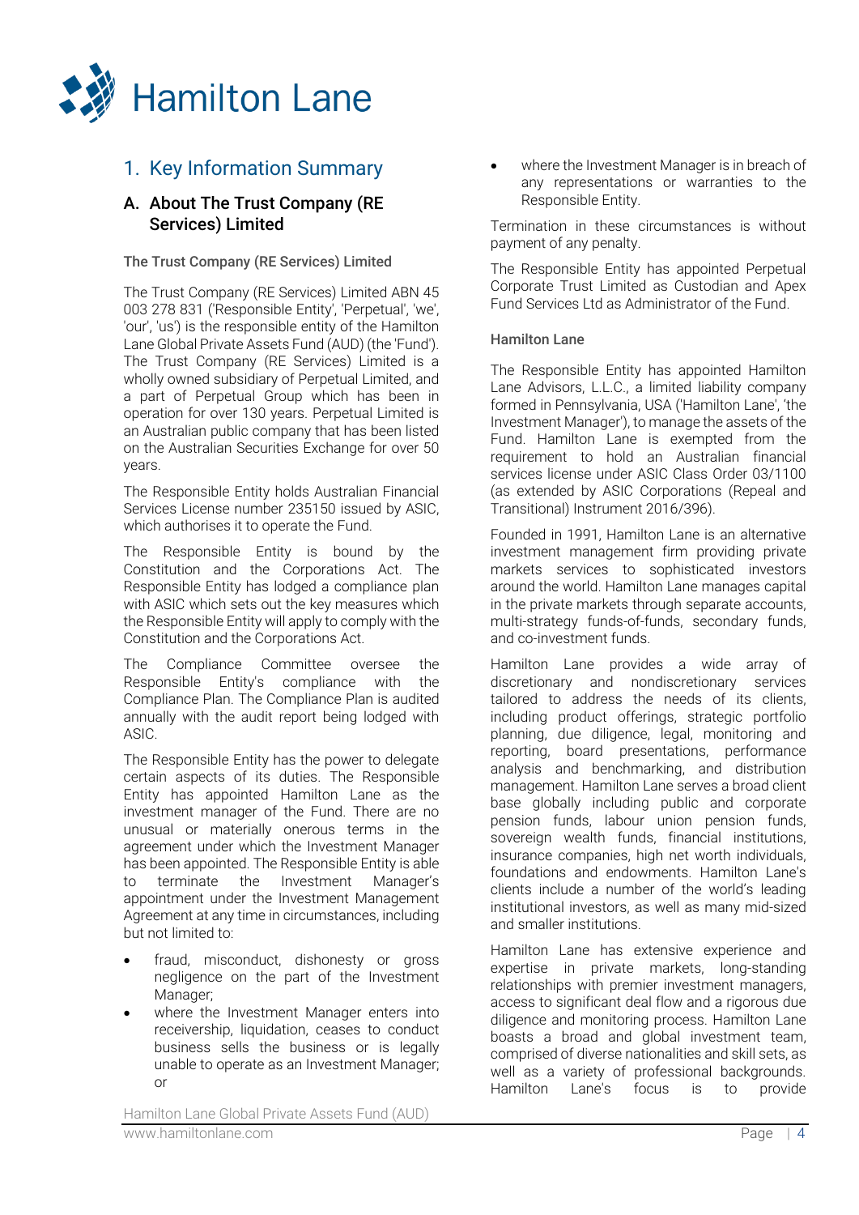# 1. Key Information Summary

## A. About The Trust Company (RE Services) Limited

### The Trust Company (RE Services) Limited

The Trust Company (RE Services) Limited ABN 45 003 278 831 ('Responsible Entity', 'Perpetual', 'we', 'our', 'us') is the responsible entity of the Hamilton Lane Global Private Assets Fund (AUD) (the 'Fund'). The Trust Company (RE Services) Limited is a wholly owned subsidiary of Perpetual Limited, and a part of Perpetual Group which has been in operation for over 130 years. Perpetual Limited is an Australian public company that has been listed on the Australian Securities Exchange for over 50 years.

The Responsible Entity holds Australian Financial Services License number 235150 issued by ASIC, which authorises it to operate the Fund.

The Responsible Entity is bound by the Constitution and the Corporations Act. The Responsible Entity has lodged a compliance plan with ASIC which sets out the key measures which the Responsible Entity will apply to comply with the Constitution and the Corporations Act.

The Compliance Committee oversee the Responsible Entity's compliance with the Compliance Plan. The Compliance Plan is audited annually with the audit report being lodged with ASIC.

The Responsible Entity has the power to delegate certain aspects of its duties. The Responsible Entity has appointed Hamilton Lane as the investment manager of the Fund. There are no unusual or materially onerous terms in the agreement under which the Investment Manager has been appointed. The Responsible Entity is able to terminate the Investment Manager's appointment under the Investment Management Agreement at any time in circumstances, including but not limited to:

- fraud, misconduct, dishonesty or gross negligence on the part of the Investment Manager;
- where the Investment Manager enters into receivership, liquidation, ceases to conduct business sells the business or is legally unable to operate as an Investment Manager; or
- where the Investment Manager is in breach of any representations or warranties to the Responsible Entity.

Termination in these circumstances is without payment of any penalty.

The Responsible Entity has appointed Perpetual Corporate Trust Limited as Custodian and Apex Fund Services Ltd as Administrator of the Fund.

### Hamilton Lane

The Responsible Entity has appointed Hamilton Lane Advisors, L.L.C., a limited liability company formed in Pennsylvania, USA ('Hamilton Lane', 'the Investment Manager'), to manage the assets of the Fund. Hamilton Lane is exempted from the requirement to hold an Australian financial services license under ASIC Class Order 03/1100 (as extended by ASIC Corporations (Repeal and Transitional) Instrument 2016/396).

Founded in 1991, Hamilton Lane is an alternative investment management firm providing private markets services to sophisticated investors around the world. Hamilton Lane manages capital in the private markets through separate accounts, multi-strategy funds-of-funds, secondary funds, and co-investment funds.

Hamilton Lane provides a wide array of discretionary and nondiscretionary services tailored to address the needs of its clients, including product offerings, strategic portfolio planning, due diligence, legal, monitoring and reporting, board presentations, performance analysis and benchmarking, and distribution management. Hamilton Lane serves a broad client base globally including public and corporate pension funds, labour union pension funds, sovereign wealth funds, financial institutions, insurance companies, high net worth individuals, foundations and endowments. Hamilton Lane's clients include a number of the world's leading institutional investors, as well as many mid-sized and smaller institutions.

Hamilton Lane has extensive experience and expertise in private markets, long-standing relationships with premier investment managers, access to significant deal flow and a rigorous due diligence and monitoring process. Hamilton Lane boasts a broad and global investment team, comprised of diverse nationalities and skill sets, as well as a variety of professional backgrounds. Hamilton Lane's focus is to provide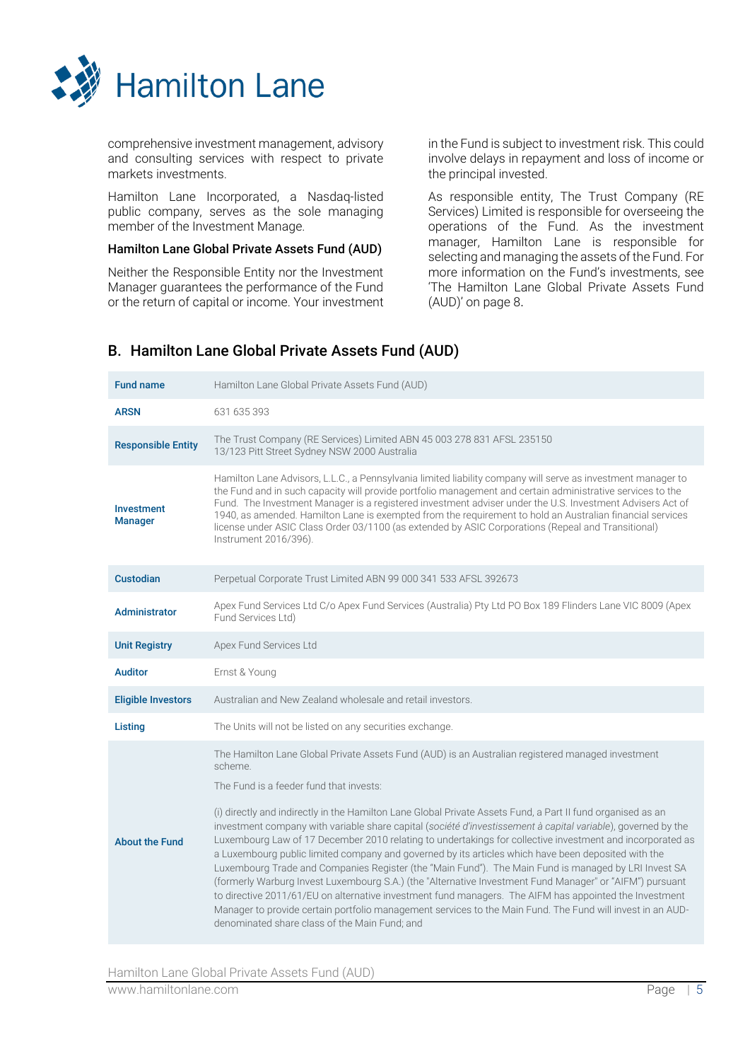comprehensive investment management, advisory and consulting services with respect to private markets investments.

Hamilton Lane Incorporated, a Nasdaq-listed public company, serves as the sole managing member of the Investment Manage.

**Hamilton Lane Global Private Assets Fund (AUD)**

Neither the Responsible Entity nor the Investment Manager guarantees the performance of the Fund or the return of capital or income. Your investment in the Fund is subject to investment risk. This could involve delays in repayment and loss of income or the principal invested.

As responsible entity, The Trust Company (RE Services) Limited is responsible for overseeing the operations of the Fund. As the investment manager, Hamilton Lane is responsible for selecting and managing the assets of the Fund. For more information on the Fund's investments, see 'The Hamilton Lane Global Private Assets Fund (AUD)' on page 8.

## B. Hamilton Lane Global Private Assets Fund (AUD)

| | |
|---|---|
| **Fund name** | Hamilton Lane Global Private Assets Fund (AUD) |
| **ARSN** | 631 635 393 |
| **Responsible Entity** | The Trust Company (RE Services) Limited ABN 45 003 278 831 AFSL 235150<br>13/123 Pitt Street Sydney NSW 2000 Australia |
| **Investment Manager** | Hamilton Lane Advisors, L.L.C., a Pennsylvania limited liability company will serve as investment manager to the Fund and in such capacity will provide portfolio management and certain administrative services to the Fund. The Investment Manager is a registered investment adviser under the U.S. Investment Advisers Act of 1940, as amended. Hamilton Lane is exempted from the requirement to hold an Australian financial services license under ASIC Class Order 03/1100 (as extended by ASIC Corporations (Repeal and Transitional) Instrument 2016/396). |
| **Custodian** | Perpetual Corporate Trust Limited ABN 99 000 341 533 AFSL 392673 |
| **Administrator** | Apex Fund Services Ltd C/o Apex Fund Services (Australia) Pty Ltd PO Box 189 Flinders Lane VIC 8009 (Apex Fund Services Ltd) |
| **Unit Registry** | Apex Fund Services Ltd |
| **Auditor** | Ernst & Young |
| **Eligible Investors** | Australian and New Zealand wholesale and retail investors. |
| **Listing** | The Units will not be listed on any securities exchange. |
| **About the Fund** | The Hamilton Lane Global Private Assets Fund (AUD) is an Australian registered managed investment scheme.<br><br>The Fund is a feeder fund that invests:<br><br>(i) directly and indirectly in the Hamilton Lane Global Private Assets Fund, a Part II fund organised as an investment company with variable share capital (*société d'investissement à capital variable*), governed by the Luxembourg Law of 17 December 2010 relating to undertakings for collective investment and incorporated as a Luxembourg public limited company and governed by its articles which have been deposited with the Luxembourg Trade and Companies Register (the "Main Fund"). The Main Fund is managed by LRI Invest SA (formerly Warburg Invest Luxembourg S.A.) (the "Alternative Investment Fund Manager" or "AIFM") pursuant to directive 2011/61/EU on alternative investment fund managers. The AIFM has appointed the Investment Manager to provide certain portfolio management services to the Main Fund. The Fund will invest in an AUD-denominated share class of the Main Fund; and |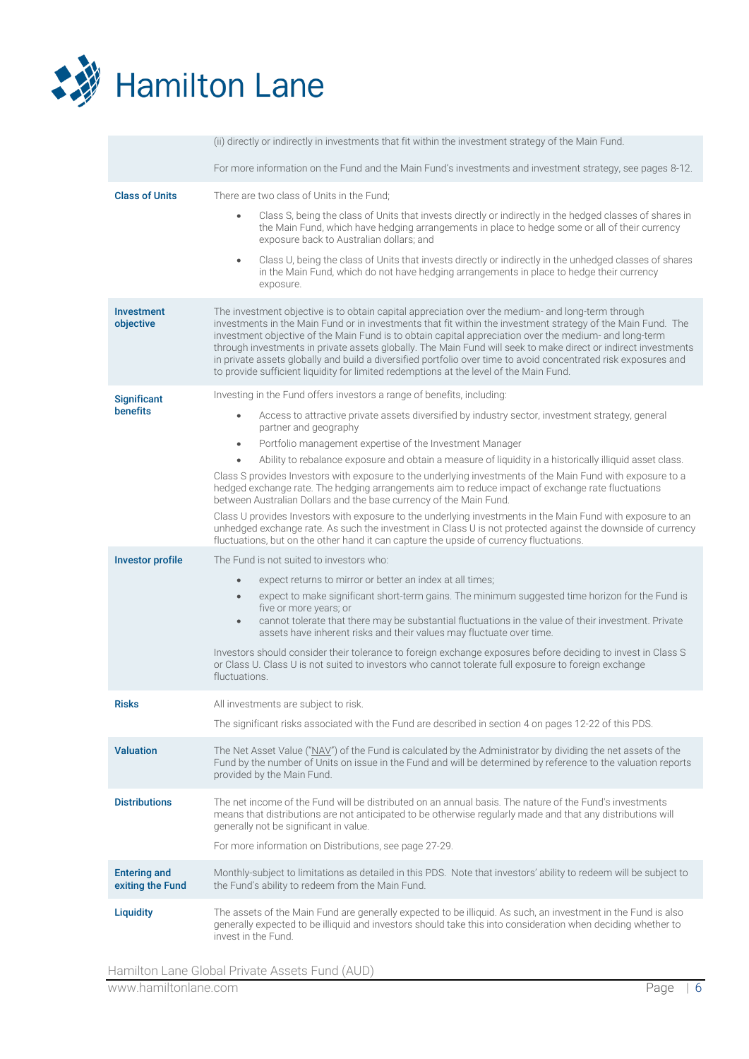| | |
|---|---|
| | (ii) directly or indirectly in investments that fit within the investment strategy of the Main Fund.<br><br>For more information on the Fund and the Main Fund's investments and investment strategy, see pages 8-12. |
| **Class of Units** | There are two class of Units in the Fund;<br><br>• Class S, being the class of Units that invests directly or indirectly in the hedged classes of shares in the Main Fund, which have hedging arrangements in place to hedge some or all of their currency exposure back to Australian dollars; and<br><br>• Class U, being the class of Units that invests directly or indirectly in the unhedged classes of shares in the Main Fund, which do not have hedging arrangements in place to hedge their currency exposure. |
| **Investment objective** | The investment objective is to obtain capital appreciation over the medium- and long-term through investments in the Main Fund or in investments that fit within the investment strategy of the Main Fund. The investment objective of the Main Fund is to obtain capital appreciation over the medium- and long-term through investments in private assets globally. The Main Fund will seek to make direct or indirect investments in private assets globally and build a diversified portfolio over time to avoid concentrated risk exposures and to provide sufficient liquidity for limited redemptions at the level of the Main Fund. |
| **Significant benefits** | Investing in the Fund offers investors a range of benefits, including:<br><br>• Access to attractive private assets diversified by industry sector, investment strategy, general partner and geography<br>• Portfolio management expertise of the Investment Manager<br>• Ability to rebalance exposure and obtain a measure of liquidity in a historically illiquid asset class.<br><br>Class S provides Investors with exposure to the underlying investments of the Main Fund with exposure to a hedged exchange rate. The hedging arrangements aim to reduce impact of exchange rate fluctuations between Australian Dollars and the base currency of the Main Fund.<br><br>Class U provides Investors with exposure to the underlying investments in the Main Fund with exposure to an unhedged exchange rate. As such the investment in Class U is not protected against the downside of currency fluctuations, but on the other hand it can capture the upside of currency fluctuations. |
| **Investor profile** | The Fund is not suited to investors who:<br><br>• expect returns to mirror or better an index at all times;<br>• expect to make significant short-term gains. The minimum suggested time horizon for the Fund is five or more years; or<br>• cannot tolerate that there may be substantial fluctuations in the value of their investment. Private assets have inherent risks and their values may fluctuate over time.<br><br>Investors should consider their tolerance to foreign exchange exposures before deciding to invest in Class S or Class U. Class U is not suited to investors who cannot tolerate full exposure to foreign exchange fluctuations. |
| **Risks** | All investments are subject to risk.<br><br>The significant risks associated with the Fund are described in section 4 on pages 12-22 of this PDS. |
| **Valuation** | The Net Asset Value ("NAV") of the Fund is calculated by the Administrator by dividing the net assets of the Fund by the number of Units on issue in the Fund and will be determined by reference to the valuation reports provided by the Main Fund. |
| **Distributions** | The net income of the Fund will be distributed on an annual basis. The nature of the Fund's investments means that distributions are not anticipated to be otherwise regularly made and that any distributions will generally not be significant in value.<br><br>For more information on Distributions, see page 27-29. |
| **Entering and exiting the Fund** | Monthly-subject to limitations as detailed in this PDS. Note that investors' ability to redeem will be subject to the Fund's ability to redeem from the Main Fund. |
| **Liquidity** | The assets of the Main Fund are generally expected to be illiquid. As such, an investment in the Fund is also generally expected to be illiquid and investors should take this into consideration when deciding whether to invest in the Fund. |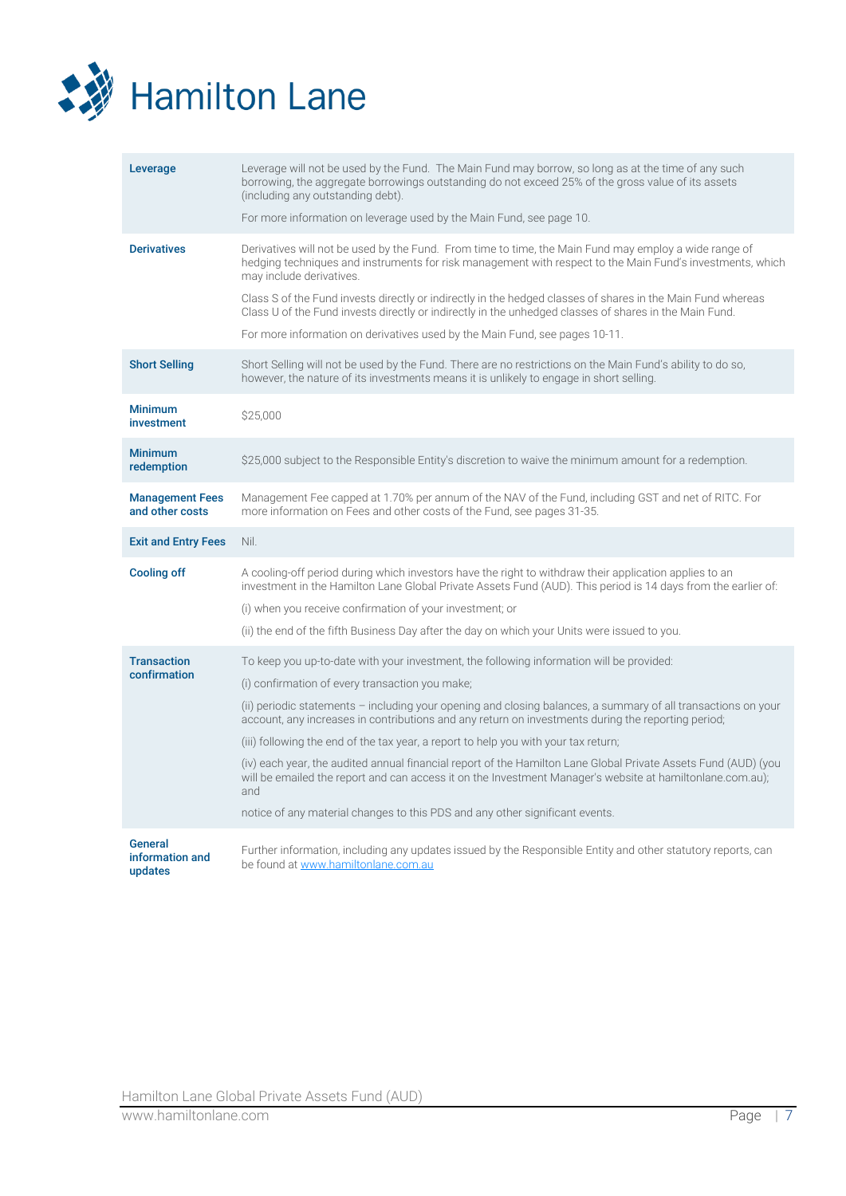| | |
|---|---|
| **Leverage** | Leverage will not be used by the Fund. The Main Fund may borrow, so long as at the time of any such borrowing, the aggregate borrowings outstanding do not exceed 25% of the gross value of its assets (including any outstanding debt).<br><br>For more information on leverage used by the Main Fund, see page 10. |
| **Derivatives** | Derivatives will not be used by the Fund. From time to time, the Main Fund may employ a wide range of hedging techniques and instruments for risk management with respect to the Main Fund's investments, which may include derivatives.<br><br>Class S of the Fund invests directly or indirectly in the hedged classes of shares in the Main Fund whereas Class U of the Fund invests directly or indirectly in the unhedged classes of shares in the Main Fund.<br><br>For more information on derivatives used by the Main Fund, see pages 10-11. |
| **Short Selling** | Short Selling will not be used by the Fund. There are no restrictions on the Main Fund's ability to do so, however, the nature of its investments means it is unlikely to engage in short selling. |
| **Minimum investment** | $25,000 |
| **Minimum redemption** | $25,000 subject to the Responsible Entity's discretion to waive the minimum amount for a redemption. |
| **Management Fees and other costs** | Management Fee capped at 1.70% per annum of the NAV of the Fund, including GST and net of RITC. For more information on Fees and other costs of the Fund, see pages 31-35. |
| **Exit and Entry Fees** | Nil. |
| **Cooling off** | A cooling-off period during which investors have the right to withdraw their application applies to an investment in the Hamilton Lane Global Private Assets Fund (AUD). This period is 14 days from the earlier of:<br><br>(i) when you receive confirmation of your investment; or<br><br>(ii) the end of the fifth Business Day after the day on which your Units were issued to you. |
| **Transaction confirmation** | To keep you up-to-date with your investment, the following information will be provided:<br><br>(i) confirmation of every transaction you make;<br><br>(ii) periodic statements – including your opening and closing balances, a summary of all transactions on your account, any increases in contributions and any return on investments during the reporting period;<br><br>(iii) following the end of the tax year, a report to help you with your tax return;<br><br>(iv) each year, the audited annual financial report of the Hamilton Lane Global Private Assets Fund (AUD) (you will be emailed the report and can access it on the Investment Manager's website at hamiltonlane.com.au); and<br><br>notice of any material changes to this PDS and any other significant events. |
| **General information and updates** | Further information, including any updates issued by the Responsible Entity and other statutory reports, can be found at [www.hamiltonlane.com.au](http://www.hamiltonlane.com.au) |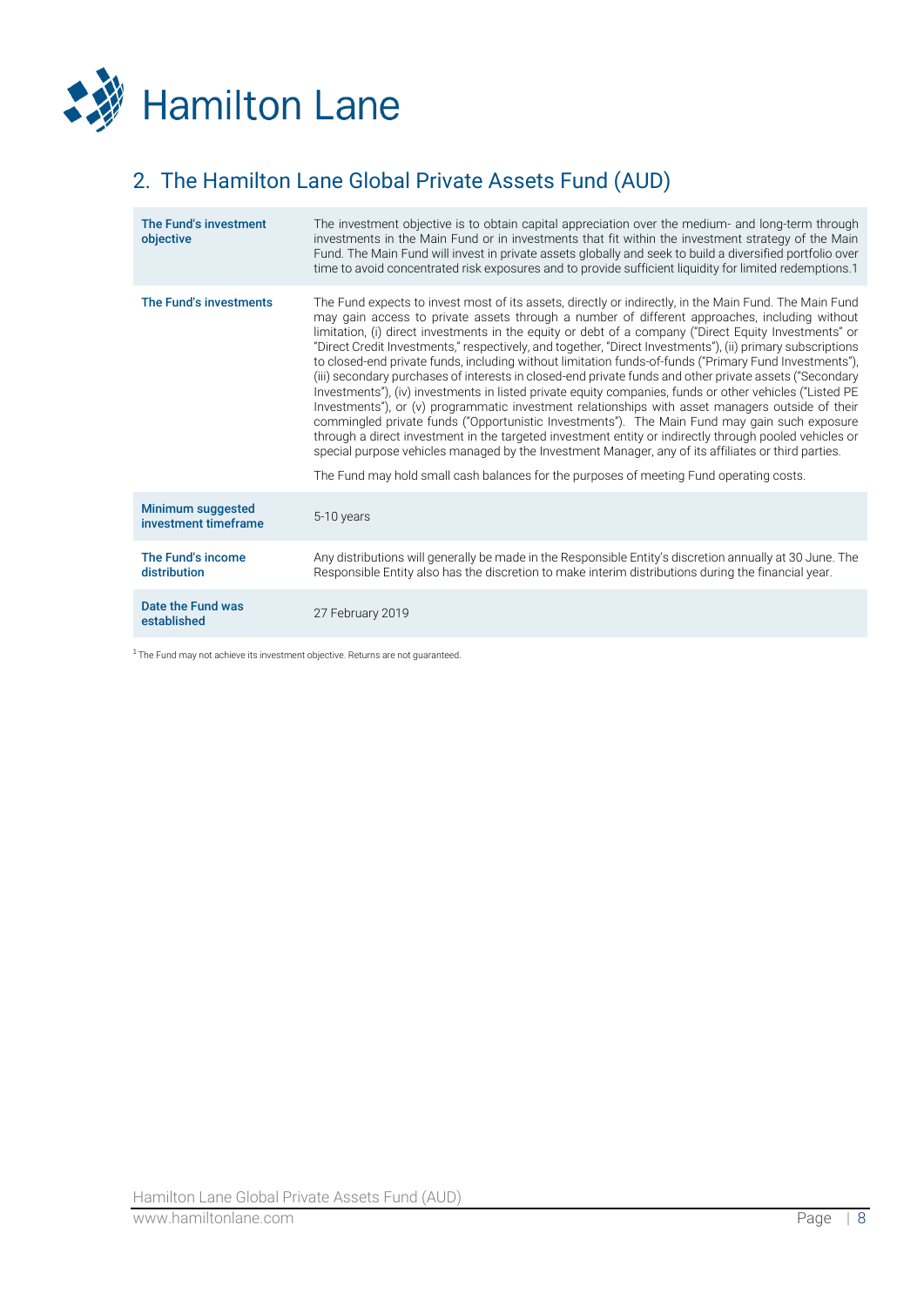## 2. The Hamilton Lane Global Private Assets Fund (AUD)

| | |
|---|---|
| **The Fund's investment objective** | The investment objective is to obtain capital appreciation over the medium- and long-term through investments in the Main Fund or in investments that fit within the investment strategy of the Main Fund. The Main Fund will invest in private assets globally and seek to build a diversified portfolio over time to avoid concentrated risk exposures and to provide sufficient liquidity for limited redemptions.[1] |
| **The Fund's investments** | The Fund expects to invest most of its assets, directly or indirectly, in the Main Fund. The Main Fund may gain access to private assets through a number of different approaches, including without limitation, (i) direct investments in the equity or debt of a company ("Direct Equity Investments" or "Direct Credit Investments," respectively, and together, "Direct Investments"), (ii) primary subscriptions to closed-end private funds, including without limitation funds-of-funds ("Primary Fund Investments"), (iii) secondary purchases of interests in closed-end private funds and other private assets ("Secondary Investments"), (iv) investments in listed private equity companies, funds or other vehicles ("Listed PE Investments"), or (v) programmatic investment relationships with asset managers outside of their commingled private funds ("Opportunistic Investments"). The Main Fund may gain such exposure through a direct investment in the targeted investment entity or indirectly through pooled vehicles or special purpose vehicles managed by the Investment Manager, any of its affiliates or third parties.<br><br>The Fund may hold small cash balances for the purposes of meeting Fund operating costs. |
| **Minimum suggested investment timeframe** | 5-10 years |
| **The Fund's income distribution** | Any distributions will generally be made in the Responsible Entity's discretion annually at 30 June. The Responsible Entity also has the discretion to make interim distributions during the financial year. |
| **Date the Fund was established** | 27 February 2019 |

[1] The Fund may not achieve its investment objective. Returns are not guaranteed.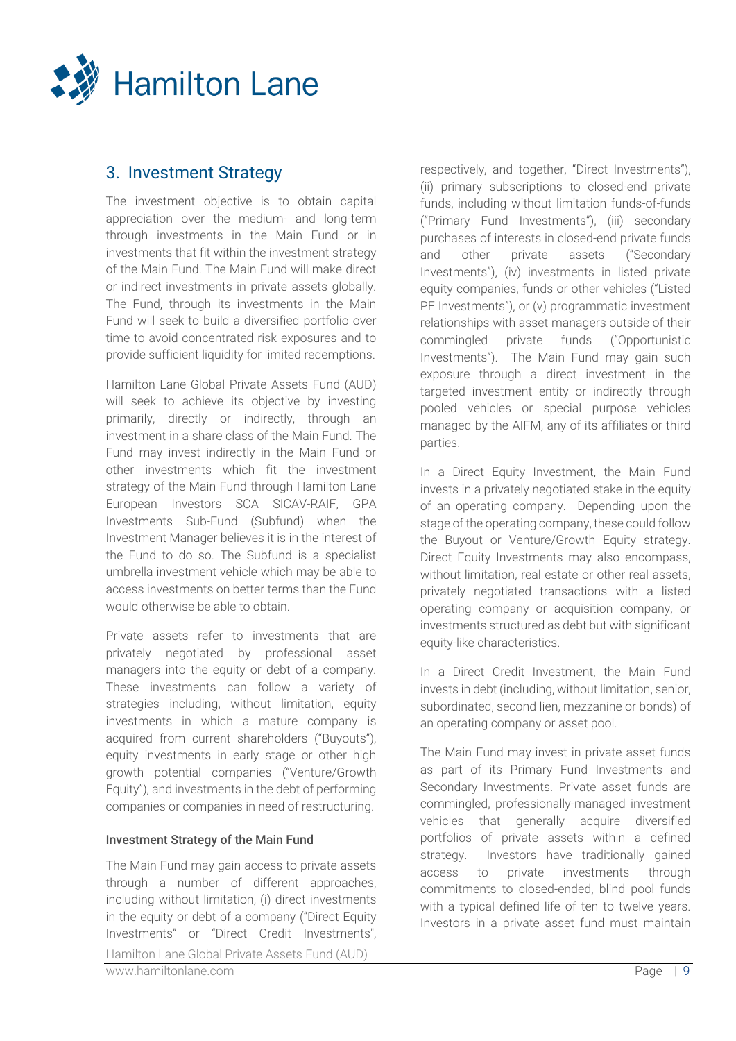## 3. Investment Strategy

The investment objective is to obtain capital appreciation over the medium- and long-term through investments in the Main Fund or in investments that fit within the investment strategy of the Main Fund. The Main Fund will make direct or indirect investments in private assets globally. The Fund, through its investments in the Main Fund will seek to build a diversified portfolio over time to avoid concentrated risk exposures and to provide sufficient liquidity for limited redemptions.

Hamilton Lane Global Private Assets Fund (AUD) will seek to achieve its objective by investing primarily, directly or indirectly, through an investment in a share class of the Main Fund. The Fund may invest indirectly in the Main Fund or other investments which fit the investment strategy of the Main Fund through Hamilton Lane European Investors SCA SICAV-RAIF, GPA Investments Sub-Fund (Subfund) when the Investment Manager believes it is in the interest of the Fund to do so. The Subfund is a specialist umbrella investment vehicle which may be able to access investments on better terms than the Fund would otherwise be able to obtain.

Private assets refer to investments that are privately negotiated by professional asset managers into the equity or debt of a company. These investments can follow a variety of strategies including, without limitation, equity investments in which a mature company is acquired from current shareholders ("Buyouts"), equity investments in early stage or other high growth potential companies ("Venture/Growth Equity"), and investments in the debt of performing companies or companies in need of restructuring.

### Investment Strategy of the Main Fund

The Main Fund may gain access to private assets through a number of different approaches, including without limitation, (i) direct investments in the equity or debt of a company ("Direct Equity Investments" or "Direct Credit Investments", respectively, and together, "Direct Investments"), (ii) primary subscriptions to closed-end private funds, including without limitation funds-of-funds ("Primary Fund Investments"), (iii) secondary purchases of interests in closed-end private funds and other private assets ("Secondary Investments"), (iv) investments in listed private equity companies, funds or other vehicles ("Listed PE Investments"), or (v) programmatic investment relationships with asset managers outside of their commingled private funds ("Opportunistic Investments"). The Main Fund may gain such exposure through a direct investment in the targeted investment entity or indirectly through pooled vehicles or special purpose vehicles managed by the AIFM, any of its affiliates or third parties.

In a Direct Equity Investment, the Main Fund invests in a privately negotiated stake in the equity of an operating company. Depending upon the stage of the operating company, these could follow the Buyout or Venture/Growth Equity strategy. Direct Equity Investments may also encompass, without limitation, real estate or other real assets, privately negotiated transactions with a listed operating company or acquisition company, or investments structured as debt but with significant equity-like characteristics.

In a Direct Credit Investment, the Main Fund invests in debt (including, without limitation, senior, subordinated, second lien, mezzanine or bonds) of an operating company or asset pool.

The Main Fund may invest in private asset funds as part of its Primary Fund Investments and Secondary Investments. Private asset funds are commingled, professionally-managed investment vehicles that generally acquire diversified portfolios of private assets within a defined strategy. Investors have traditionally gained access to private investments through commitments to closed-ended, blind pool funds with a typical defined life of ten to twelve years. Investors in a private asset fund must maintain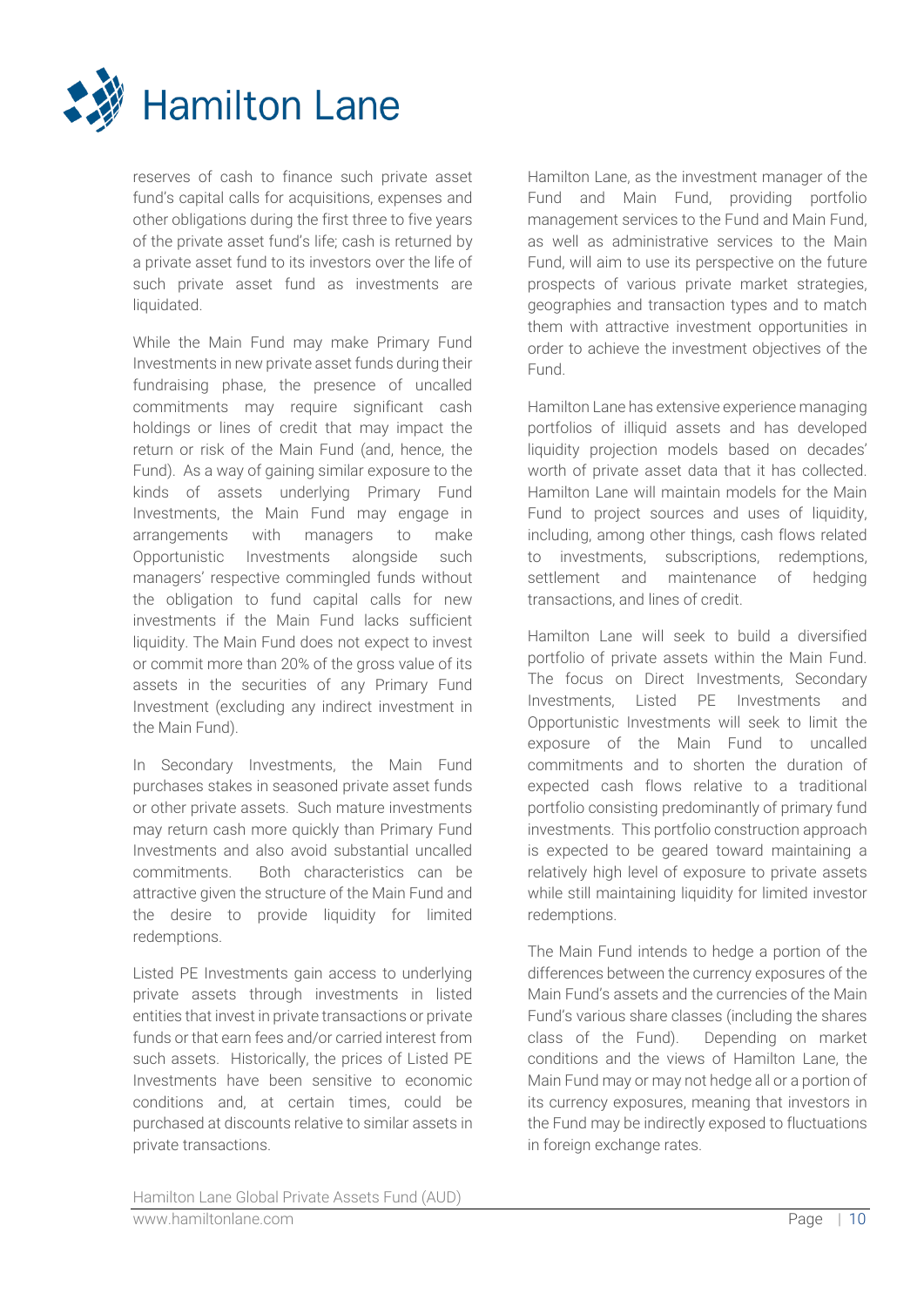reserves of cash to finance such private asset fund's capital calls for acquisitions, expenses and other obligations during the first three to five years of the private asset fund's life; cash is returned by a private asset fund to its investors over the life of such private asset fund as investments are liquidated.

While the Main Fund may make Primary Fund Investments in new private asset funds during their fundraising phase, the presence of uncalled commitments may require significant cash holdings or lines of credit that may impact the return or risk of the Main Fund (and, hence, the Fund). As a way of gaining similar exposure to the kinds of assets underlying Primary Fund Investments, the Main Fund may engage in arrangements with managers to make Opportunistic Investments alongside such managers' respective commingled funds without the obligation to fund capital calls for new investments if the Main Fund lacks sufficient liquidity. The Main Fund does not expect to invest or commit more than 20% of the gross value of its assets in the securities of any Primary Fund Investment (excluding any indirect investment in the Main Fund).

In Secondary Investments, the Main Fund purchases stakes in seasoned private asset funds or other private assets. Such mature investments may return cash more quickly than Primary Fund Investments and also avoid substantial uncalled commitments. Both characteristics can be attractive given the structure of the Main Fund and the desire to provide liquidity for limited redemptions.

Listed PE Investments gain access to underlying private assets through investments in listed entities that invest in private transactions or private funds or that earn fees and/or carried interest from such assets. Historically, the prices of Listed PE Investments have been sensitive to economic conditions and, at certain times, could be purchased at discounts relative to similar assets in private transactions.

Hamilton Lane, as the investment manager of the Fund and Main Fund, providing portfolio management services to the Fund and Main Fund, as well as administrative services to the Main Fund, will aim to use its perspective on the future prospects of various private market strategies, geographies and transaction types and to match them with attractive investment opportunities in order to achieve the investment objectives of the Fund.

Hamilton Lane has extensive experience managing portfolios of illiquid assets and has developed liquidity projection models based on decades' worth of private asset data that it has collected. Hamilton Lane will maintain models for the Main Fund to project sources and uses of liquidity, including, among other things, cash flows related to investments, subscriptions, redemptions, settlement and maintenance of hedging transactions, and lines of credit.

Hamilton Lane will seek to build a diversified portfolio of private assets within the Main Fund. The focus on Direct Investments, Secondary Investments, Listed PE Investments and Opportunistic Investments will seek to limit the exposure of the Main Fund to uncalled commitments and to shorten the duration of expected cash flows relative to a traditional portfolio consisting predominantly of primary fund investments. This portfolio construction approach is expected to be geared toward maintaining a relatively high level of exposure to private assets while still maintaining liquidity for limited investor redemptions.

The Main Fund intends to hedge a portion of the differences between the currency exposures of the Main Fund's assets and the currencies of the Main Fund's various share classes (including the shares class of the Fund). Depending on market conditions and the views of Hamilton Lane, the Main Fund may or may not hedge all or a portion of its currency exposures, meaning that investors in the Fund may be indirectly exposed to fluctuations in foreign exchange rates.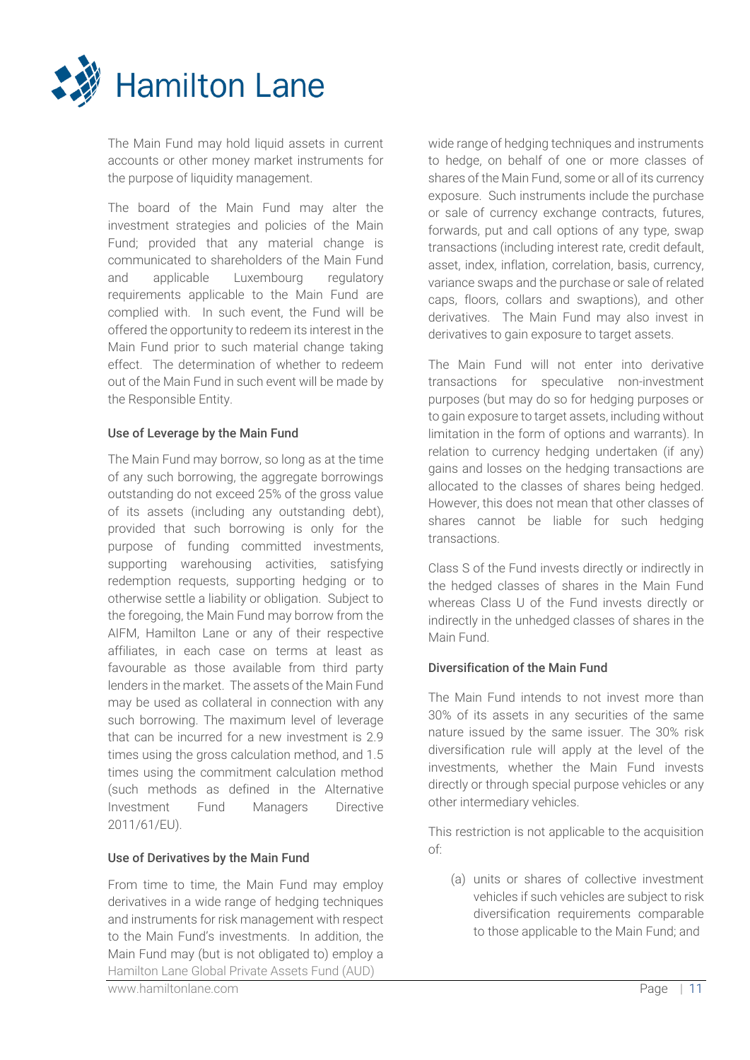The Main Fund may hold liquid assets in current accounts or other money market instruments for the purpose of liquidity management.

The board of the Main Fund may alter the investment strategies and policies of the Main Fund; provided that any material change is communicated to shareholders of the Main Fund and applicable Luxembourg regulatory requirements applicable to the Main Fund are complied with. In such event, the Fund will be offered the opportunity to redeem its interest in the Main Fund prior to such material change taking effect. The determination of whether to redeem out of the Main Fund in such event will be made by the Responsible Entity.

**Use of Leverage by the Main Fund**

The Main Fund may borrow, so long as at the time of any such borrowing, the aggregate borrowings outstanding do not exceed 25% of the gross value of its assets (including any outstanding debt), provided that such borrowing is only for the purpose of funding committed investments, supporting warehousing activities, satisfying redemption requests, supporting hedging or to otherwise settle a liability or obligation. Subject to the foregoing, the Main Fund may borrow from the AIFM, Hamilton Lane or any of their respective affiliates, in each case on terms at least as favourable as those available from third party lenders in the market. The assets of the Main Fund may be used as collateral in connection with any such borrowing. The maximum level of leverage that can be incurred for a new investment is 2.9 times using the gross calculation method, and 1.5 times using the commitment calculation method (such methods as defined in the Alternative Investment Fund Managers Directive 2011/61/EU).

**Use of Derivatives by the Main Fund**

From time to time, the Main Fund may employ derivatives in a wide range of hedging techniques and instruments for risk management with respect to the Main Fund's investments. In addition, the Main Fund may (but is not obligated to) employ a wide range of hedging techniques and instruments to hedge, on behalf of one or more classes of shares of the Main Fund, some or all of its currency exposure. Such instruments include the purchase or sale of currency exchange contracts, futures, forwards, put and call options of any type, swap transactions (including interest rate, credit default, asset, index, inflation, correlation, basis, currency, variance swaps and the purchase or sale of related caps, floors, collars and swaptions), and other derivatives. The Main Fund may also invest in derivatives to gain exposure to target assets.

The Main Fund will not enter into derivative transactions for speculative non-investment purposes (but may do so for hedging purposes or to gain exposure to target assets, including without limitation in the form of options and warrants). In relation to currency hedging undertaken (if any) gains and losses on the hedging transactions are allocated to the classes of shares being hedged. However, this does not mean that other classes of shares cannot be liable for such hedging transactions.

Class S of the Fund invests directly or indirectly in the hedged classes of shares in the Main Fund whereas Class U of the Fund invests directly or indirectly in the unhedged classes of shares in the Main Fund.

**Diversification of the Main Fund**

The Main Fund intends to not invest more than 30% of its assets in any securities of the same nature issued by the same issuer. The 30% risk diversification rule will apply at the level of the investments, whether the Main Fund invests directly or through special purpose vehicles or any other intermediary vehicles.

This restriction is not applicable to the acquisition of:

(a) units or shares of collective investment vehicles if such vehicles are subject to risk diversification requirements comparable to those applicable to the Main Fund; and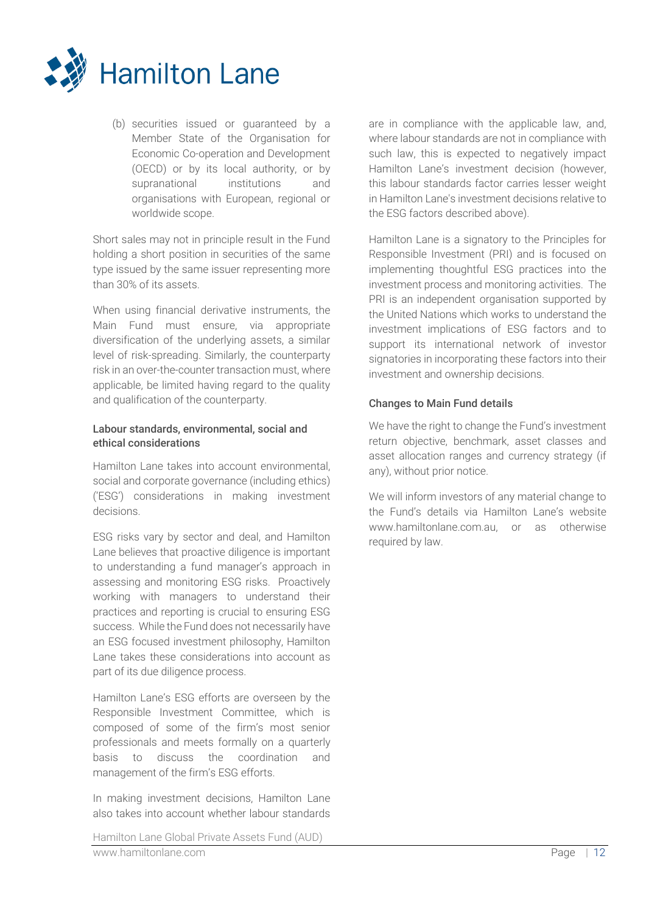(b) securities issued or guaranteed by a Member State of the Organisation for Economic Co-operation and Development (OECD) or by its local authority, or by supranational institutions and organisations with European, regional or worldwide scope.

Short sales may not in principle result in the Fund holding a short position in securities of the same type issued by the same issuer representing more than 30% of its assets.

When using financial derivative instruments, the Main Fund must ensure, via appropriate diversification of the underlying assets, a similar level of risk-spreading. Similarly, the counterparty risk in an over-the-counter transaction must, where applicable, be limited having regard to the quality and qualification of the counterparty.

### Labour standards, environmental, social and ethical considerations

Hamilton Lane takes into account environmental, social and corporate governance (including ethics) ('ESG') considerations in making investment decisions.

ESG risks vary by sector and deal, and Hamilton Lane believes that proactive diligence is important to understanding a fund manager's approach in assessing and monitoring ESG risks. Proactively working with managers to understand their practices and reporting is crucial to ensuring ESG success. While the Fund does not necessarily have an ESG focused investment philosophy, Hamilton Lane takes these considerations into account as part of its due diligence process.

Hamilton Lane's ESG efforts are overseen by the Responsible Investment Committee, which is composed of some of the firm's most senior professionals and meets formally on a quarterly basis to discuss the coordination and management of the firm's ESG efforts.

In making investment decisions, Hamilton Lane also takes into account whether labour standards are in compliance with the applicable law, and, where labour standards are not in compliance with such law, this is expected to negatively impact Hamilton Lane's investment decision (however, this labour standards factor carries lesser weight in Hamilton Lane's investment decisions relative to the ESG factors described above).

Hamilton Lane is a signatory to the Principles for Responsible Investment (PRI) and is focused on implementing thoughtful ESG practices into the investment process and monitoring activities. The PRI is an independent organisation supported by the United Nations which works to understand the investment implications of ESG factors and to support its international network of investor signatories in incorporating these factors into their investment and ownership decisions.

### Changes to Main Fund details

We have the right to change the Fund's investment return objective, benchmark, asset classes and asset allocation ranges and currency strategy (if any), without prior notice.

We will inform investors of any material change to the Fund's details via Hamilton Lane's website www.hamiltonlane.com.au, or as otherwise required by law.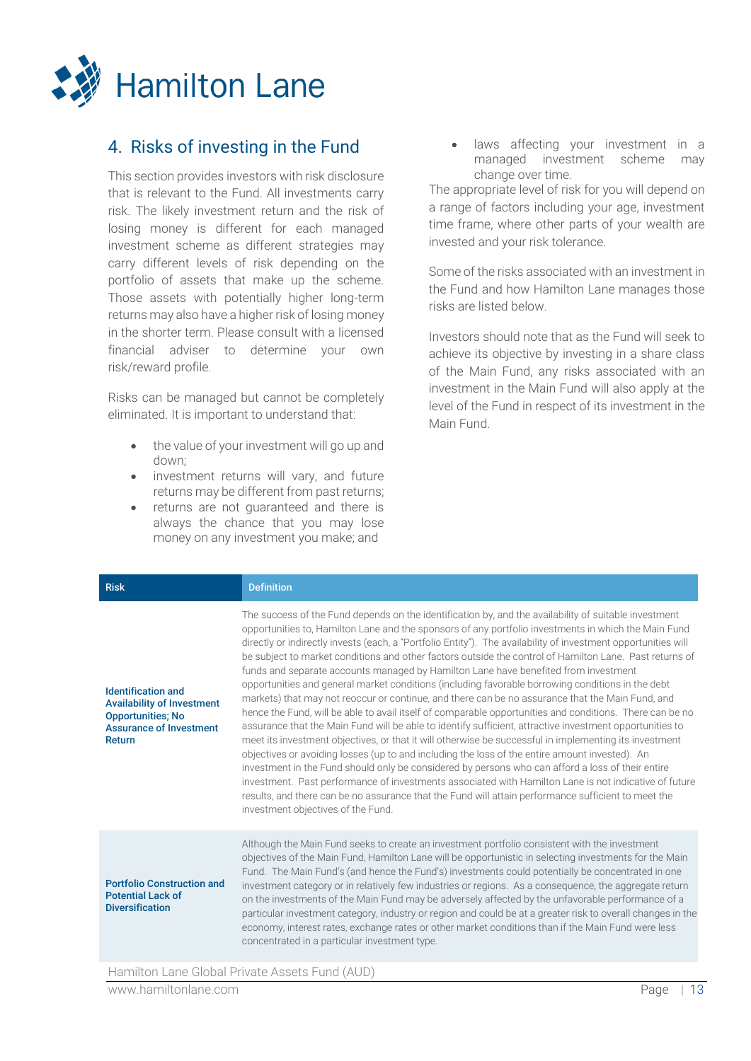## 4. Risks of investing in the Fund

This section provides investors with risk disclosure that is relevant to the Fund. All investments carry risk. The likely investment return and the risk of losing money is different for each managed investment scheme as different strategies may carry different levels of risk depending on the portfolio of assets that make up the scheme. Those assets with potentially higher long-term returns may also have a higher risk of losing money in the shorter term. Please consult with a licensed financial adviser to determine your own risk/reward profile.

Risks can be managed but cannot be completely eliminated. It is important to understand that:

- the value of your investment will go up and down;
- investment returns will vary, and future returns may be different from past returns;
- returns are not guaranteed and there is always the chance that you may lose money on any investment you make; and
- laws affecting your investment in a managed investment scheme may change over time.

The appropriate level of risk for you will depend on a range of factors including your age, investment time frame, where other parts of your wealth are invested and your risk tolerance.

Some of the risks associated with an investment in the Fund and how Hamilton Lane manages those risks are listed below.

Investors should note that as the Fund will seek to achieve its objective by investing in a share class of the Main Fund, any risks associated with an investment in the Main Fund will also apply at the level of the Fund in respect of its investment in the Main Fund.

| Risk | Definition |
|---|---|
| **Identification and Availability of Investment Opportunities; No Assurance of Investment Return** | The success of the Fund depends on the identification by, and the availability of suitable investment opportunities to, Hamilton Lane and the sponsors of any portfolio investments in which the Main Fund directly or indirectly invests (each, a "Portfolio Entity"). The availability of investment opportunities will be subject to market conditions and other factors outside the control of Hamilton Lane. Past returns of funds and separate accounts managed by Hamilton Lane have benefited from investment opportunities and general market conditions (including favorable borrowing conditions in the debt markets) that may not reoccur or continue, and there can be no assurance that the Main Fund, and hence the Fund, will be able to avail itself of comparable opportunities and conditions. There can be no assurance that the Main Fund will be able to identify sufficient, attractive investment opportunities to meet its investment objectives, or that it will otherwise be successful in implementing its investment objectives or avoiding losses (up to and including the loss of the entire amount invested). An investment in the Fund should only be considered by persons who can afford a loss of their entire investment. Past performance of investments associated with Hamilton Lane is not indicative of future results, and there can be no assurance that the Fund will attain performance sufficient to meet the investment objectives of the Fund. |
| **Portfolio Construction and Potential Lack of Diversification** | Although the Main Fund seeks to create an investment portfolio consistent with the investment objectives of the Main Fund, Hamilton Lane will be opportunistic in selecting investments for the Main Fund. The Main Fund's (and hence the Fund's) investments could potentially be concentrated in one investment category or in relatively few industries or regions. As a consequence, the aggregate return on the investments of the Main Fund may be adversely affected by the unfavorable performance of a particular investment category, industry or region and could be at a greater risk to overall changes in the economy, interest rates, exchange rates or other market conditions than if the Main Fund were less concentrated in a particular investment type. |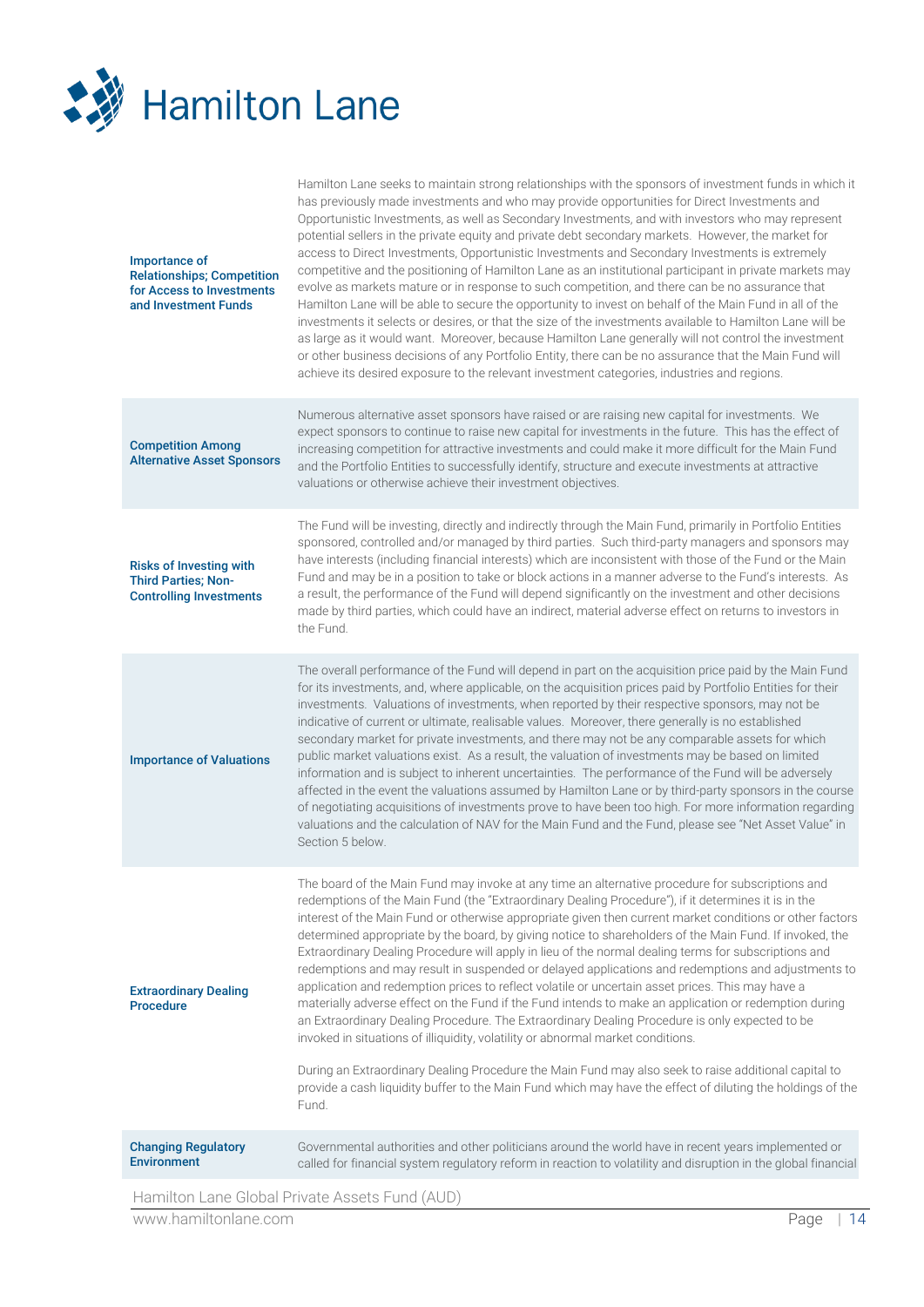| | |
|---|---|
| **Importance of Relationships; Competition for Access to Investments and Investment Funds** | Hamilton Lane seeks to maintain strong relationships with the sponsors of investment funds in which it has previously made investments and who may provide opportunities for Direct Investments and Opportunistic Investments, as well as Secondary Investments, and with investors who may represent potential sellers in the private equity and private debt secondary markets. However, the market for access to Direct Investments, Opportunistic Investments and Secondary Investments is extremely competitive and the positioning of Hamilton Lane as an institutional participant in private markets may evolve as markets mature or in response to such competition, and there can be no assurance that Hamilton Lane will be able to secure the opportunity to invest on behalf of the Main Fund in all of the investments it selects or desires, or that the size of the investments available to Hamilton Lane will be as large as it would want. Moreover, because Hamilton Lane generally will not control the investment or other business decisions of any Portfolio Entity, there can be no assurance that the Main Fund will achieve its desired exposure to the relevant investment categories, industries and regions. |
| **Competition Among Alternative Asset Sponsors** | Numerous alternative asset sponsors have raised or are raising new capital for investments. We expect sponsors to continue to raise new capital for investments in the future. This has the effect of increasing competition for attractive investments and could make it more difficult for the Main Fund and the Portfolio Entities to successfully identify, structure and execute investments at attractive valuations or otherwise achieve their investment objectives. |
| **Risks of Investing with Third Parties; Non-Controlling Investments** | The Fund will be investing, directly and indirectly through the Main Fund, primarily in Portfolio Entities sponsored, controlled and/or managed by third parties. Such third-party managers and sponsors may have interests (including financial interests) which are inconsistent with those of the Fund or the Main Fund and may be in a position to take or block actions in a manner adverse to the Fund's interests. As a result, the performance of the Fund will depend significantly on the investment and other decisions made by third parties, which could have an indirect, material adverse effect on returns to investors in the Fund. |
| **Importance of Valuations** | The overall performance of the Fund will depend in part on the acquisition price paid by the Main Fund for its investments, and, where applicable, on the acquisition prices paid by Portfolio Entities for their investments. Valuations of investments, when reported by their respective sponsors, may not be indicative of current or ultimate, realisable values. Moreover, there generally is no established secondary market for private investments, and there may not be any comparable assets for which public market valuations exist. As a result, the valuation of investments may be based on limited information and is subject to inherent uncertainties. The performance of the Fund will be adversely affected in the event the valuations assumed by Hamilton Lane or by third-party sponsors in the course of negotiating acquisitions of investments prove to have been too high. For more information regarding valuations and the calculation of NAV for the Main Fund and the Fund, please see "Net Asset Value" in Section 5 below. |
| **Extraordinary Dealing Procedure** | The board of the Main Fund may invoke at any time an alternative procedure for subscriptions and redemptions of the Main Fund (the "Extraordinary Dealing Procedure"), if it determines it is in the interest of the Main Fund or otherwise appropriate given then current market conditions or other factors determined appropriate by the board, by giving notice to shareholders of the Main Fund. If invoked, the Extraordinary Dealing Procedure will apply in lieu of the normal dealing terms for subscriptions and redemptions and may result in suspended or delayed applications and redemptions and adjustments to application and redemption prices to reflect volatile or uncertain asset prices. This may have a materially adverse effect on the Fund if the Fund intends to make an application or redemption during an Extraordinary Dealing Procedure. The Extraordinary Dealing Procedure is only expected to be invoked in situations of illiquidity, volatility or abnormal market conditions.<br><br>During an Extraordinary Dealing Procedure the Main Fund may also seek to raise additional capital to provide a cash liquidity buffer to the Main Fund which may have the effect of diluting the holdings of the Fund. |
| **Changing Regulatory Environment** | Governmental authorities and other politicians around the world have in recent years implemented or called for financial system regulatory reform in reaction to volatility and disruption in the global financial |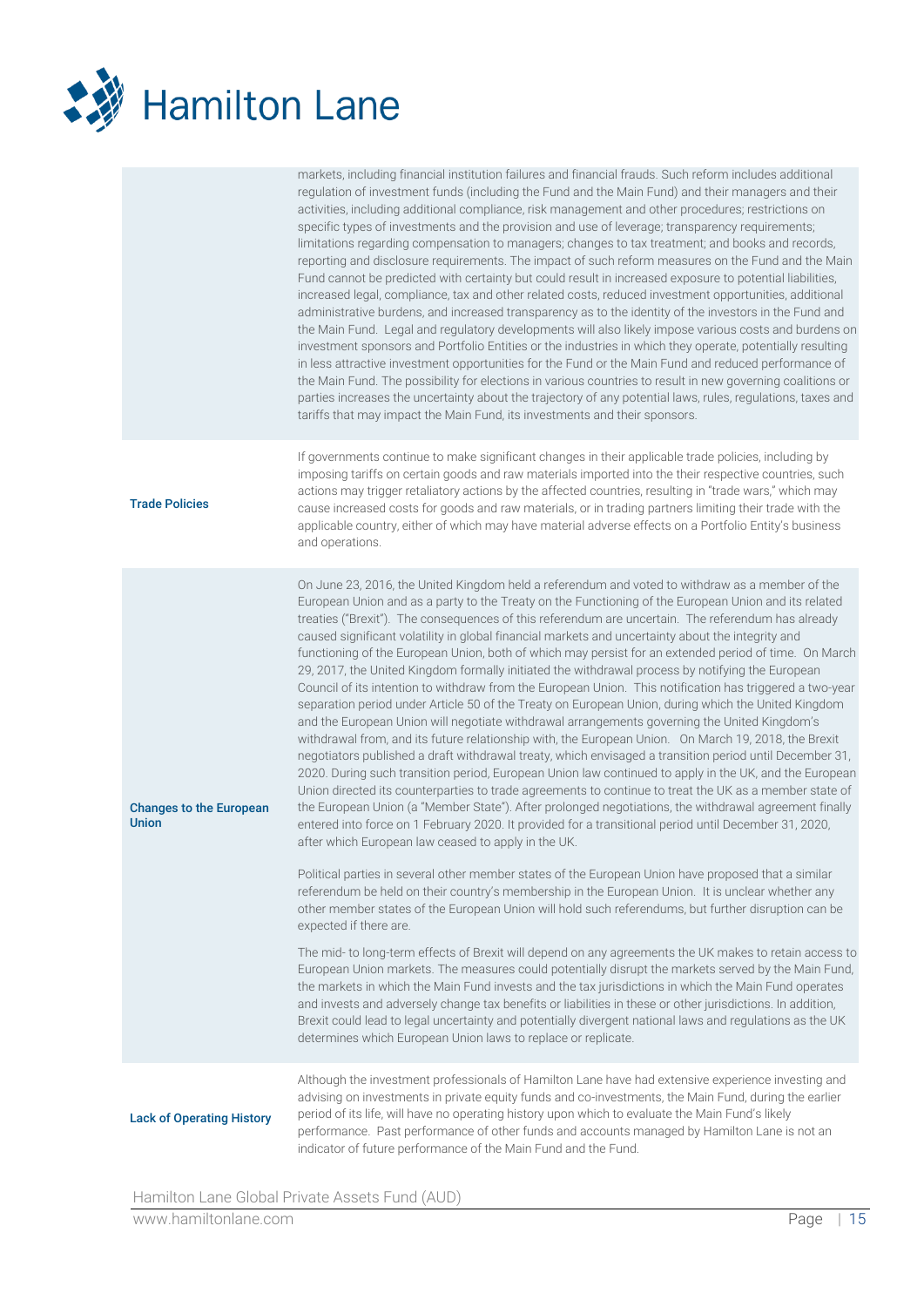| | |
|---|---|
| | markets, including financial institution failures and financial frauds. Such reform includes additional regulation of investment funds (including the Fund and the Main Fund) and their managers and their activities, including additional compliance, risk management and other procedures; restrictions on specific types of investments and the provision and use of leverage; transparency requirements; limitations regarding compensation to managers; changes to tax treatment; and books and records, reporting and disclosure requirements. The impact of such reform measures on the Fund and the Main Fund cannot be predicted with certainty but could result in increased exposure to potential liabilities, increased legal, compliance, tax and other related costs, reduced investment opportunities, additional administrative burdens, and increased transparency as to the identity of the investors in the Fund and the Main Fund. Legal and regulatory developments will also likely impose various costs and burdens on investment sponsors and Portfolio Entities or the industries in which they operate, potentially resulting in less attractive investment opportunities for the Fund or the Main Fund and reduced performance of the Main Fund. The possibility for elections in various countries to result in new governing coalitions or parties increases the uncertainty about the trajectory of any potential laws, rules, regulations, taxes and tariffs that may impact the Main Fund, its investments and their sponsors. |
| **Trade Policies** | If governments continue to make significant changes in their applicable trade policies, including by imposing tariffs on certain goods and raw materials imported into the their respective countries, such actions may trigger retaliatory actions by the affected countries, resulting in "trade wars," which may cause increased costs for goods and raw materials, or in trading partners limiting their trade with the applicable country, either of which may have material adverse effects on a Portfolio Entity's business and operations. |
| **Changes to the European Union** | On June 23, 2016, the United Kingdom held a referendum and voted to withdraw as a member of the European Union and as a party to the Treaty on the Functioning of the European Union and its related treaties ("Brexit"). The consequences of this referendum are uncertain. The referendum has already caused significant volatility in global financial markets and uncertainty about the integrity and functioning of the European Union, both of which may persist for an extended period of time. On March 29, 2017, the United Kingdom formally initiated the withdrawal process by notifying the European Council of its intention to withdraw from the European Union. This notification has triggered a two-year separation period under Article 50 of the Treaty on European Union, during which the United Kingdom and the European Union will negotiate withdrawal arrangements governing the United Kingdom's withdrawal from, and its future relationship with, the European Union. On March 19, 2018, the Brexit negotiators published a draft withdrawal treaty, which envisaged a transition period until December 31, 2020. During such transition period, European Union law continued to apply in the UK, and the European Union directed its counterparties to trade agreements to continue to treat the UK as a member state of the European Union (a "Member State"). After prolonged negotiations, the withdrawal agreement finally entered into force on 1 February 2020. It provided for a transitional period until December 31, 2020, after which European law ceased to apply in the UK.<br><br>Political parties in several other member states of the European Union have proposed that a similar referendum be held on their country's membership in the European Union. It is unclear whether any other member states of the European Union will hold such referendums, but further disruption can be expected if there are.<br><br>The mid- to long-term effects of Brexit will depend on any agreements the UK makes to retain access to European Union markets. The measures could potentially disrupt the markets served by the Main Fund, the markets in which the Main Fund invests and the tax jurisdictions in which the Main Fund operates and invests and adversely change tax benefits or liabilities in these or other jurisdictions. In addition, Brexit could lead to legal uncertainty and potentially divergent national laws and regulations as the UK determines which European Union laws to replace or replicate. |
| **Lack of Operating History** | Although the investment professionals of Hamilton Lane have had extensive experience investing and advising on investments in private equity funds and co-investments, the Main Fund, during the earlier period of its life, will have no operating history upon which to evaluate the Main Fund's likely performance. Past performance of other funds and accounts managed by Hamilton Lane is not an indicator of future performance of the Main Fund and the Fund. |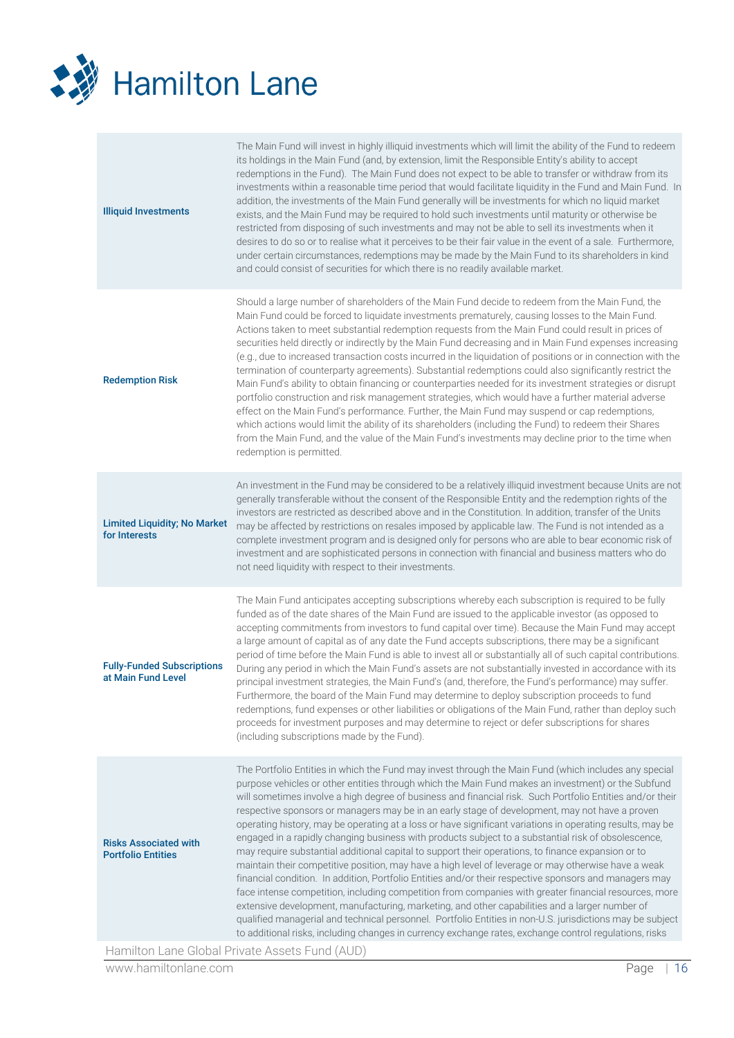| | |
|---|---|
| **Illiquid Investments** | The Main Fund will invest in highly illiquid investments which will limit the ability of the Fund to redeem its holdings in the Main Fund (and, by extension, limit the Responsible Entity's ability to accept redemptions in the Fund). The Main Fund does not expect to be able to transfer or withdraw from its investments within a reasonable time period that would facilitate liquidity in the Fund and Main Fund. In addition, the investments of the Main Fund generally will be investments for which no liquid market exists, and the Main Fund may be required to hold such investments until maturity or otherwise be restricted from disposing of such investments and may not be able to sell its investments when it desires to do so or to realise what it perceives to be their fair value in the event of a sale. Furthermore, under certain circumstances, redemptions may be made by the Main Fund to its shareholders in kind and could consist of securities for which there is no readily available market. |
| **Redemption Risk** | Should a large number of shareholders of the Main Fund decide to redeem from the Main Fund, the Main Fund could be forced to liquidate investments prematurely, causing losses to the Main Fund. Actions taken to meet substantial redemption requests from the Main Fund could result in prices of securities held directly or indirectly by the Main Fund decreasing and in Main Fund expenses increasing (e.g., due to increased transaction costs incurred in the liquidation of positions or in connection with the termination of counterparty agreements). Substantial redemptions could also significantly restrict the Main Fund's ability to obtain financing or counterparties needed for its investment strategies or disrupt portfolio construction and risk management strategies, which would have a further material adverse effect on the Main Fund's performance. Further, the Main Fund may suspend or cap redemptions, which actions would limit the ability of its shareholders (including the Fund) to redeem their Shares from the Main Fund, and the value of the Main Fund's investments may decline prior to the time when redemption is permitted. |
| **Limited Liquidity; No Market for Interests** | An investment in the Fund may be considered to be a relatively illiquid investment because Units are not generally transferable without the consent of the Responsible Entity and the redemption rights of the investors are restricted as described above and in the Constitution. In addition, transfer of the Units may be affected by restrictions on resales imposed by applicable law. The Fund is not intended as a complete investment program and is designed only for persons who are able to bear economic risk of investment and are sophisticated persons in connection with financial and business matters who do not need liquidity with respect to their investments. |
| **Fully-Funded Subscriptions at Main Fund Level** | The Main Fund anticipates accepting subscriptions whereby each subscription is required to be fully funded as of the date shares of the Main Fund are issued to the applicable investor (as opposed to accepting commitments from investors to fund capital over time). Because the Main Fund may accept a large amount of capital as of any date the Fund accepts subscriptions, there may be a significant period of time before the Main Fund is able to invest all or substantially all of such capital contributions. During any period in which the Main Fund's assets are not substantially invested in accordance with its principal investment strategies, the Main Fund's (and, therefore, the Fund's performance) may suffer. Furthermore, the board of the Main Fund may determine to deploy subscription proceeds to fund redemptions, fund expenses or other liabilities or obligations of the Main Fund, rather than deploy such proceeds for investment purposes and may determine to reject or defer subscriptions for shares (including subscriptions made by the Fund). |
| **Risks Associated with Portfolio Entities** | The Portfolio Entities in which the Fund may invest through the Main Fund (which includes any special purpose vehicles or other entities through which the Main Fund makes an investment) or the Subfund will sometimes involve a high degree of business and financial risk. Such Portfolio Entities and/or their respective sponsors or managers may be in an early stage of development, may not have a proven operating history, may be operating at a loss or have significant variations in operating results, may be engaged in a rapidly changing business with products subject to a substantial risk of obsolescence, may require substantial additional capital to support their operations, to finance expansion or to maintain their competitive position, may have a high level of leverage or may otherwise have a weak financial condition. In addition, Portfolio Entities and/or their respective sponsors and managers may face intense competition, including competition from companies with greater financial resources, more extensive development, manufacturing, marketing, and other capabilities and a larger number of qualified managerial and technical personnel. Portfolio Entities in non-U.S. jurisdictions may be subject to additional risks, including changes in currency exchange rates, exchange control regulations, risks |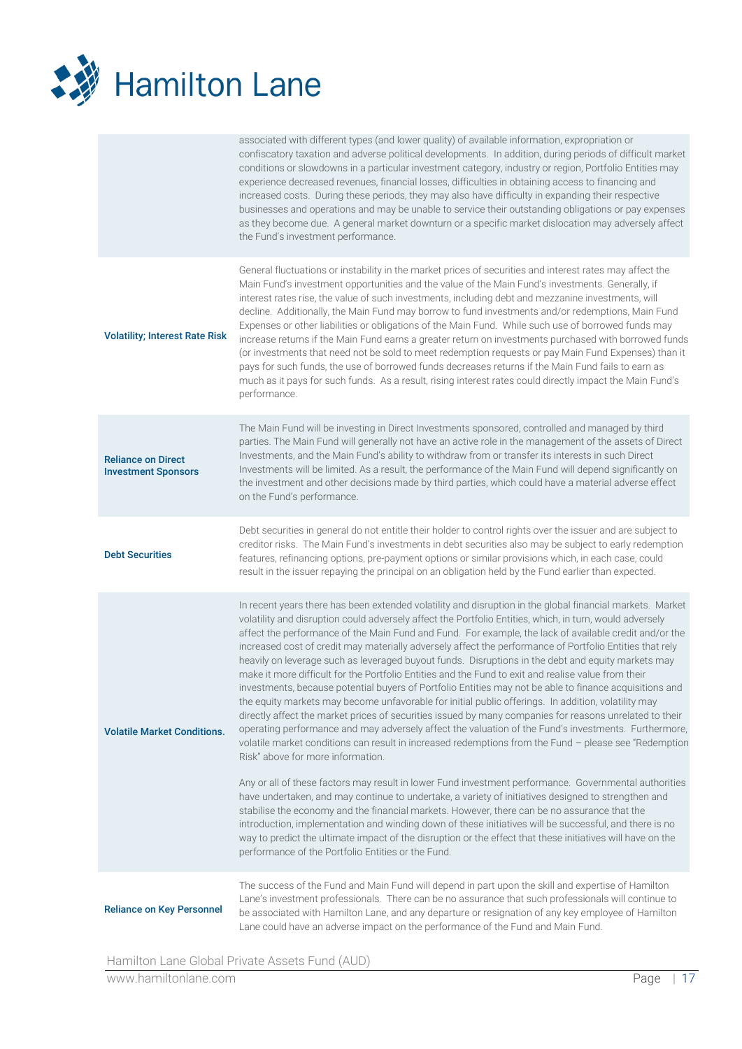| | |
|---|---|
| | associated with different types (and lower quality) of available information, expropriation or confiscatory taxation and adverse political developments. In addition, during periods of difficult market conditions or slowdowns in a particular investment category, industry or region, Portfolio Entities may experience decreased revenues, financial losses, difficulties in obtaining access to financing and increased costs. During these periods, they may also have difficulty in expanding their respective businesses and operations and may be unable to service their outstanding obligations or pay expenses as they become due. A general market downturn or a specific market dislocation may adversely affect the Fund's investment performance. |
| **Volatility; Interest Rate Risk** | General fluctuations or instability in the market prices of securities and interest rates may affect the Main Fund's investment opportunities and the value of the Main Fund's investments. Generally, if interest rates rise, the value of such investments, including debt and mezzanine investments, will decline. Additionally, the Main Fund may borrow to fund investments and/or redemptions, Main Fund Expenses or other liabilities or obligations of the Main Fund. While such use of borrowed funds may increase returns if the Main Fund earns a greater return on investments purchased with borrowed funds (or investments that need not be sold to meet redemption requests or pay Main Fund Expenses) than it pays for such funds, the use of borrowed funds decreases returns if the Main Fund fails to earn as much as it pays for such funds. As a result, rising interest rates could directly impact the Main Fund's performance. |
| **Reliance on Direct Investment Sponsors** | The Main Fund will be investing in Direct Investments sponsored, controlled and managed by third parties. The Main Fund will generally not have an active role in the management of the assets of Direct Investments, and the Main Fund's ability to withdraw from or transfer its interests in such Direct Investments will be limited. As a result, the performance of the Main Fund will depend significantly on the investment and other decisions made by third parties, which could have a material adverse effect on the Fund's performance. |
| **Debt Securities** | Debt securities in general do not entitle their holder to control rights over the issuer and are subject to creditor risks. The Main Fund's investments in debt securities also may be subject to early redemption features, refinancing options, pre-payment options or similar provisions which, in each case, could result in the issuer repaying the principal on an obligation held by the Fund earlier than expected. |
| **Volatile Market Conditions.** | In recent years there has been extended volatility and disruption in the global financial markets. Market volatility and disruption could adversely affect the Portfolio Entities, which, in turn, would adversely affect the performance of the Main Fund and Fund. For example, the lack of available credit and/or the increased cost of credit may materially adversely affect the performance of Portfolio Entities that rely heavily on leverage such as leveraged buyout funds. Disruptions in the debt and equity markets may make it more difficult for the Portfolio Entities and the Fund to exit and realise value from their investments, because potential buyers of Portfolio Entities may not be able to finance acquisitions and the equity markets may become unfavorable for initial public offerings. In addition, volatility may directly affect the market prices of securities issued by many companies for reasons unrelated to their operating performance and may adversely affect the valuation of the Fund's investments. Furthermore, volatile market conditions can result in increased redemptions from the Fund – please see "Redemption Risk" above for more information.<br><br>Any or all of these factors may result in lower Fund investment performance. Governmental authorities have undertaken, and may continue to undertake, a variety of initiatives designed to strengthen and stabilise the economy and the financial markets. However, there can be no assurance that the introduction, implementation and winding down of these initiatives will be successful, and there is no way to predict the ultimate impact of the disruption or the effect that these initiatives will have on the performance of the Portfolio Entities or the Fund. |
| **Reliance on Key Personnel** | The success of the Fund and Main Fund will depend in part upon the skill and expertise of Hamilton Lane's investment professionals. There can be no assurance that such professionals will continue to be associated with Hamilton Lane, and any departure or resignation of any key employee of Hamilton Lane could have an adverse impact on the performance of the Fund and Main Fund. |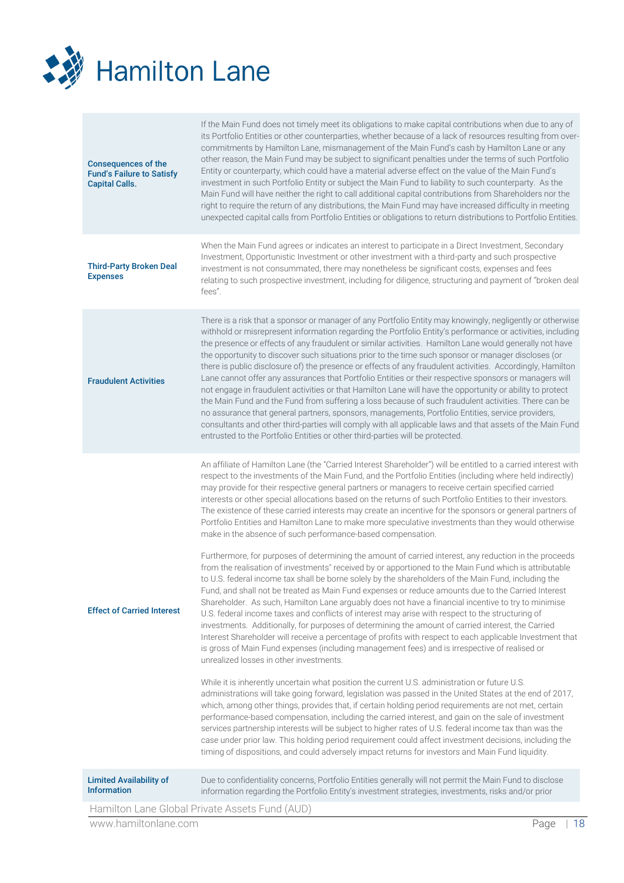| | |
|---|---|
| **Consequences of the Fund's Failure to Satisfy Capital Calls.** | If the Main Fund does not timely meet its obligations to make capital contributions when due to any of its Portfolio Entities or other counterparties, whether because of a lack of resources resulting from over-commitments by Hamilton Lane, mismanagement of the Main Fund's cash by Hamilton Lane or any other reason, the Main Fund may be subject to significant penalties under the terms of such Portfolio Entity or counterparty, which could have a material adverse effect on the value of the Main Fund's investment in such Portfolio Entity or subject the Main Fund to liability to such counterparty. As the Main Fund will have neither the right to call additional capital contributions from Shareholders nor the right to require the return of any distributions, the Main Fund may have increased difficulty in meeting unexpected capital calls from Portfolio Entities or obligations to return distributions to Portfolio Entities. |
| **Third-Party Broken Deal Expenses** | When the Main Fund agrees or indicates an interest to participate in a Direct Investment, Secondary Investment, Opportunistic Investment or other investment with a third-party and such prospective investment is not consummated, there may nonetheless be significant costs, expenses and fees relating to such prospective investment, including for diligence, structuring and payment of "broken deal fees". |
| **Fraudulent Activities** | There is a risk that a sponsor or manager of any Portfolio Entity may knowingly, negligently or otherwise withhold or misrepresent information regarding the Portfolio Entity's performance or activities, including the presence or effects of any fraudulent or similar activities. Hamilton Lane would generally not have the opportunity to discover such situations prior to the time such sponsor or manager discloses (or there is public disclosure of) the presence or effects of any fraudulent activities. Accordingly, Hamilton Lane cannot offer any assurances that Portfolio Entities or their respective sponsors or managers will not engage in fraudulent activities or that Hamilton Lane will have the opportunity or ability to protect the Main Fund and the Fund from suffering a loss because of such fraudulent activities. There can be no assurance that general partners, sponsors, managements, Portfolio Entities, service providers, consultants and other third-parties will comply with all applicable laws and that assets of the Main Fund entrusted to the Portfolio Entities or other third-parties will be protected. |
| **Effect of Carried Interest** | An affiliate of Hamilton Lane (the "Carried Interest Shareholder") will be entitled to a carried interest with respect to the investments of the Main Fund, and the Portfolio Entities (including where held indirectly) may provide for their respective general partners or managers to receive certain specified carried interests or other special allocations based on the returns of such Portfolio Entities to their investors. The existence of these carried interests may create an incentive for the sponsors or general partners of Portfolio Entities and Hamilton Lane to make more speculative investments than they would otherwise make in the absence of such performance-based compensation.<br><br>Furthermore, for purposes of determining the amount of carried interest, any reduction in the proceeds from the realisation of investments" received by or apportioned to the Main Fund which is attributable to U.S. federal income tax shall be borne solely by the shareholders of the Main Fund, including the Fund, and shall not be treated as Main Fund expenses or reduce amounts due to the Carried Interest Shareholder. As such, Hamilton Lane arguably does not have a financial incentive to try to minimise U.S. federal income taxes and conflicts of interest may arise with respect to the structuring of investments. Additionally, for purposes of determining the amount of carried interest, the Carried Interest Shareholder will receive a percentage of profits with respect to each applicable Investment that is gross of Main Fund expenses (including management fees) and is irrespective of realised or unrealized losses in other investments.<br><br>While it is inherently uncertain what position the current U.S. administration or future U.S. administrations will take going forward, legislation was passed in the United States at the end of 2017, which, among other things, provides that, if certain holding period requirements are not met, certain performance-based compensation, including the carried interest, and gain on the sale of investment services partnership interests will be subject to higher rates of U.S. federal income tax than was the case under prior law. This holding period requirement could affect investment decisions, including the timing of dispositions, and could adversely impact returns for investors and Main Fund liquidity. |
| **Limited Availability of Information** | Due to confidentiality concerns, Portfolio Entities generally will not permit the Main Fund to disclose information regarding the Portfolio Entity's investment strategies, investments, risks and/or prior |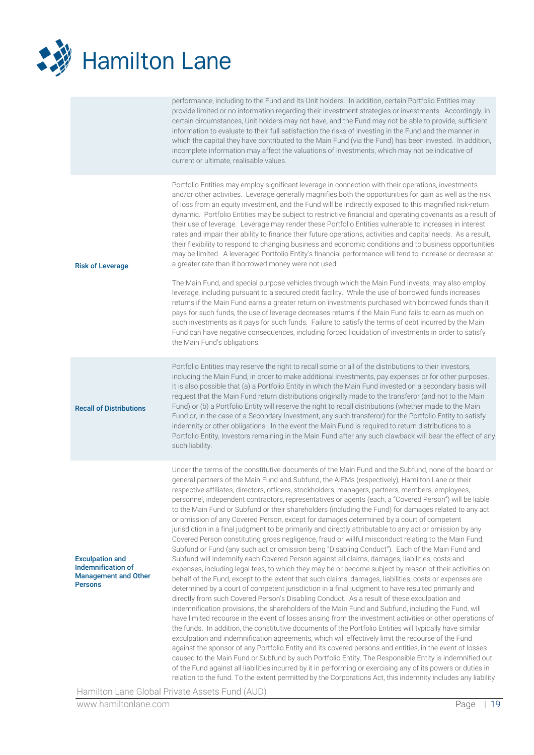| | |
|---|---|
| | performance, including to the Fund and its Unit holders. In addition, certain Portfolio Entities may provide limited or no information regarding their investment strategies or investments. Accordingly, in certain circumstances, Unit holders may not have, and the Fund may not be able to provide, sufficient information to evaluate to their full satisfaction the risks of investing in the Fund and the manner in which the capital they have contributed to the Main Fund (via the Fund) has been invested. In addition, incomplete information may affect the valuations of investments, which may not be indicative of current or ultimate, realisable values. |
| **Risk of Leverage** | Portfolio Entities may employ significant leverage in connection with their operations, investments and/or other activities. Leverage generally magnifies both the opportunities for gain as well as the risk of loss from an equity investment, and the Fund will be indirectly exposed to this magnified risk-return dynamic. Portfolio Entities may be subject to restrictive financial and operating covenants as a result of their use of leverage. Leverage may render these Portfolio Entities vulnerable to increases in interest rates and impair their ability to finance their future operations, activities and capital needs. As a result, their flexibility to respond to changing business and economic conditions and to business opportunities may be limited. A leveraged Portfolio Entity's financial performance will tend to increase or decrease at a greater rate than if borrowed money were not used.<br><br>The Main Fund, and special purpose vehicles through which the Main Fund invests, may also employ leverage, including pursuant to a secured credit facility. While the use of borrowed funds increases returns if the Main Fund earns a greater return on investments purchased with borrowed funds than it pays for such funds, the use of leverage decreases returns if the Main Fund fails to earn as much on such investments as it pays for such funds. Failure to satisfy the terms of debt incurred by the Main Fund can have negative consequences, including forced liquidation of investments in order to satisfy the Main Fund's obligations. |
| **Recall of Distributions** | Portfolio Entities may reserve the right to recall some or all of the distributions to their investors, including the Main Fund, in order to make additional investments, pay expenses or for other purposes. It is also possible that (a) a Portfolio Entity in which the Main Fund invested on a secondary basis will request that the Main Fund return distributions originally made to the transferor (and not to the Main Fund) or (b) a Portfolio Entity will reserve the right to recall distributions (whether made to the Main Fund or, in the case of a Secondary Investment, any such transferor) for the Portfolio Entity to satisfy indemnity or other obligations. In the event the Main Fund is required to return distributions to a Portfolio Entity, Investors remaining in the Main Fund after any such clawback will bear the effect of any such liability. |
| **Exculpation and Indemnification of Management and Other Persons** | Under the terms of the constitutive documents of the Main Fund and the Subfund, none of the board or general partners of the Main Fund and Subfund, the AIFMs (respectively), Hamilton Lane or their respective affiliates, directors, officers, stockholders, managers, partners, members, employees, personnel, independent contractors, representatives or agents (each, a "Covered Person") will be liable to the Main Fund or Subfund or their shareholders (including the Fund) for damages related to any act or omission of any Covered Person, except for damages determined by a court of competent jurisdiction in a final judgment to be primarily and directly attributable to any act or omission by any Covered Person constituting gross negligence, fraud or willful misconduct relating to the Main Fund, Subfund or Fund (any such act or omission being "Disabling Conduct"). Each of the Main Fund and Subfund will indemnify each Covered Person against all claims, damages, liabilities, costs and expenses, including legal fees, to which they may be or become subject by reason of their activities on behalf of the Fund, except to the extent that such claims, damages, liabilities, costs or expenses are determined by a court of competent jurisdiction in a final judgment to have resulted primarily and directly from such Covered Person's Disabling Conduct. As a result of these exculpation and indemnification provisions, the shareholders of the Main Fund and Subfund, including the Fund, will have limited recourse in the event of losses arising from the investment activities or other operations of the funds. In addition, the constitutive documents of the Portfolio Entities will typically have similar exculpation and indemnification agreements, which will effectively limit the recourse of the Fund against the sponsor of any Portfolio Entity and its covered persons and entities, in the event of losses caused to the Main Fund or Subfund by such Portfolio Entity. The Responsible Entity is indemnified out of the Fund against all liabilities incurred by it in performing or exercising any of its powers or duties in relation to the fund. To the extent permitted by the Corporations Act, this indemnity includes any liability |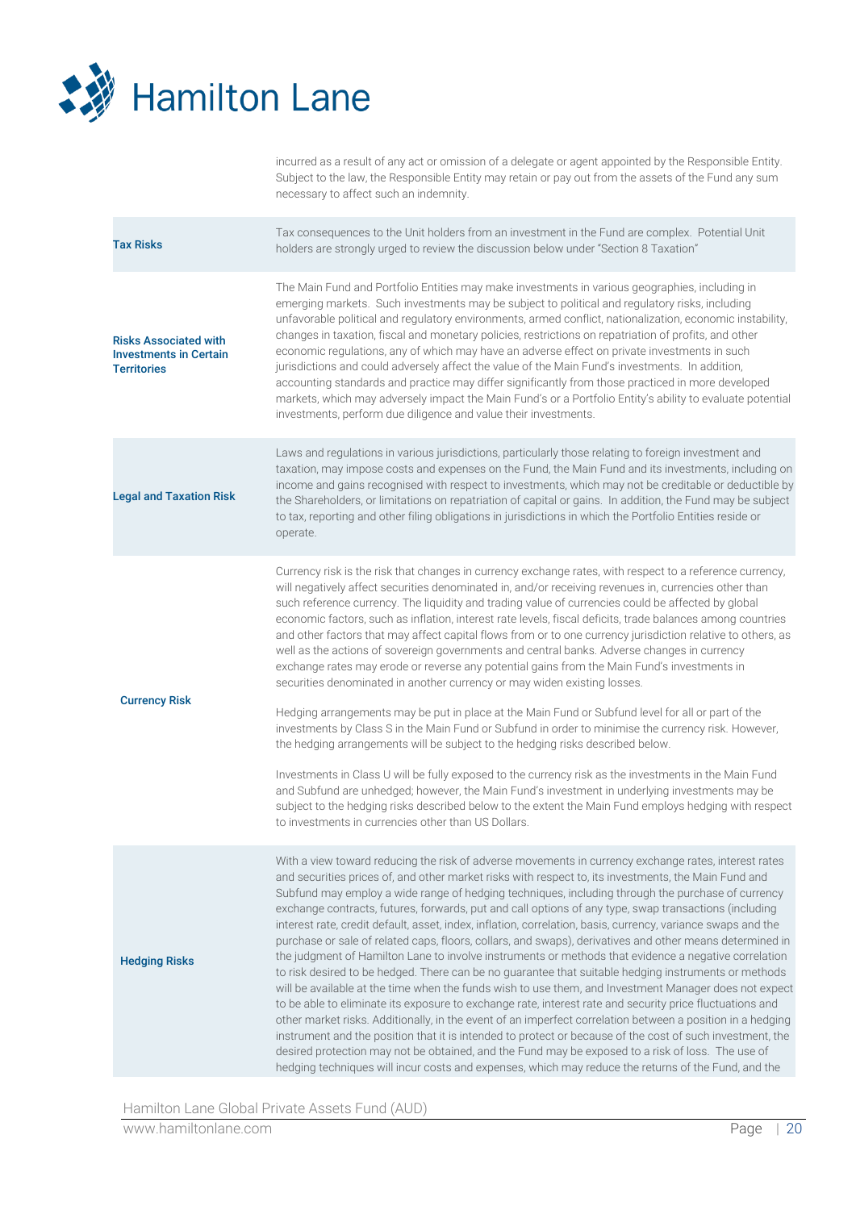| | |
|---|---|
| | incurred as a result of any act or omission of a delegate or agent appointed by the Responsible Entity. Subject to the law, the Responsible Entity may retain or pay out from the assets of the Fund any sum necessary to affect such an indemnity. |
| **Tax Risks** | Tax consequences to the Unit holders from an investment in the Fund are complex. Potential Unit holders are strongly urged to review the discussion below under "Section 8 Taxation" |
| **Risks Associated with Investments in Certain Territories** | The Main Fund and Portfolio Entities may make investments in various geographies, including in emerging markets. Such investments may be subject to political and regulatory risks, including unfavorable political and regulatory environments, armed conflict, nationalization, economic instability, changes in taxation, fiscal and monetary policies, restrictions on repatriation of profits, and other economic regulations, any of which may have an adverse effect on private investments in such jurisdictions and could adversely affect the value of the Main Fund's investments. In addition, accounting standards and practice may differ significantly from those practiced in more developed markets, which may adversely impact the Main Fund's or a Portfolio Entity's ability to evaluate potential investments, perform due diligence and value their investments. |
| **Legal and Taxation Risk** | Laws and regulations in various jurisdictions, particularly those relating to foreign investment and taxation, may impose costs and expenses on the Fund, the Main Fund and its investments, including on income and gains recognised with respect to investments, which may not be creditable or deductible by the Shareholders, or limitations on repatriation of capital or gains. In addition, the Fund may be subject to tax, reporting and other filing obligations in jurisdictions in which the Portfolio Entities reside or operate. |
| **Currency Risk** | Currency risk is the risk that changes in currency exchange rates, with respect to a reference currency, will negatively affect securities denominated in, and/or receiving revenues in, currencies other than such reference currency. The liquidity and trading value of currencies could be affected by global economic factors, such as inflation, interest rate levels, fiscal deficits, trade balances among countries and other factors that may affect capital flows from or to one currency jurisdiction relative to others, as well as the actions of sovereign governments and central banks. Adverse changes in currency exchange rates may erode or reverse any potential gains from the Main Fund's investments in securities denominated in another currency or may widen existing losses.<br><br>Hedging arrangements may be put in place at the Main Fund or Subfund level for all or part of the investments by Class S in the Main Fund or Subfund in order to minimise the currency risk. However, the hedging arrangements will be subject to the hedging risks described below.<br><br>Investments in Class U will be fully exposed to the currency risk as the investments in the Main Fund and Subfund are unhedged; however, the Main Fund's investment in underlying investments may be subject to the hedging risks described below to the extent the Main Fund employs hedging with respect to investments in currencies other than US Dollars. |
| **Hedging Risks** | With a view toward reducing the risk of adverse movements in currency exchange rates, interest rates and securities prices of, and other market risks with respect to, its investments, the Main Fund and Subfund may employ a wide range of hedging techniques, including through the purchase of currency exchange contracts, futures, forwards, put and call options of any type, swap transactions (including interest rate, credit default, asset, index, inflation, correlation, basis, currency, variance swaps and the purchase or sale of related caps, floors, collars, and swaps), derivatives and other means determined in the judgment of Hamilton Lane to involve instruments or methods that evidence a negative correlation to risk desired to be hedged. There can be no guarantee that suitable hedging instruments or methods will be available at the time when the funds wish to use them, and Investment Manager does not expect to be able to eliminate its exposure to exchange rate, interest rate and security price fluctuations and other market risks. Additionally, in the event of an imperfect correlation between a position in a hedging instrument and the position that it is intended to protect or because of the cost of such investment, the desired protection may not be obtained, and the Fund may be exposed to a risk of loss. The use of hedging techniques will incur costs and expenses, which may reduce the returns of the Fund, and the |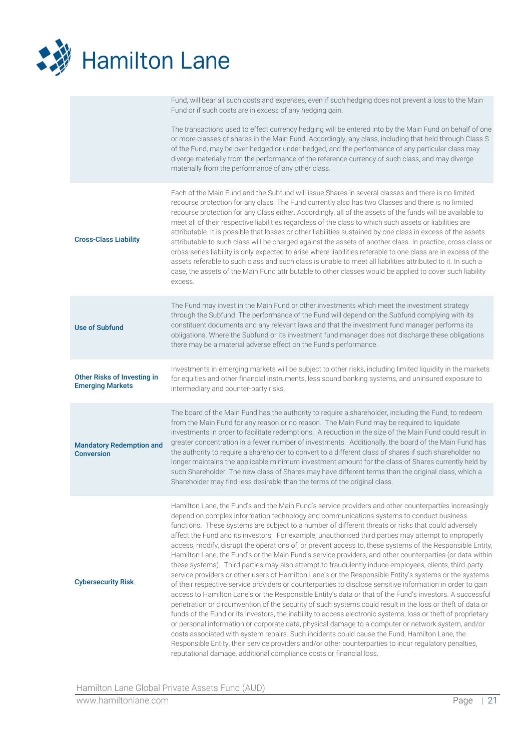| | |
|---|---|
| | Fund, will bear all such costs and expenses, even if such hedging does not prevent a loss to the Main Fund or if such costs are in excess of any hedging gain.<br><br>The transactions used to effect currency hedging will be entered into by the Main Fund on behalf of one or more classes of shares in the Main Fund. Accordingly, any class, including that held through Class S of the Fund, may be over-hedged or under-hedged, and the performance of any particular class may diverge materially from the performance of the reference currency of such class, and may diverge materially from the performance of any other class. |
| **Cross-Class Liability** | Each of the Main Fund and the Subfund will issue Shares in several classes and there is no limited recourse protection for any class. The Fund currently also has two Classes and there is no limited recourse protection for any Class either. Accordingly, all of the assets of the funds will be available to meet all of their respective liabilities regardless of the class to which such assets or liabilities are attributable. It is possible that losses or other liabilities sustained by one class in excess of the assets attributable to such class will be charged against the assets of another class. In practice, cross-class or cross-series liability is only expected to arise where liabilities referable to one class are in excess of the assets referable to such class and such class is unable to meet all liabilities attributed to it. In such a case, the assets of the Main Fund attributable to other classes would be applied to cover such liability excess. |
| **Use of Subfund** | The Fund may invest in the Main Fund or other investments which meet the investment strategy through the Subfund. The performance of the Fund will depend on the Subfund complying with its constituent documents and any relevant laws and that the investment fund manager performs its obligations. Where the Subfund or its investment fund manager does not discharge these obligations there may be a material adverse effect on the Fund's performance. |
| **Other Risks of Investing in Emerging Markets** | Investments in emerging markets will be subject to other risks, including limited liquidity in the markets for equities and other financial instruments, less sound banking systems, and uninsured exposure to intermediary and counter-party risks. |
| **Mandatory Redemption and Conversion** | The board of the Main Fund has the authority to require a shareholder, including the Fund, to redeem from the Main Fund for any reason or no reason. The Main Fund may be required to liquidate investments in order to facilitate redemptions. A reduction in the size of the Main Fund could result in greater concentration in a fewer number of investments. Additionally, the board of the Main Fund has the authority to require a shareholder to convert to a different class of shares if such shareholder no longer maintains the applicable minimum investment amount for the class of Shares currently held by such Shareholder. The new class of Shares may have different terms than the original class, which a Shareholder may find less desirable than the terms of the original class. |
| **Cybersecurity Risk** | Hamilton Lane, the Fund's and the Main Fund's service providers and other counterparties increasingly depend on complex information technology and communications systems to conduct business functions. These systems are subject to a number of different threats or risks that could adversely affect the Fund and its investors. For example, unauthorised third parties may attempt to improperly access, modify, disrupt the operations of, or prevent access to, these systems of the Responsible Entity, Hamilton Lane, the Fund's or the Main Fund's service providers, and other counterparties (or data within these systems). Third parties may also attempt to fraudulently induce employees, clients, third-party service providers or other users of Hamilton Lane's or the Responsible Entity's systems or the systems of their respective service providers or counterparties to disclose sensitive information in order to gain access to Hamilton Lane's or the Responsible Entity's data or that of the Fund's investors. A successful penetration or circumvention of the security of such systems could result in the loss or theft of data or funds of the Fund or its investors, the inability to access electronic systems, loss or theft of proprietary or personal information or corporate data, physical damage to a computer or network system, and/or costs associated with system repairs. Such incidents could cause the Fund, Hamilton Lane, the Responsible Entity, their service providers and/or other counterparties to incur regulatory penalties, reputational damage, additional compliance costs or financial loss. |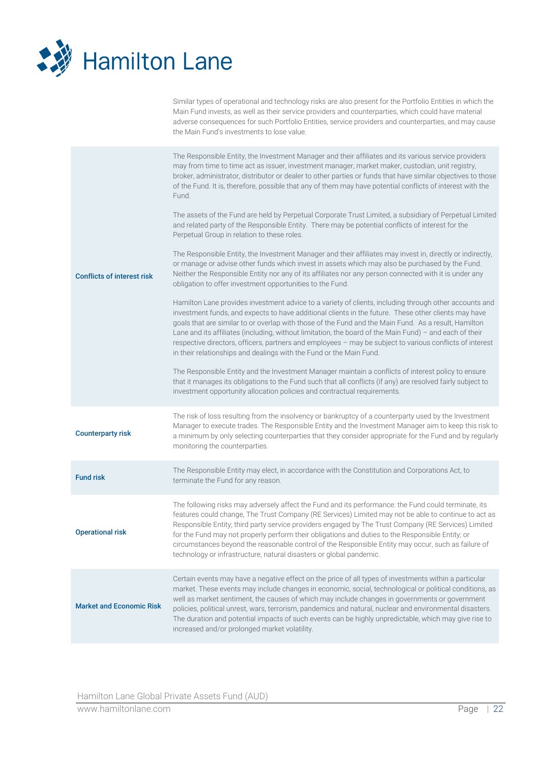Similar types of operational and technology risks are also present for the Portfolio Entities in which the Main Fund invests, as well as their service providers and counterparties, which could have material adverse consequences for such Portfolio Entities, service providers and counterparties, and may cause the Main Fund's investments to lose value.

| | |
|---|---|
| **Conflicts of interest risk** | The Responsible Entity, the Investment Manager and their affiliates and its various service providers may from time to time act as issuer, investment manager, market maker, custodian, unit registry, broker, administrator, distributor or dealer to other parties or funds that have similar objectives to those of the Fund. It is, therefore, possible that any of them may have potential conflicts of interest with the Fund.<br><br>The assets of the Fund are held by Perpetual Corporate Trust Limited, a subsidiary of Perpetual Limited and related party of the Responsible Entity. There may be potential conflicts of interest for the Perpetual Group in relation to these roles.<br><br>The Responsible Entity, the Investment Manager and their affiliates may invest in, directly or indirectly, or manage or advise other funds which invest in assets which may also be purchased by the Fund. Neither the Responsible Entity nor any of its affiliates nor any person connected with it is under any obligation to offer investment opportunities to the Fund.<br><br>Hamilton Lane provides investment advice to a variety of clients, including through other accounts and investment funds, and expects to have additional clients in the future. These other clients may have goals that are similar to or overlap with those of the Fund and the Main Fund. As a result, Hamilton Lane and its affiliates (including, without limitation, the board of the Main Fund) – and each of their respective directors, officers, partners and employees – may be subject to various conflicts of interest in their relationships and dealings with the Fund or the Main Fund.<br><br>The Responsible Entity and the Investment Manager maintain a conflicts of interest policy to ensure that it manages its obligations to the Fund such that all conflicts (if any) are resolved fairly subject to investment opportunity allocation policies and contractual requirements. |
| **Counterparty risk** | The risk of loss resulting from the insolvency or bankruptcy of a counterparty used by the Investment Manager to execute trades. The Responsible Entity and the Investment Manager aim to keep this risk to a minimum by only selecting counterparties that they consider appropriate for the Fund and by regularly monitoring the counterparties. |
| **Fund risk** | The Responsible Entity may elect, in accordance with the Constitution and Corporations Act, to terminate the Fund for any reason. |
| **Operational risk** | The following risks may adversely affect the Fund and its performance: the Fund could terminate, its features could change, The Trust Company (RE Services) Limited may not be able to continue to act as Responsible Entity; third party service providers engaged by The Trust Company (RE Services) Limited for the Fund may not properly perform their obligations and duties to the Responsible Entity; or circumstances beyond the reasonable control of the Responsible Entity may occur, such as failure of technology or infrastructure, natural disasters or global pandemic. |
| **Market and Economic Risk** | Certain events may have a negative effect on the price of all types of investments within a particular market. These events may include changes in economic, social, technological or political conditions, as well as market sentiment, the causes of which may include changes in governments or government policies, political unrest, wars, terrorism, pandemics and natural, nuclear and environmental disasters. The duration and potential impacts of such events can be highly unpredictable, which may give rise to increased and/or prolonged market volatility. |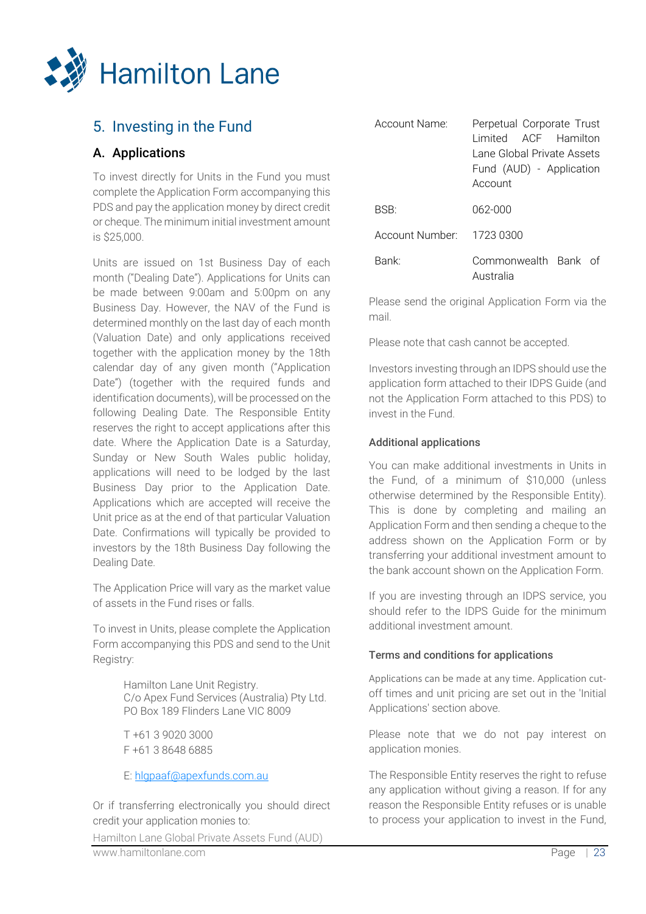## 5. Investing in the Fund

### A. Applications

To invest directly for Units in the Fund you must complete the Application Form accompanying this PDS and pay the application money by direct credit or cheque. The minimum initial investment amount is $25,000.

Units are issued on 1st Business Day of each month ("Dealing Date"). Applications for Units can be made between 9:00am and 5:00pm on any Business Day. However, the NAV of the Fund is determined monthly on the last day of each month (Valuation Date) and only applications received together with the application money by the 18th calendar day of any given month ("Application Date") (together with the required funds and identification documents), will be processed on the following Dealing Date. The Responsible Entity reserves the right to accept applications after this date. Where the Application Date is a Saturday, Sunday or New South Wales public holiday, applications will need to be lodged by the last Business Day prior to the Application Date. Applications which are accepted will receive the Unit price as at the end of that particular Valuation Date. Confirmations will typically be provided to investors by the 18th Business Day following the Dealing Date.

The Application Price will vary as the market value of assets in the Fund rises or falls.

To invest in Units, please complete the Application Form accompanying this PDS and send to the Unit Registry:

Hamilton Lane Unit Registry.
C/o Apex Fund Services (Australia) Pty Ltd.
PO Box 189 Flinders Lane VIC 8009

T +61 3 9020 3000
F +61 3 8648 6885

E: hlgpaaf@apexfunds.com.au

Or if transferring electronically you should direct credit your application monies to:

| | |
|---|---|
| Account Name: | Perpetual Corporate Trust Limited ACF Hamilton Lane Global Private Assets Fund (AUD) - Application Account |
| BSB: | 062-000 |
| Account Number: | 1723 0300 |
| Bank: | Commonwealth Bank of Australia |

Please send the original Application Form via the mail.

Please note that cash cannot be accepted.

Investors investing through an IDPS should use the application form attached to their IDPS Guide (and not the Application Form attached to this PDS) to invest in the Fund.

#### Additional applications

You can make additional investments in Units in the Fund, of a minimum of $10,000 (unless otherwise determined by the Responsible Entity). This is done by completing and mailing an Application Form and then sending a cheque to the address shown on the Application Form or by transferring your additional investment amount to the bank account shown on the Application Form.

If you are investing through an IDPS service, you should refer to the IDPS Guide for the minimum additional investment amount.

#### Terms and conditions for applications

Applications can be made at any time. Application cut-off times and unit pricing are set out in the 'Initial Applications' section above.

Please note that we do not pay interest on application monies.

The Responsible Entity reserves the right to refuse any application without giving a reason. If for any reason the Responsible Entity refuses or is unable to process your application to invest in the Fund,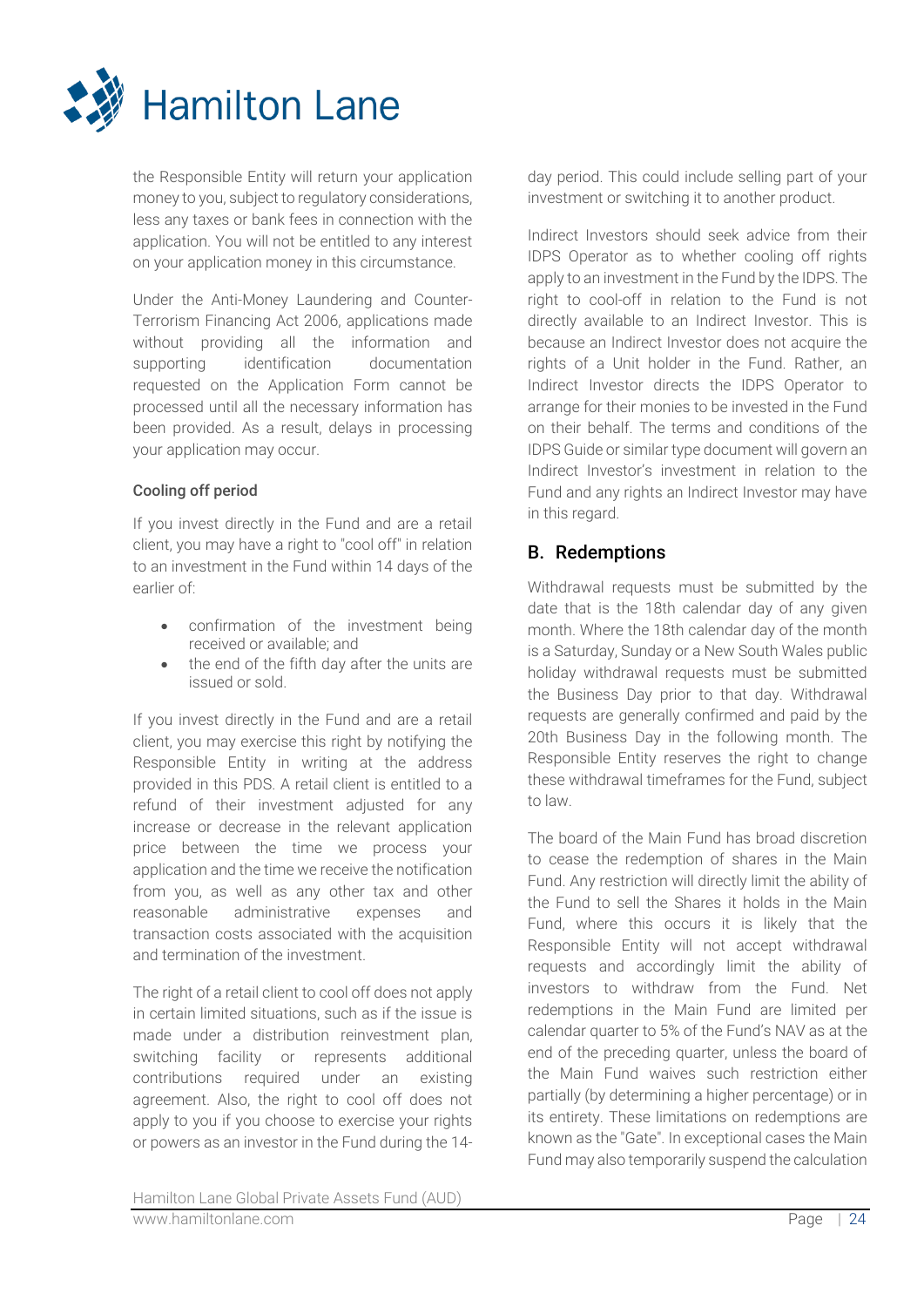the Responsible Entity will return your application money to you, subject to regulatory considerations, less any taxes or bank fees in connection with the application. You will not be entitled to any interest on your application money in this circumstance.

Under the Anti-Money Laundering and Counter-Terrorism Financing Act 2006, applications made without providing all the information and supporting identification documentation requested on the Application Form cannot be processed until all the necessary information has been provided. As a result, delays in processing your application may occur.

**Cooling off period**

If you invest directly in the Fund and are a retail client, you may have a right to "cool off" in relation to an investment in the Fund within 14 days of the earlier of:

- confirmation of the investment being received or available; and
- the end of the fifth day after the units are issued or sold.

If you invest directly in the Fund and are a retail client, you may exercise this right by notifying the Responsible Entity in writing at the address provided in this PDS. A retail client is entitled to a refund of their investment adjusted for any increase or decrease in the relevant application price between the time we process your application and the time we receive the notification from you, as well as any other tax and other reasonable administrative expenses and transaction costs associated with the acquisition and termination of the investment.

The right of a retail client to cool off does not apply in certain limited situations, such as if the issue is made under a distribution reinvestment plan, switching facility or represents additional contributions required under an existing agreement. Also, the right to cool off does not apply to you if you choose to exercise your rights or powers as an investor in the Fund during the 14-day period. This could include selling part of your investment or switching it to another product.

Indirect Investors should seek advice from their IDPS Operator as to whether cooling off rights apply to an investment in the Fund by the IDPS. The right to cool-off in relation to the Fund is not directly available to an Indirect Investor. This is because an Indirect Investor does not acquire the rights of a Unit holder in the Fund. Rather, an Indirect Investor directs the IDPS Operator to arrange for their monies to be invested in the Fund on their behalf. The terms and conditions of the IDPS Guide or similar type document will govern an Indirect Investor's investment in relation to the Fund and any rights an Indirect Investor may have in this regard.

## B. Redemptions

Withdrawal requests must be submitted by the date that is the 18th calendar day of any given month. Where the 18th calendar day of the month is a Saturday, Sunday or a New South Wales public holiday withdrawal requests must be submitted the Business Day prior to that day. Withdrawal requests are generally confirmed and paid by the 20th Business Day in the following month. The Responsible Entity reserves the right to change these withdrawal timeframes for the Fund, subject to law.

The board of the Main Fund has broad discretion to cease the redemption of shares in the Main Fund. Any restriction will directly limit the ability of the Fund to sell the Shares it holds in the Main Fund, where this occurs it is likely that the Responsible Entity will not accept withdrawal requests and accordingly limit the ability of investors to withdraw from the Fund. Net redemptions in the Main Fund are limited per calendar quarter to 5% of the Fund's NAV as at the end of the preceding quarter, unless the board of the Main Fund waives such restriction either partially (by determining a higher percentage) or in its entirety. These limitations on redemptions are known as the "Gate". In exceptional cases the Main Fund may also temporarily suspend the calculation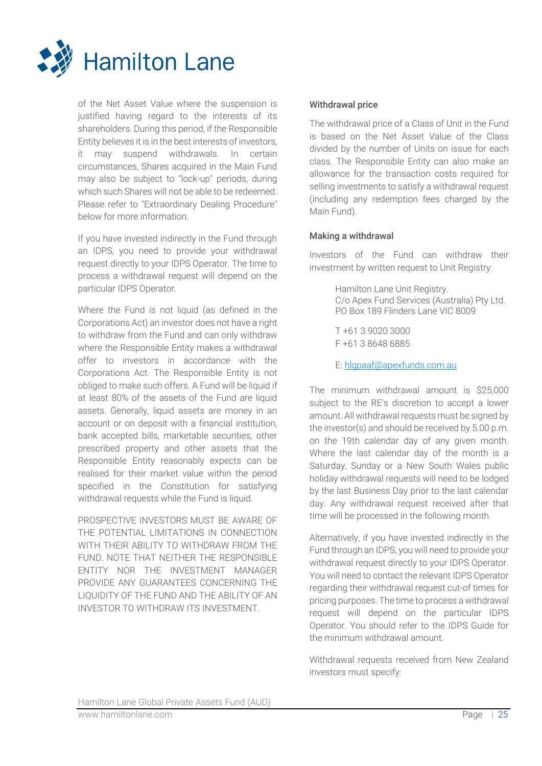of the Net Asset Value where the suspension is justified having regard to the interests of its shareholders. During this period, if the Responsible Entity believes it is in the best interests of investors, it may suspend withdrawals. In certain circumstances, Shares acquired in the Main Fund may also be subject to "lock-up" periods, during which such Shares will not be able to be redeemed. Please refer to "Extraordinary Dealing Procedure" below for more information.

If you have invested indirectly in the Fund through an IDPS, you need to provide your withdrawal request directly to your IDPS Operator. The time to process a withdrawal request will depend on the particular IDPS Operator.

Where the Fund is not liquid (as defined in the Corporations Act) an investor does not have a right to withdraw from the Fund and can only withdraw where the Responsible Entity makes a withdrawal offer to investors in accordance with the Corporations Act. The Responsible Entity is not obliged to make such offers. A Fund will be liquid if at least 80% of the assets of the Fund are liquid assets. Generally, liquid assets are money in an account or on deposit with a financial institution, bank accepted bills, marketable securities, other prescribed property and other assets that the Responsible Entity reasonably expects can be realised for their market value within the period specified in the Constitution for satisfying withdrawal requests while the Fund is liquid.

PROSPECTIVE INVESTORS MUST BE AWARE OF THE POTENTIAL LIMITATIONS IN CONNECTION WITH THEIR ABILITY TO WITHDRAW FROM THE FUND. NOTE THAT NEITHER THE RESPONSIBLE ENTITY NOR THE INVESTMENT MANAGER PROVIDE ANY GUARANTEES CONCERNING THE LIQUIDITY OF THE FUND AND THE ABILITY OF AN INVESTOR TO WITHDRAW ITS INVESTMENT.

#### Withdrawal price

The withdrawal price of a Class of Unit in the Fund is based on the Net Asset Value of the Class divided by the number of Units on issue for each class. The Responsible Entity can also make an allowance for the transaction costs required for selling investments to satisfy a withdrawal request (including any redemption fees charged by the Main Fund).

#### Making a withdrawal

Investors of the Fund can withdraw their investment by written request to Unit Registry:

> Hamilton Lane Unit Registry.
> C/o Apex Fund Services (Australia) Pty Ltd.
> PO Box 189 Flinders Lane VIC 8009
>
> T +61 3 9020 3000
> F +61 3 8648 6885
>
> E: hlgpaaf@apexfunds.com.au

The minimum withdrawal amount is $25,000 subject to the RE's discretion to accept a lower amount. All withdrawal requests must be signed by the investor(s) and should be received by 5.00 p.m. on the 19th calendar day of any given month. Where the last calendar day of the month is a Saturday, Sunday or a New South Wales public holiday withdrawal requests will need to be lodged by the last Business Day prior to the last calendar day. Any withdrawal request received after that time will be processed in the following month.

Alternatively, if you have invested indirectly in the Fund through an IDPS, you will need to provide your withdrawal request directly to your IDPS Operator. You will need to contact the relevant IDPS Operator regarding their withdrawal request cut-of times for pricing purposes. The time to process a withdrawal request will depend on the particular IDPS Operator. You should refer to the IDPS Guide for the minimum withdrawal amount.

Withdrawal requests received from New Zealand investors must specify: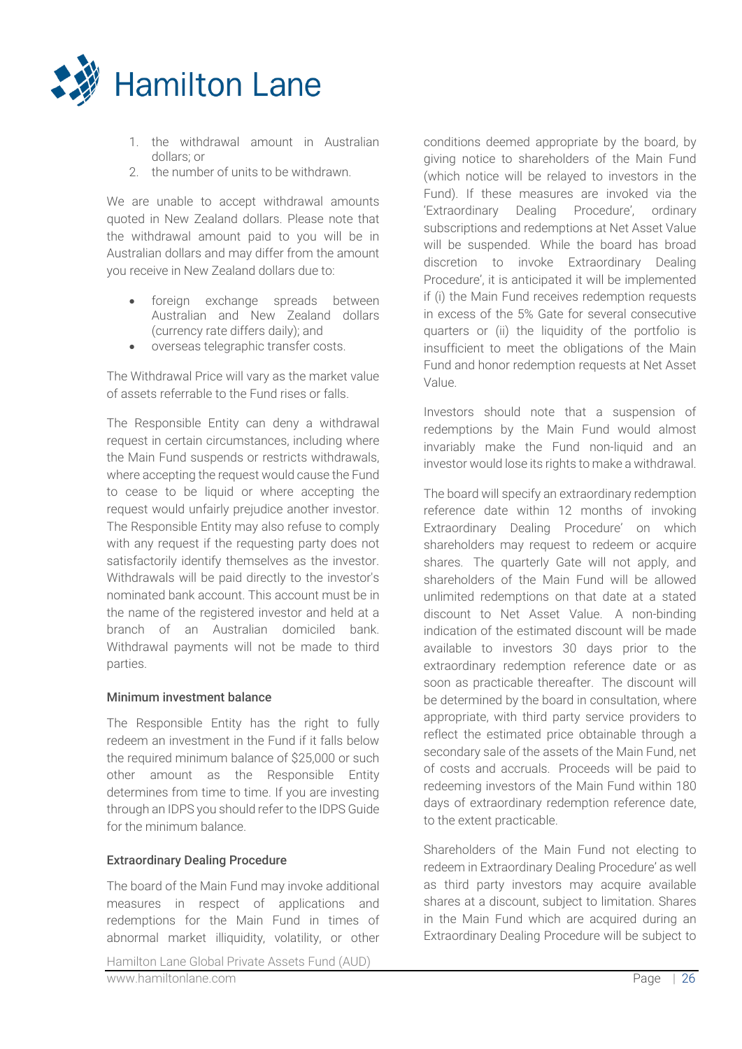1. the withdrawal amount in Australian dollars; or
2. the number of units to be withdrawn.

We are unable to accept withdrawal amounts quoted in New Zealand dollars. Please note that the withdrawal amount paid to you will be in Australian dollars and may differ from the amount you receive in New Zealand dollars due to:

- foreign exchange spreads between Australian and New Zealand dollars (currency rate differs daily); and
- overseas telegraphic transfer costs.

The Withdrawal Price will vary as the market value of assets referrable to the Fund rises or falls.

The Responsible Entity can deny a withdrawal request in certain circumstances, including where the Main Fund suspends or restricts withdrawals, where accepting the request would cause the Fund to cease to be liquid or where accepting the request would unfairly prejudice another investor. The Responsible Entity may also refuse to comply with any request if the requesting party does not satisfactorily identify themselves as the investor. Withdrawals will be paid directly to the investor's nominated bank account. This account must be in the name of the registered investor and held at a branch of an Australian domiciled bank. Withdrawal payments will not be made to third parties.

#### Minimum investment balance

The Responsible Entity has the right to fully redeem an investment in the Fund if it falls below the required minimum balance of $25,000 or such other amount as the Responsible Entity determines from time to time. If you are investing through an IDPS you should refer to the IDPS Guide for the minimum balance.

#### Extraordinary Dealing Procedure

The board of the Main Fund may invoke additional measures in respect of applications and redemptions for the Main Fund in times of abnormal market illiquidity, volatility, or other conditions deemed appropriate by the board, by giving notice to shareholders of the Main Fund (which notice will be relayed to investors in the Fund). If these measures are invoked via the 'Extraordinary Dealing Procedure', ordinary subscriptions and redemptions at Net Asset Value will be suspended. While the board has broad discretion to invoke Extraordinary Dealing Procedure', it is anticipated it will be implemented if (i) the Main Fund receives redemption requests in excess of the 5% Gate for several consecutive quarters or (ii) the liquidity of the portfolio is insufficient to meet the obligations of the Main Fund and honor redemption requests at Net Asset Value.

Investors should note that a suspension of redemptions by the Main Fund would almost invariably make the Fund non-liquid and an investor would lose its rights to make a withdrawal.

The board will specify an extraordinary redemption reference date within 12 months of invoking Extraordinary Dealing Procedure' on which shareholders may request to redeem or acquire shares. The quarterly Gate will not apply, and shareholders of the Main Fund will be allowed unlimited redemptions on that date at a stated discount to Net Asset Value. A non-binding indication of the estimated discount will be made available to investors 30 days prior to the extraordinary redemption reference date or as soon as practicable thereafter. The discount will be determined by the board in consultation, where appropriate, with third party service providers to reflect the estimated price obtainable through a secondary sale of the assets of the Main Fund, net of costs and accruals. Proceeds will be paid to redeeming investors of the Main Fund within 180 days of extraordinary redemption reference date, to the extent practicable.

Shareholders of the Main Fund not electing to redeem in Extraordinary Dealing Procedure' as well as third party investors may acquire available shares at a discount, subject to limitation. Shares in the Main Fund which are acquired during an Extraordinary Dealing Procedure will be subject to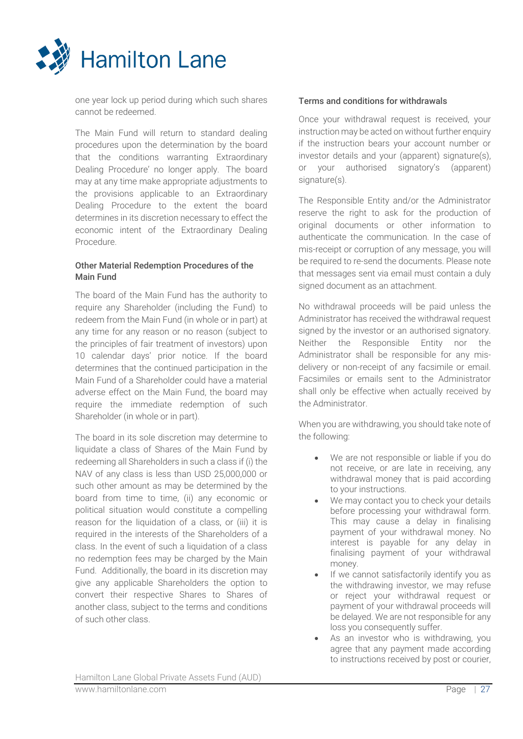one year lock up period during which such shares cannot be redeemed.

The Main Fund will return to standard dealing procedures upon the determination by the board that the conditions warranting Extraordinary Dealing Procedure' no longer apply. The board may at any time make appropriate adjustments to the provisions applicable to an Extraordinary Dealing Procedure to the extent the board determines in its discretion necessary to effect the economic intent of the Extraordinary Dealing Procedure.

### Other Material Redemption Procedures of the Main Fund

The board of the Main Fund has the authority to require any Shareholder (including the Fund) to redeem from the Main Fund (in whole or in part) at any time for any reason or no reason (subject to the principles of fair treatment of investors) upon 10 calendar days' prior notice. If the board determines that the continued participation in the Main Fund of a Shareholder could have a material adverse effect on the Main Fund, the board may require the immediate redemption of such Shareholder (in whole or in part).

The board in its sole discretion may determine to liquidate a class of Shares of the Main Fund by redeeming all Shareholders in such a class if (i) the NAV of any class is less than USD 25,000,000 or such other amount as may be determined by the board from time to time, (ii) any economic or political situation would constitute a compelling reason for the liquidation of a class, or (iii) it is required in the interests of the Shareholders of a class. In the event of such a liquidation of a class no redemption fees may be charged by the Main Fund. Additionally, the board in its discretion may give any applicable Shareholders the option to convert their respective Shares to Shares of another class, subject to the terms and conditions of such other class.

### Terms and conditions for withdrawals

Once your withdrawal request is received, your instruction may be acted on without further enquiry if the instruction bears your account number or investor details and your (apparent) signature(s), or your authorised signatory's (apparent) signature(s).

The Responsible Entity and/or the Administrator reserve the right to ask for the production of original documents or other information to authenticate the communication. In the case of mis-receipt or corruption of any message, you will be required to re-send the documents. Please note that messages sent via email must contain a duly signed document as an attachment.

No withdrawal proceeds will be paid unless the Administrator has received the withdrawal request signed by the investor or an authorised signatory. Neither the Responsible Entity nor the Administrator shall be responsible for any mis-delivery or non-receipt of any facsimile or email. Facsimiles or emails sent to the Administrator shall only be effective when actually received by the Administrator.

When you are withdrawing, you should take note of the following:

- We are not responsible or liable if you do not receive, or are late in receiving, any withdrawal money that is paid according to your instructions.
- We may contact you to check your details before processing your withdrawal form. This may cause a delay in finalising payment of your withdrawal money. No interest is payable for any delay in finalising payment of your withdrawal money.
- If we cannot satisfactorily identify you as the withdrawing investor, we may refuse or reject your withdrawal request or payment of your withdrawal proceeds will be delayed. We are not responsible for any loss you consequently suffer.
- As an investor who is withdrawing, you agree that any payment made according to instructions received by post or courier,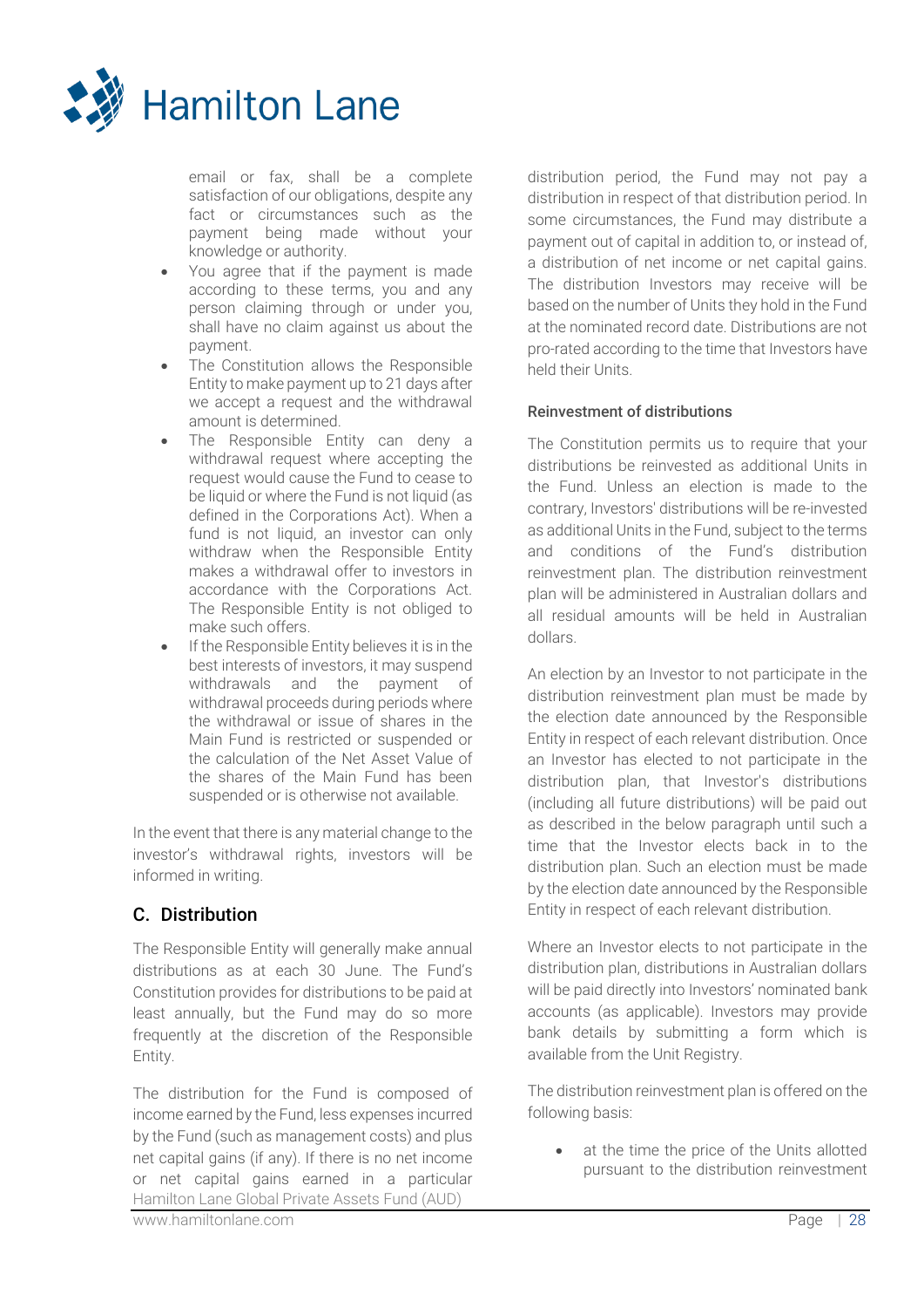email or fax, shall be a complete satisfaction of our obligations, despite any fact or circumstances such as the payment being made without your knowledge or authority.

- You agree that if the payment is made according to these terms, you and any person claiming through or under you, shall have no claim against us about the payment.
- The Constitution allows the Responsible Entity to make payment up to 21 days after we accept a request and the withdrawal amount is determined.
- The Responsible Entity can deny a withdrawal request where accepting the request would cause the Fund to cease to be liquid or where the Fund is not liquid (as defined in the Corporations Act). When a fund is not liquid, an investor can only withdraw when the Responsible Entity makes a withdrawal offer to investors in accordance with the Corporations Act. The Responsible Entity is not obliged to make such offers.
- If the Responsible Entity believes it is in the best interests of investors, it may suspend withdrawals and the payment of withdrawal proceeds during periods where the withdrawal or issue of shares in the Main Fund is restricted or suspended or the calculation of the Net Asset Value of the shares of the Main Fund has been suspended or is otherwise not available.

In the event that there is any material change to the investor's withdrawal rights, investors will be informed in writing.

## C. Distribution

The Responsible Entity will generally make annual distributions as at each 30 June. The Fund's Constitution provides for distributions to be paid at least annually, but the Fund may do so more frequently at the discretion of the Responsible Entity.

The distribution for the Fund is composed of income earned by the Fund, less expenses incurred by the Fund (such as management costs) and plus net capital gains (if any). If there is no net income or net capital gains earned in a particular distribution period, the Fund may not pay a distribution in respect of that distribution period. In some circumstances, the Fund may distribute a payment out of capital in addition to, or instead of, a distribution of net income or net capital gains. The distribution Investors may receive will be based on the number of Units they hold in the Fund at the nominated record date. Distributions are not pro-rated according to the time that Investors have held their Units.

#### Reinvestment of distributions

The Constitution permits us to require that your distributions be reinvested as additional Units in the Fund. Unless an election is made to the contrary, Investors' distributions will be re-invested as additional Units in the Fund, subject to the terms and conditions of the Fund's distribution reinvestment plan. The distribution reinvestment plan will be administered in Australian dollars and all residual amounts will be held in Australian dollars.

An election by an Investor to not participate in the distribution reinvestment plan must be made by the election date announced by the Responsible Entity in respect of each relevant distribution. Once an Investor has elected to not participate in the distribution plan, that Investor's distributions (including all future distributions) will be paid out as described in the below paragraph until such a time that the Investor elects back in to the distribution plan. Such an election must be made by the election date announced by the Responsible Entity in respect of each relevant distribution.

Where an Investor elects to not participate in the distribution plan, distributions in Australian dollars will be paid directly into Investors' nominated bank accounts (as applicable). Investors may provide bank details by submitting a form which is available from the Unit Registry.

The distribution reinvestment plan is offered on the following basis:

- at the time the price of the Units allotted pursuant to the distribution reinvestment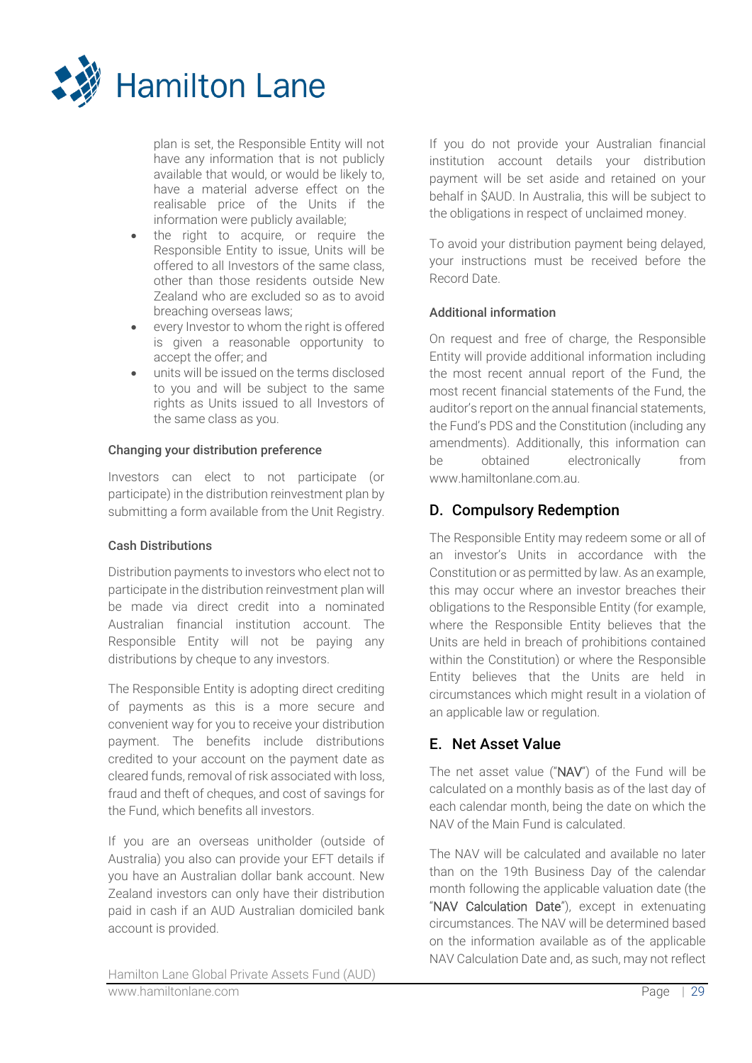plan is set, the Responsible Entity will not have any information that is not publicly available that would, or would be likely to, have a material adverse effect on the realisable price of the Units if the information were publicly available;

- the right to acquire, or require the Responsible Entity to issue, Units will be offered to all Investors of the same class, other than those residents outside New Zealand who are excluded so as to avoid breaching overseas laws;
- every Investor to whom the right is offered is given a reasonable opportunity to accept the offer; and
- units will be issued on the terms disclosed to you and will be subject to the same rights as Units issued to all Investors of the same class as you.

#### Changing your distribution preference

Investors can elect to not participate (or participate) in the distribution reinvestment plan by submitting a form available from the Unit Registry.

#### Cash Distributions

Distribution payments to investors who elect not to participate in the distribution reinvestment plan will be made via direct credit into a nominated Australian financial institution account. The Responsible Entity will not be paying any distributions by cheque to any investors.

The Responsible Entity is adopting direct crediting of payments as this is a more secure and convenient way for you to receive your distribution payment. The benefits include distributions credited to your account on the payment date as cleared funds, removal of risk associated with loss, fraud and theft of cheques, and cost of savings for the Fund, which benefits all investors.

If you are an overseas unitholder (outside of Australia) you also can provide your EFT details if you have an Australian dollar bank account. New Zealand investors can only have their distribution paid in cash if an AUD Australian domiciled bank account is provided.

If you do not provide your Australian financial institution account details your distribution payment will be set aside and retained on your behalf in $AUD. In Australia, this will be subject to the obligations in respect of unclaimed money.

To avoid your distribution payment being delayed, your instructions must be received before the Record Date.

#### Additional information

On request and free of charge, the Responsible Entity will provide additional information including the most recent annual report of the Fund, the most recent financial statements of the Fund, the auditor's report on the annual financial statements, the Fund's PDS and the Constitution (including any amendments). Additionally, this information can be obtained electronically from www.hamiltonlane.com.au.

## D. Compulsory Redemption

The Responsible Entity may redeem some or all of an investor's Units in accordance with the Constitution or as permitted by law. As an example, this may occur where an investor breaches their obligations to the Responsible Entity (for example, where the Responsible Entity believes that the Units are held in breach of prohibitions contained within the Constitution) or where the Responsible Entity believes that the Units are held in circumstances which might result in a violation of an applicable law or regulation.

## E. Net Asset Value

The net asset value ("**NAV**") of the Fund will be calculated on a monthly basis as of the last day of each calendar month, being the date on which the NAV of the Main Fund is calculated.

The NAV will be calculated and available no later than on the 19th Business Day of the calendar month following the applicable valuation date (the "**NAV Calculation Date**"), except in extenuating circumstances. The NAV will be determined based on the information available as of the applicable NAV Calculation Date and, as such, may not reflect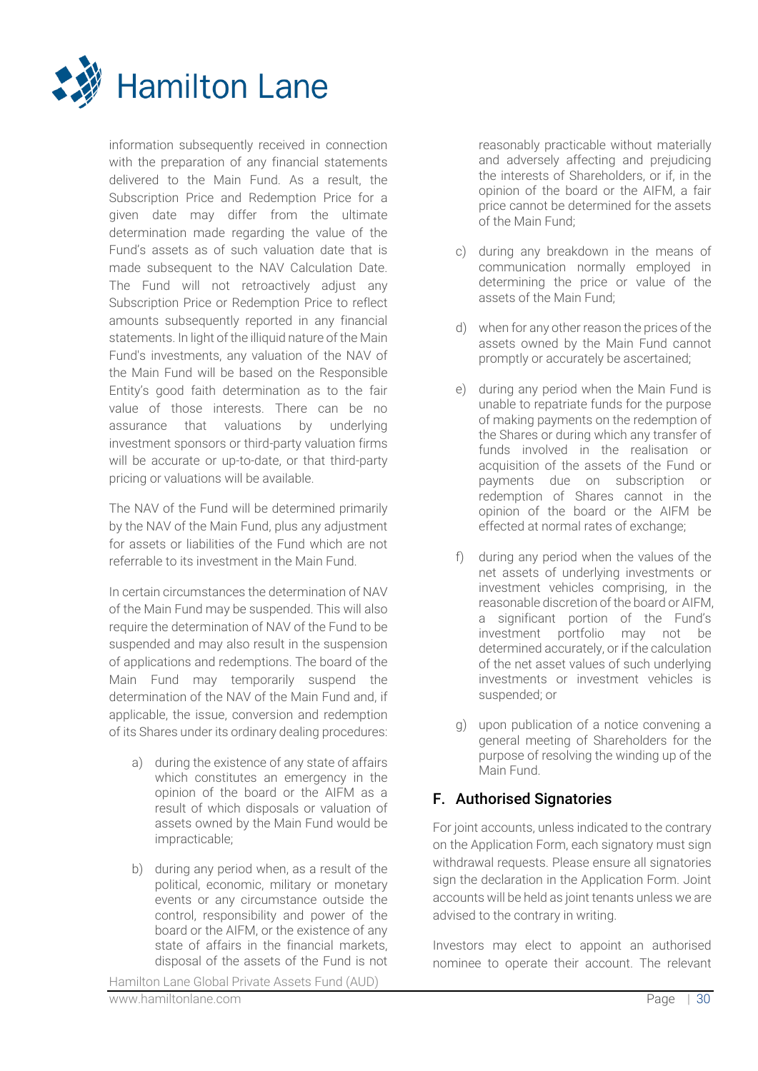information subsequently received in connection with the preparation of any financial statements delivered to the Main Fund. As a result, the Subscription Price and Redemption Price for a given date may differ from the ultimate determination made regarding the value of the Fund's assets as of such valuation date that is made subsequent to the NAV Calculation Date. The Fund will not retroactively adjust any Subscription Price or Redemption Price to reflect amounts subsequently reported in any financial statements. In light of the illiquid nature of the Main Fund's investments, any valuation of the NAV of the Main Fund will be based on the Responsible Entity's good faith determination as to the fair value of those interests. There can be no assurance that valuations by underlying investment sponsors or third-party valuation firms will be accurate or up-to-date, or that third-party pricing or valuations will be available.

The NAV of the Fund will be determined primarily by the NAV of the Main Fund, plus any adjustment for assets or liabilities of the Fund which are not referrable to its investment in the Main Fund.

In certain circumstances the determination of NAV of the Main Fund may be suspended. This will also require the determination of NAV of the Fund to be suspended and may also result in the suspension of applications and redemptions. The board of the Main Fund may temporarily suspend the determination of the NAV of the Main Fund and, if applicable, the issue, conversion and redemption of its Shares under its ordinary dealing procedures:

a) during the existence of any state of affairs which constitutes an emergency in the opinion of the board or the AIFM as a result of which disposals or valuation of assets owned by the Main Fund would be impracticable;

b) during any period when, as a result of the political, economic, military or monetary events or any circumstance outside the control, responsibility and power of the board or the AIFM, or the existence of any state of affairs in the financial markets, disposal of the assets of the Fund is not reasonably practicable without materially and adversely affecting and prejudicing the interests of Shareholders, or if, in the opinion of the board or the AIFM, a fair price cannot be determined for the assets of the Main Fund;

c) during any breakdown in the means of communication normally employed in determining the price or value of the assets of the Main Fund;

d) when for any other reason the prices of the assets owned by the Main Fund cannot promptly or accurately be ascertained;

e) during any period when the Main Fund is unable to repatriate funds for the purpose of making payments on the redemption of the Shares or during which any transfer of funds involved in the realisation or acquisition of the assets of the Fund or payments due on subscription or redemption of Shares cannot in the opinion of the board or the AIFM be effected at normal rates of exchange;

f) during any period when the values of the net assets of underlying investments or investment vehicles comprising, in the reasonable discretion of the board or AIFM, a significant portion of the Fund's investment portfolio may not be determined accurately, or if the calculation of the net asset values of such underlying investments or investment vehicles is suspended; or

g) upon publication of a notice convening a general meeting of Shareholders for the purpose of resolving the winding up of the Main Fund.

## F. Authorised Signatories

For joint accounts, unless indicated to the contrary on the Application Form, each signatory must sign withdrawal requests. Please ensure all signatories sign the declaration in the Application Form. Joint accounts will be held as joint tenants unless we are advised to the contrary in writing.

Investors may elect to appoint an authorised nominee to operate their account. The relevant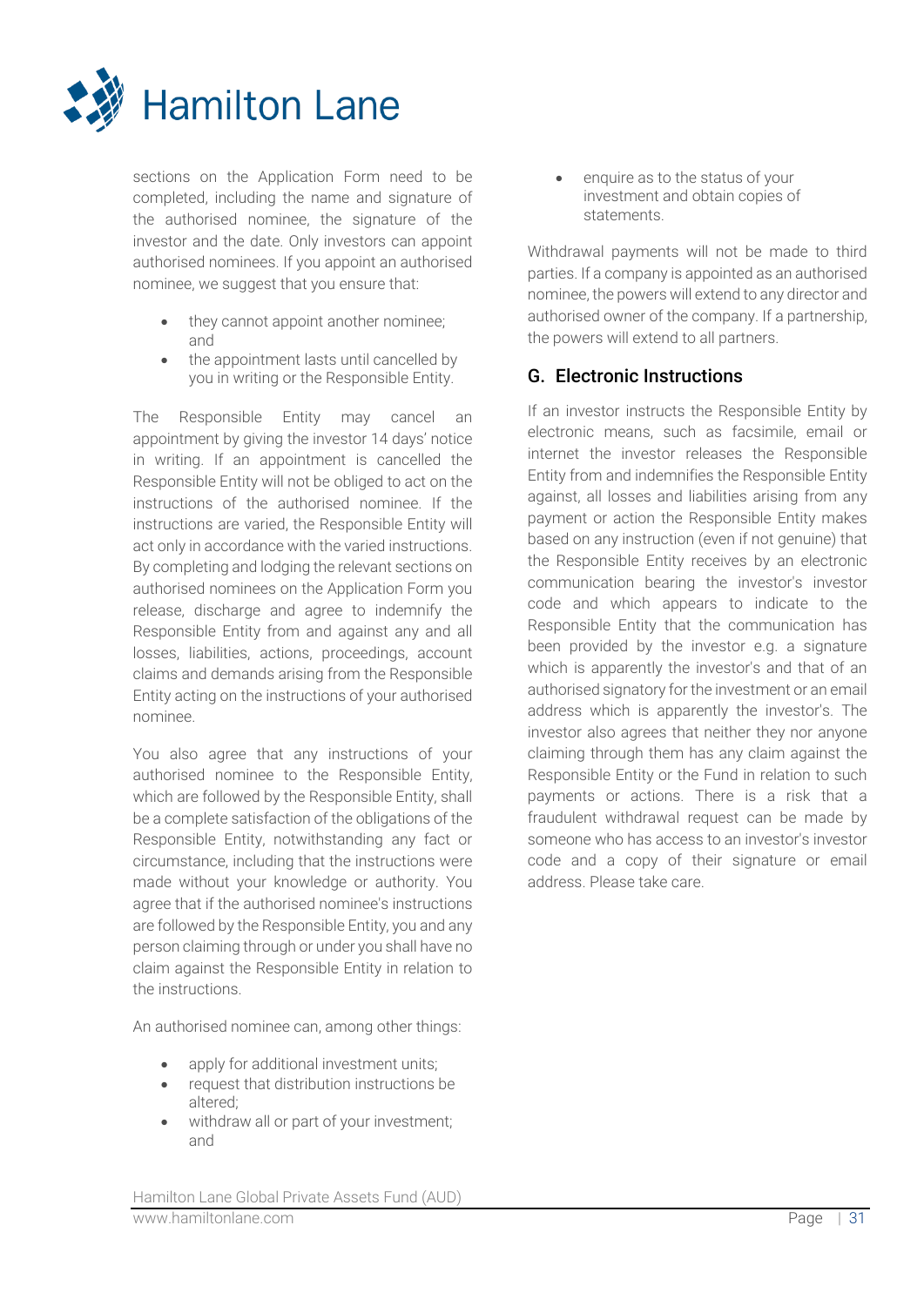sections on the Application Form need to be completed, including the name and signature of the authorised nominee, the signature of the investor and the date. Only investors can appoint authorised nominees. If you appoint an authorised nominee, we suggest that you ensure that:

- they cannot appoint another nominee; and
- the appointment lasts until cancelled by you in writing or the Responsible Entity.

The Responsible Entity may cancel an appointment by giving the investor 14 days' notice in writing. If an appointment is cancelled the Responsible Entity will not be obliged to act on the instructions of the authorised nominee. If the instructions are varied, the Responsible Entity will act only in accordance with the varied instructions. By completing and lodging the relevant sections on authorised nominees on the Application Form you release, discharge and agree to indemnify the Responsible Entity from and against any and all losses, liabilities, actions, proceedings, account claims and demands arising from the Responsible Entity acting on the instructions of your authorised nominee.

You also agree that any instructions of your authorised nominee to the Responsible Entity, which are followed by the Responsible Entity, shall be a complete satisfaction of the obligations of the Responsible Entity, notwithstanding any fact or circumstance, including that the instructions were made without your knowledge or authority. You agree that if the authorised nominee's instructions are followed by the Responsible Entity, you and any person claiming through or under you shall have no claim against the Responsible Entity in relation to the instructions.

An authorised nominee can, among other things:

- apply for additional investment units;
- request that distribution instructions be altered;
- withdraw all or part of your investment; and
- enquire as to the status of your investment and obtain copies of statements.

Withdrawal payments will not be made to third parties. If a company is appointed as an authorised nominee, the powers will extend to any director and authorised owner of the company. If a partnership, the powers will extend to all partners.

## G. Electronic Instructions

If an investor instructs the Responsible Entity by electronic means, such as facsimile, email or internet the investor releases the Responsible Entity from and indemnifies the Responsible Entity against, all losses and liabilities arising from any payment or action the Responsible Entity makes based on any instruction (even if not genuine) that the Responsible Entity receives by an electronic communication bearing the investor's investor code and which appears to indicate to the Responsible Entity that the communication has been provided by the investor e.g. a signature which is apparently the investor's and that of an authorised signatory for the investment or an email address which is apparently the investor's. The investor also agrees that neither they nor anyone claiming through them has any claim against the Responsible Entity or the Fund in relation to such payments or actions. There is a risk that a fraudulent withdrawal request can be made by someone who has access to an investor's investor code and a copy of their signature or email address. Please take care.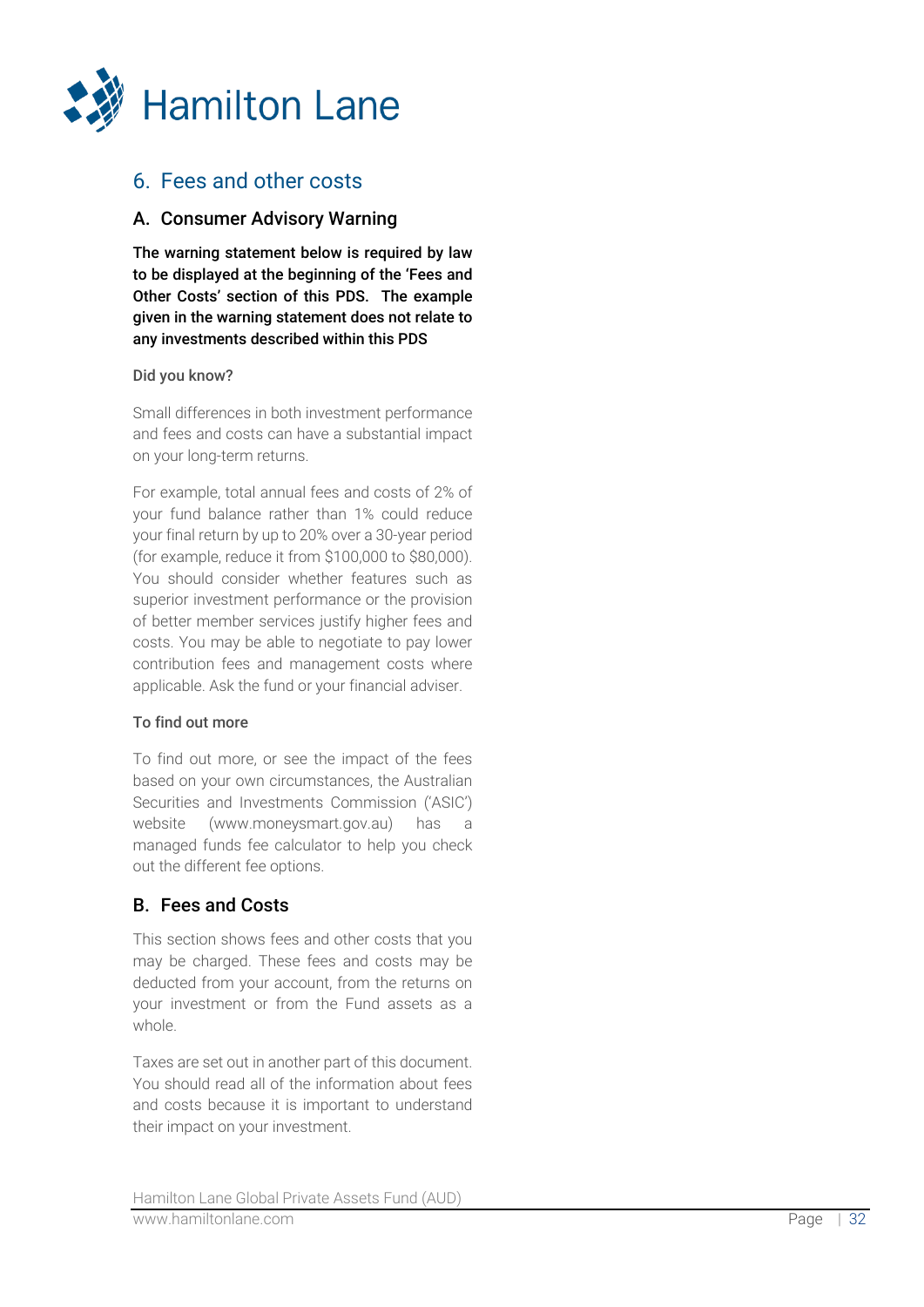## 6. Fees and other costs

### A. Consumer Advisory Warning

**The warning statement below is required by law to be displayed at the beginning of the 'Fees and Other Costs' section of this PDS. The example given in the warning statement does not relate to any investments described within this PDS**

**Did you know?**

Small differences in both investment performance and fees and costs can have a substantial impact on your long-term returns.

For example, total annual fees and costs of 2% of your fund balance rather than 1% could reduce your final return by up to 20% over a 30-year period (for example, reduce it from \$100,000 to \$80,000). You should consider whether features such as superior investment performance or the provision of better member services justify higher fees and costs. You may be able to negotiate to pay lower contribution fees and management costs where applicable. Ask the fund or your financial adviser.

**To find out more**

To find out more, or see the impact of the fees based on your own circumstances, the Australian Securities and Investments Commission ('ASIC') website (www.moneysmart.gov.au) has a managed funds fee calculator to help you check out the different fee options.

### B. Fees and Costs

This section shows fees and other costs that you may be charged. These fees and costs may be deducted from your account, from the returns on your investment or from the Fund assets as a whole.

Taxes are set out in another part of this document. You should read all of the information about fees and costs because it is important to understand their impact on your investment.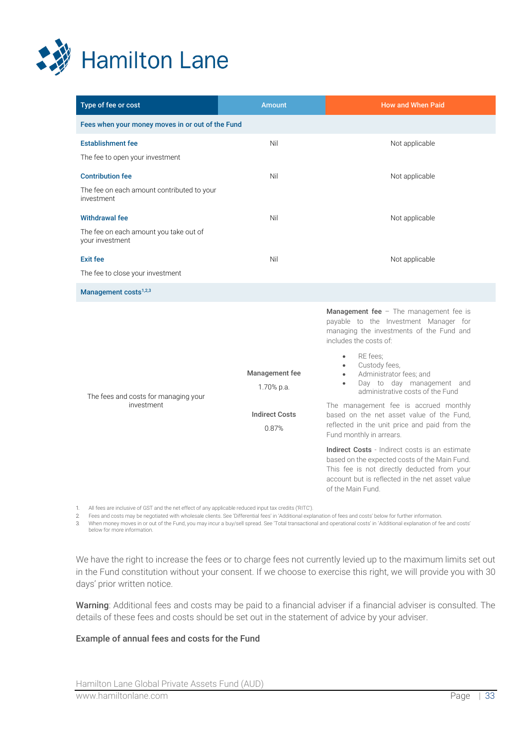| Type of fee or cost | Amount | How and When Paid |
|---|---|---|
| **Fees when your money moves in or out of the Fund** | | |
| **Establishment fee**<br>The fee to open your investment | Nil | Not applicable |
| **Contribution fee**<br>The fee on each amount contributed to your investment | Nil | Not applicable |
| **Withdrawal fee**<br>The fee on each amount you take out of your investment | Nil | Not applicable |
| **Exit fee**<br>The fee to close your investment | Nil | Not applicable |
| **Management costs**[1,2,3] | | |
| The fees and costs for managing your investment | **Management fee**<br>1.70% p.a.<br><br>**Indirect Costs**<br>0.87% | **Management fee** – The management fee is payable to the Investment Manager for managing the investments of the Fund and includes the costs of:<br>• RE fees;<br>• Custody fees,<br>• Administrator fees; and<br>• Day to day management and administrative costs of the Fund<br><br>The management fee is accrued monthly based on the net asset value of the Fund, reflected in the unit price and paid from the Fund monthly in arrears.<br><br>**Indirect Costs** - Indirect costs is an estimate based on the expected costs of the Main Fund. This fee is not directly deducted from your account but is reflected in the net asset value of the Main Fund. |

1. All fees are inclusive of GST and the net effect of any applicable reduced input tax credits ('RITC').
2. Fees and costs may be negotiated with wholesale clients. See 'Differential fees' in 'Additional explanation of fees and costs' below for further information.
3. When money moves in or out of the Fund, you may incur a buy/sell spread. See 'Total transactional and operational costs' in 'Additional explanation of fee and costs' below for more information.

We have the right to increase the fees or to charge fees not currently levied up to the maximum limits set out in the Fund constitution without your consent. If we choose to exercise this right, we will provide you with 30 days' prior written notice.

**Warning**: Additional fees and costs may be paid to a financial adviser if a financial adviser is consulted. The details of these fees and costs should be set out in the statement of advice by your adviser.

### Example of annual fees and costs for the Fund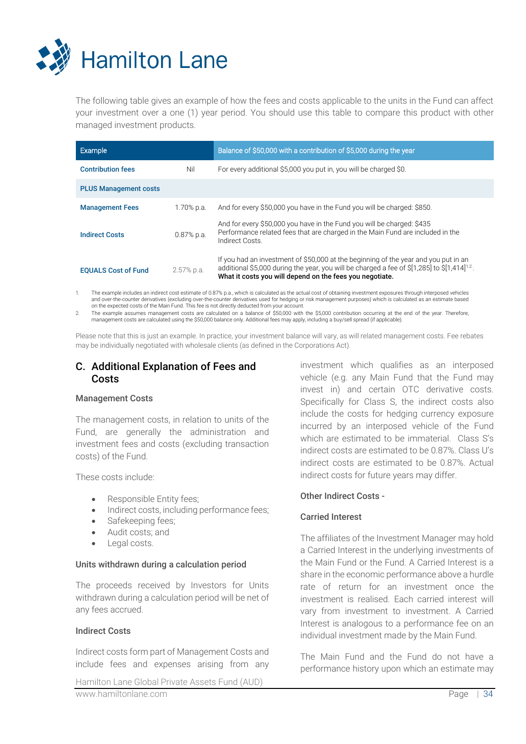The following table gives an example of how the fees and costs applicable to the units in the Fund can affect your investment over a one (1) year period. You should use this table to compare this product with other managed investment products.

| Example | | Balance of $50,000 with a contribution of $5,000 during the year |
|---|---|---|
| **Contribution fees** | Nil | For every additional $5,000 you put in, you will be charged $0. |
| **PLUS Management costs** | | |
| **Management Fees** | 1.70% p.a. | And for every $50,000 you have in the Fund you will be charged: $850. |
| **Indirect Costs** | 0.87% p.a. | And for every $50,000 you have in the Fund you will be charged: $435 Performance related fees that are charged in the Main Fund are included in the Indirect Costs. |
| **EQUALS Cost of Fund** | 2.57% p.a. | If you had an investment of $50,000 at the beginning of the year and you put in an additional $5,000 during the year, you will be charged a fee of $[1,285] to $[1,414][1,2]. **What it costs you will depend on the fees you negotiate.** |

1. The example includes an indirect cost estimate of 0.87% p.a., which is calculated as the actual cost of obtaining investment exposures through interposed vehicles and over-the-counter derivatives (excluding over-the-counter derivatives used for hedging or risk management purposes) which is calculated as an estimate based on the expected costs of the Main Fund. This fee is not directly deducted from your account.
2. The example assumes management costs are calculated on a balance of $50,000 with the $5,000 contribution occurring at the end of the year. Therefore, management costs are calculated using the $50,000 balance only. Additional fees may apply, including a buy/sell spread (if applicable).

Please note that this is just an example. In practice, your investment balance will vary, as will related management costs. Fee rebates may be individually negotiated with wholesale clients (as defined in the Corporations Act).

## C. Additional Explanation of Fees and Costs

### Management Costs

The management costs, in relation to units of the Fund, are generally the administration and investment fees and costs (excluding transaction costs) of the Fund.

These costs include:

- Responsible Entity fees;
- Indirect costs, including performance fees;
- Safekeeping fees;
- Audit costs; and
- Legal costs.

### Units withdrawn during a calculation period

The proceeds received by Investors for Units withdrawn during a calculation period will be net of any fees accrued.

### Indirect Costs

Indirect costs form part of Management Costs and include fees and expenses arising from any investment which qualifies as an interposed vehicle (e.g. any Main Fund that the Fund may invest in) and certain OTC derivative costs. Specifically for Class S, the indirect costs also include the costs for hedging currency exposure incurred by an interposed vehicle of the Fund which are estimated to be immaterial. Class S's indirect costs are estimated to be 0.87%. Class U's indirect costs are estimated to be 0.87%. Actual indirect costs for future years may differ.

### Other Indirect Costs -

### Carried Interest

The affiliates of the Investment Manager may hold a Carried Interest in the underlying investments of the Main Fund or the Fund. A Carried Interest is a share in the economic performance above a hurdle rate of return for an investment once the investment is realised. Each carried interest will vary from investment to investment. A Carried Interest is analogous to a performance fee on an individual investment made by the Main Fund.

The Main Fund and the Fund do not have a performance history upon which an estimate may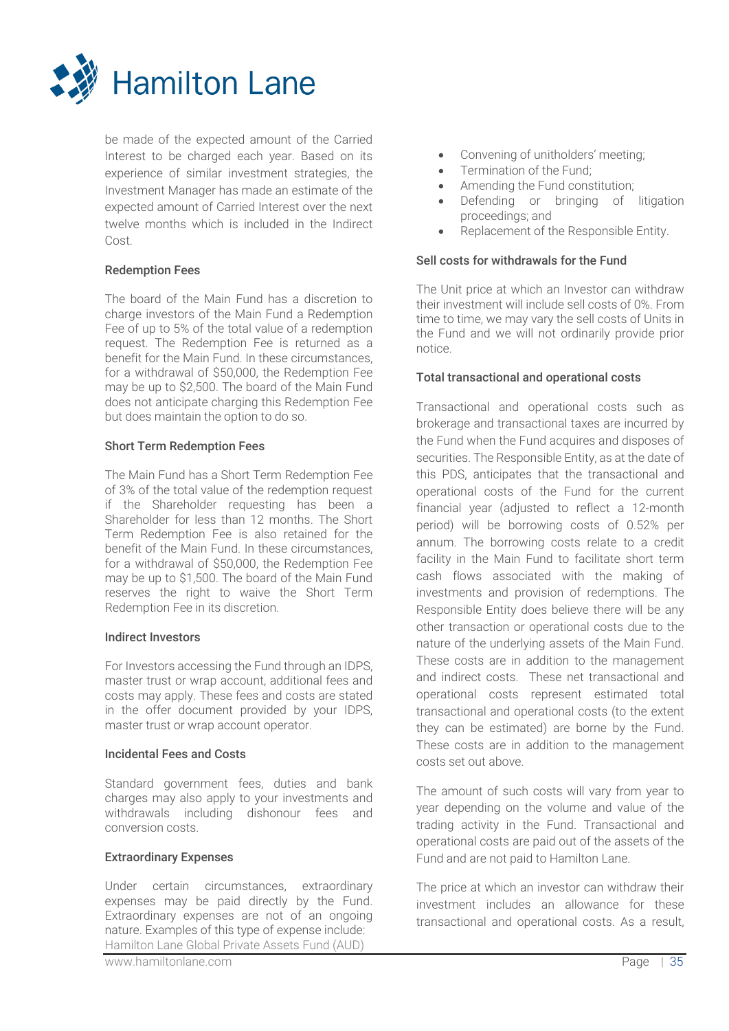be made of the expected amount of the Carried Interest to be charged each year. Based on its experience of similar investment strategies, the Investment Manager has made an estimate of the expected amount of Carried Interest over the next twelve months which is included in the Indirect Cost.

### Redemption Fees

The board of the Main Fund has a discretion to charge investors of the Main Fund a Redemption Fee of up to 5% of the total value of a redemption request. The Redemption Fee is returned as a benefit for the Main Fund. In these circumstances, for a withdrawal of $50,000, the Redemption Fee may be up to $2,500. The board of the Main Fund does not anticipate charging this Redemption Fee but does maintain the option to do so.

### Short Term Redemption Fees

The Main Fund has a Short Term Redemption Fee of 3% of the total value of the redemption request if the Shareholder requesting has been a Shareholder for less than 12 months. The Short Term Redemption Fee is also retained for the benefit of the Main Fund. In these circumstances, for a withdrawal of $50,000, the Redemption Fee may be up to $1,500. The board of the Main Fund reserves the right to waive the Short Term Redemption Fee in its discretion.

### Indirect Investors

For Investors accessing the Fund through an IDPS, master trust or wrap account, additional fees and costs may apply. These fees and costs are stated in the offer document provided by your IDPS, master trust or wrap account operator.

### Incidental Fees and Costs

Standard government fees, duties and bank charges may also apply to your investments and withdrawals including dishonour fees and conversion costs.

### Extraordinary Expenses

Under certain circumstances, extraordinary expenses may be paid directly by the Fund. Extraordinary expenses are not of an ongoing nature. Examples of this type of expense include:

- Convening of unitholders' meeting;
- Termination of the Fund;
- Amending the Fund constitution;
- Defending or bringing of litigation proceedings; and
- Replacement of the Responsible Entity.

### Sell costs for withdrawals for the Fund

The Unit price at which an Investor can withdraw their investment will include sell costs of 0%. From time to time, we may vary the sell costs of Units in the Fund and we will not ordinarily provide prior notice.

### Total transactional and operational costs

Transactional and operational costs such as brokerage and transactional taxes are incurred by the Fund when the Fund acquires and disposes of securities. The Responsible Entity, as at the date of this PDS, anticipates that the transactional and operational costs of the Fund for the current financial year (adjusted to reflect a 12-month period) will be borrowing costs of 0.52% per annum. The borrowing costs relate to a credit facility in the Main Fund to facilitate short term cash flows associated with the making of investments and provision of redemptions. The Responsible Entity does believe there will be any other transaction or operational costs due to the nature of the underlying assets of the Main Fund. These costs are in addition to the management and indirect costs. These net transactional and operational costs represent estimated total transactional and operational costs (to the extent they can be estimated) are borne by the Fund. These costs are in addition to the management costs set out above.

The amount of such costs will vary from year to year depending on the volume and value of the trading activity in the Fund. Transactional and operational costs are paid out of the assets of the Fund and are not paid to Hamilton Lane.

The price at which an investor can withdraw their investment includes an allowance for these transactional and operational costs. As a result,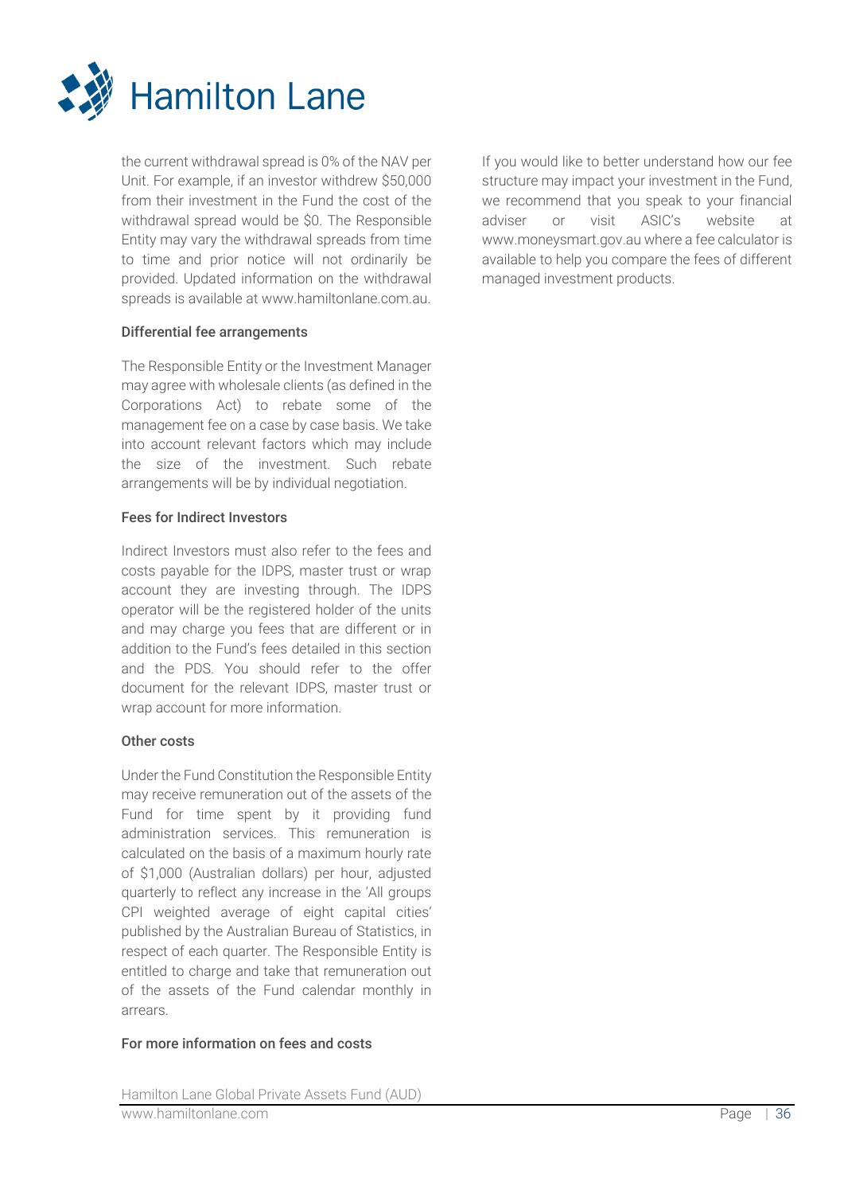the current withdrawal spread is 0% of the NAV per Unit. For example, if an investor withdrew $50,000 from their investment in the Fund the cost of the withdrawal spread would be $0. The Responsible Entity may vary the withdrawal spreads from time to time and prior notice will not ordinarily be provided. Updated information on the withdrawal spreads is available at www.hamiltonlane.com.au.

#### Differential fee arrangements

The Responsible Entity or the Investment Manager may agree with wholesale clients (as defined in the Corporations Act) to rebate some of the management fee on a case by case basis. We take into account relevant factors which may include the size of the investment. Such rebate arrangements will be by individual negotiation.

#### Fees for Indirect Investors

Indirect Investors must also refer to the fees and costs payable for the IDPS, master trust or wrap account they are investing through. The IDPS operator will be the registered holder of the units and may charge you fees that are different or in addition to the Fund's fees detailed in this section and the PDS. You should refer to the offer document for the relevant IDPS, master trust or wrap account for more information.

#### Other costs

Under the Fund Constitution the Responsible Entity may receive remuneration out of the assets of the Fund for time spent by it providing fund administration services. This remuneration is calculated on the basis of a maximum hourly rate of $1,000 (Australian dollars) per hour, adjusted quarterly to reflect any increase in the 'All groups CPI weighted average of eight capital cities' published by the Australian Bureau of Statistics, in respect of each quarter. The Responsible Entity is entitled to charge and take that remuneration out of the assets of the Fund calendar monthly in arrears.

#### For more information on fees and costs

If you would like to better understand how our fee structure may impact your investment in the Fund, we recommend that you speak to your financial adviser or visit ASIC's website at www.moneysmart.gov.au where a fee calculator is available to help you compare the fees of different managed investment products.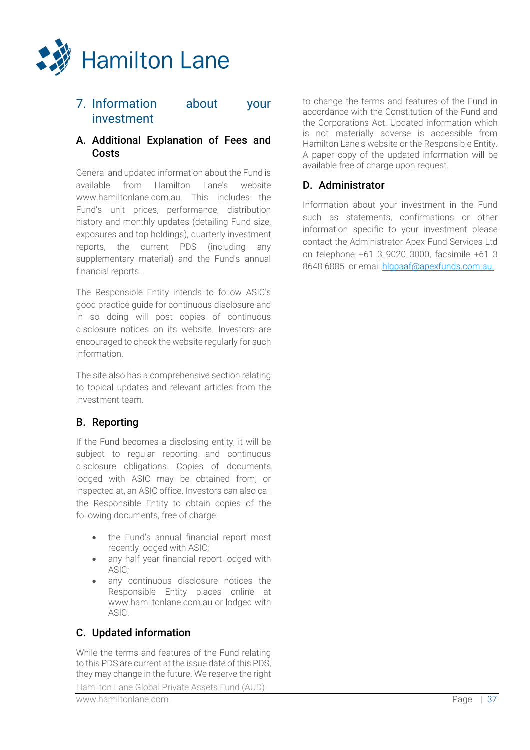## 7. Information about your investment

### A. Additional Explanation of Fees and Costs

General and updated information about the Fund is available from Hamilton Lane's website www.hamiltonlane.com.au. This includes the Fund's unit prices, performance, distribution history and monthly updates (detailing Fund size, exposures and top holdings), quarterly investment reports, the current PDS (including any supplementary material) and the Fund's annual financial reports.

The Responsible Entity intends to follow ASIC's good practice guide for continuous disclosure and in so doing will post copies of continuous disclosure notices on its website. Investors are encouraged to check the website regularly for such information.

The site also has a comprehensive section relating to topical updates and relevant articles from the investment team.

### B. Reporting

If the Fund becomes a disclosing entity, it will be subject to regular reporting and continuous disclosure obligations. Copies of documents lodged with ASIC may be obtained from, or inspected at, an ASIC office. Investors can also call the Responsible Entity to obtain copies of the following documents, free of charge:

- the Fund's annual financial report most recently lodged with ASIC;
- any half year financial report lodged with ASIC;
- any continuous disclosure notices the Responsible Entity places online at www.hamiltonlane.com.au or lodged with ASIC.

### C. Updated information

While the terms and features of the Fund relating to this PDS are current at the issue date of this PDS, they may change in the future. We reserve the right to change the terms and features of the Fund in accordance with the Constitution of the Fund and the Corporations Act. Updated information which is not materially adverse is accessible from Hamilton Lane's website or the Responsible Entity. A paper copy of the updated information will be available free of charge upon request.

### D. Administrator

Information about your investment in the Fund such as statements, confirmations or other information specific to your investment please contact the Administrator Apex Fund Services Ltd on telephone +61 3 9020 3000, facsimile +61 3 8648 6885 or email hlgpaaf@apexfunds.com.au.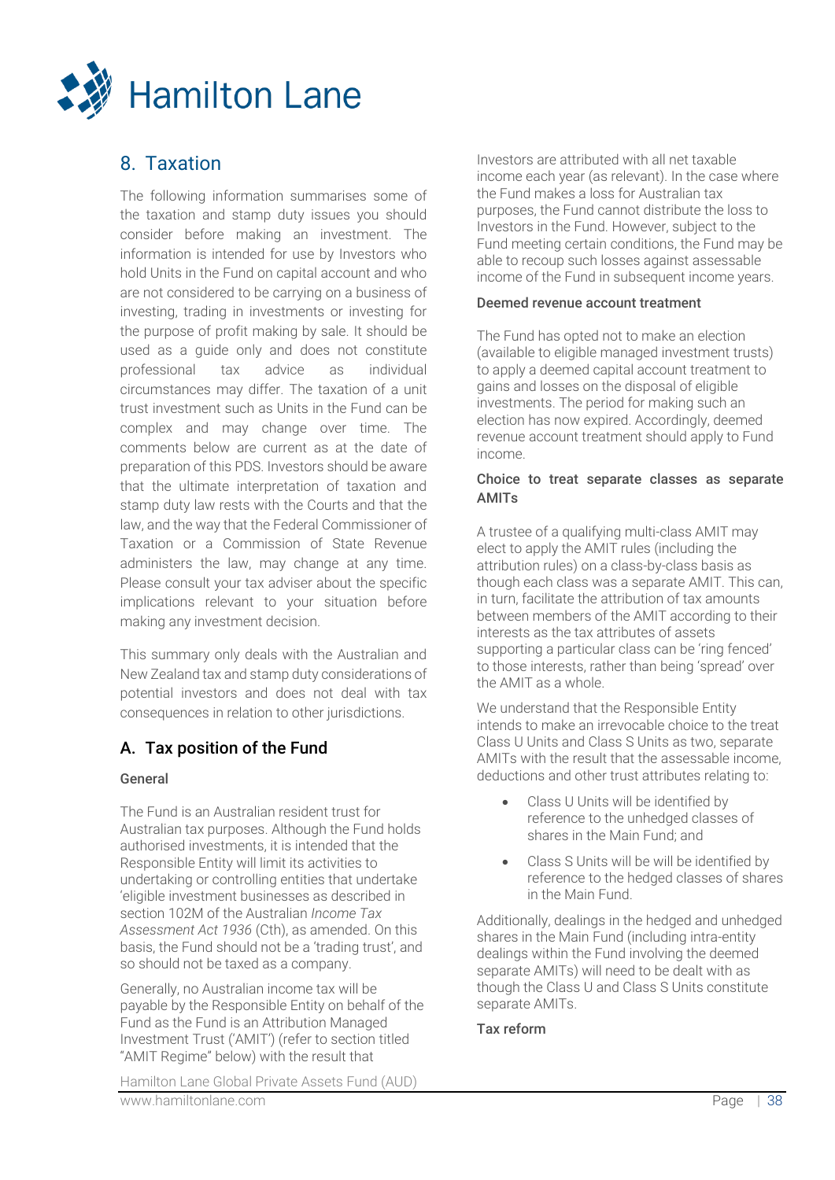## 8. Taxation

The following information summarises some of the taxation and stamp duty issues you should consider before making an investment. The information is intended for use by Investors who hold Units in the Fund on capital account and who are not considered to be carrying on a business of investing, trading in investments or investing for the purpose of profit making by sale. It should be used as a guide only and does not constitute professional tax advice as individual circumstances may differ. The taxation of a unit trust investment such as Units in the Fund can be complex and may change over time. The comments below are current as at the date of preparation of this PDS. Investors should be aware that the ultimate interpretation of taxation and stamp duty law rests with the Courts and that the law, and the way that the Federal Commissioner of Taxation or a Commission of State Revenue administers the law, may change at any time. Please consult your tax adviser about the specific implications relevant to your situation before making any investment decision.

This summary only deals with the Australian and New Zealand tax and stamp duty considerations of potential investors and does not deal with tax consequences in relation to other jurisdictions.

### A. Tax position of the Fund

#### General

The Fund is an Australian resident trust for Australian tax purposes. Although the Fund holds authorised investments, it is intended that the Responsible Entity will limit its activities to undertaking or controlling entities that undertake 'eligible investment businesses as described in section 102M of the Australian *Income Tax Assessment Act 1936* (Cth), as amended. On this basis, the Fund should not be a 'trading trust', and so should not be taxed as a company.

Generally, no Australian income tax will be payable by the Responsible Entity on behalf of the Fund as the Fund is an Attribution Managed Investment Trust ('AMIT') (refer to section titled "AMIT Regime" below) with the result that Investors are attributed with all net taxable income each year (as relevant). In the case where the Fund makes a loss for Australian tax purposes, the Fund cannot distribute the loss to Investors in the Fund. However, subject to the Fund meeting certain conditions, the Fund may be able to recoup such losses against assessable income of the Fund in subsequent income years.

#### Deemed revenue account treatment

The Fund has opted not to make an election (available to eligible managed investment trusts) to apply a deemed capital account treatment to gains and losses on the disposal of eligible investments. The period for making such an election has now expired. Accordingly, deemed revenue account treatment should apply to Fund income.

#### Choice to treat separate classes as separate AMITs

A trustee of a qualifying multi-class AMIT may elect to apply the AMIT rules (including the attribution rules) on a class-by-class basis as though each class was a separate AMIT. This can, in turn, facilitate the attribution of tax amounts between members of the AMIT according to their interests as the tax attributes of assets supporting a particular class can be 'ring fenced' to those interests, rather than being 'spread' over the AMIT as a whole.

We understand that the Responsible Entity intends to make an irrevocable choice to the treat Class U Units and Class S Units as two, separate AMITs with the result that the assessable income, deductions and other trust attributes relating to:

- Class U Units will be identified by reference to the unhedged classes of shares in the Main Fund; and
- Class S Units will be will be identified by reference to the hedged classes of shares in the Main Fund.

Additionally, dealings in the hedged and unhedged shares in the Main Fund (including intra-entity dealings within the Fund involving the deemed separate AMITs) will need to be dealt with as though the Class U and Class S Units constitute separate AMITs.

#### Tax reform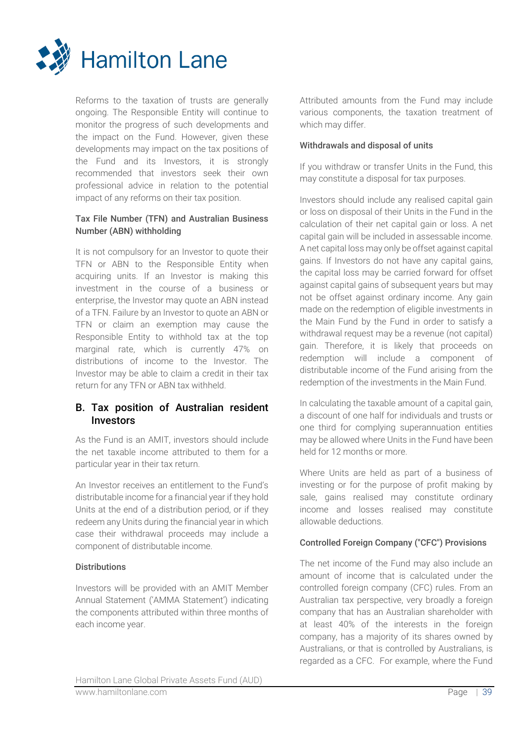Reforms to the taxation of trusts are generally ongoing. The Responsible Entity will continue to monitor the progress of such developments and the impact on the Fund. However, given these developments may impact on the tax positions of the Fund and its Investors, it is strongly recommended that investors seek their own professional advice in relation to the potential impact of any reforms on their tax position.

#### Tax File Number (TFN) and Australian Business Number (ABN) withholding

It is not compulsory for an Investor to quote their TFN or ABN to the Responsible Entity when acquiring units. If an Investor is making this investment in the course of a business or enterprise, the Investor may quote an ABN instead of a TFN. Failure by an Investor to quote an ABN or TFN or claim an exemption may cause the Responsible Entity to withhold tax at the top marginal rate, which is currently 47% on distributions of income to the Investor. The Investor may be able to claim a credit in their tax return for any TFN or ABN tax withheld.

### B. Tax position of Australian resident Investors

As the Fund is an AMIT, investors should include the net taxable income attributed to them for a particular year in their tax return.

An Investor receives an entitlement to the Fund's distributable income for a financial year if they hold Units at the end of a distribution period, or if they redeem any Units during the financial year in which case their withdrawal proceeds may include a component of distributable income.

#### Distributions

Investors will be provided with an AMIT Member Annual Statement ('AMMA Statement') indicating the components attributed within three months of each income year.

Attributed amounts from the Fund may include various components, the taxation treatment of which may differ.

#### Withdrawals and disposal of units

If you withdraw or transfer Units in the Fund, this may constitute a disposal for tax purposes.

Investors should include any realised capital gain or loss on disposal of their Units in the Fund in the calculation of their net capital gain or loss. A net capital gain will be included in assessable income. A net capital loss may only be offset against capital gains. If Investors do not have any capital gains, the capital loss may be carried forward for offset against capital gains of subsequent years but may not be offset against ordinary income. Any gain made on the redemption of eligible investments in the Main Fund by the Fund in order to satisfy a withdrawal request may be a revenue (not capital) gain. Therefore, it is likely that proceeds on redemption will include a component of distributable income of the Fund arising from the redemption of the investments in the Main Fund.

In calculating the taxable amount of a capital gain, a discount of one half for individuals and trusts or one third for complying superannuation entities may be allowed where Units in the Fund have been held for 12 months or more.

Where Units are held as part of a business of investing or for the purpose of profit making by sale, gains realised may constitute ordinary income and losses realised may constitute allowable deductions.

#### Controlled Foreign Company ("CFC") Provisions

The net income of the Fund may also include an amount of income that is calculated under the controlled foreign company (CFC) rules. From an Australian tax perspective, very broadly a foreign company that has an Australian shareholder with at least 40% of the interests in the foreign company, has a majority of its shares owned by Australians, or that is controlled by Australians, is regarded as a CFC. For example, where the Fund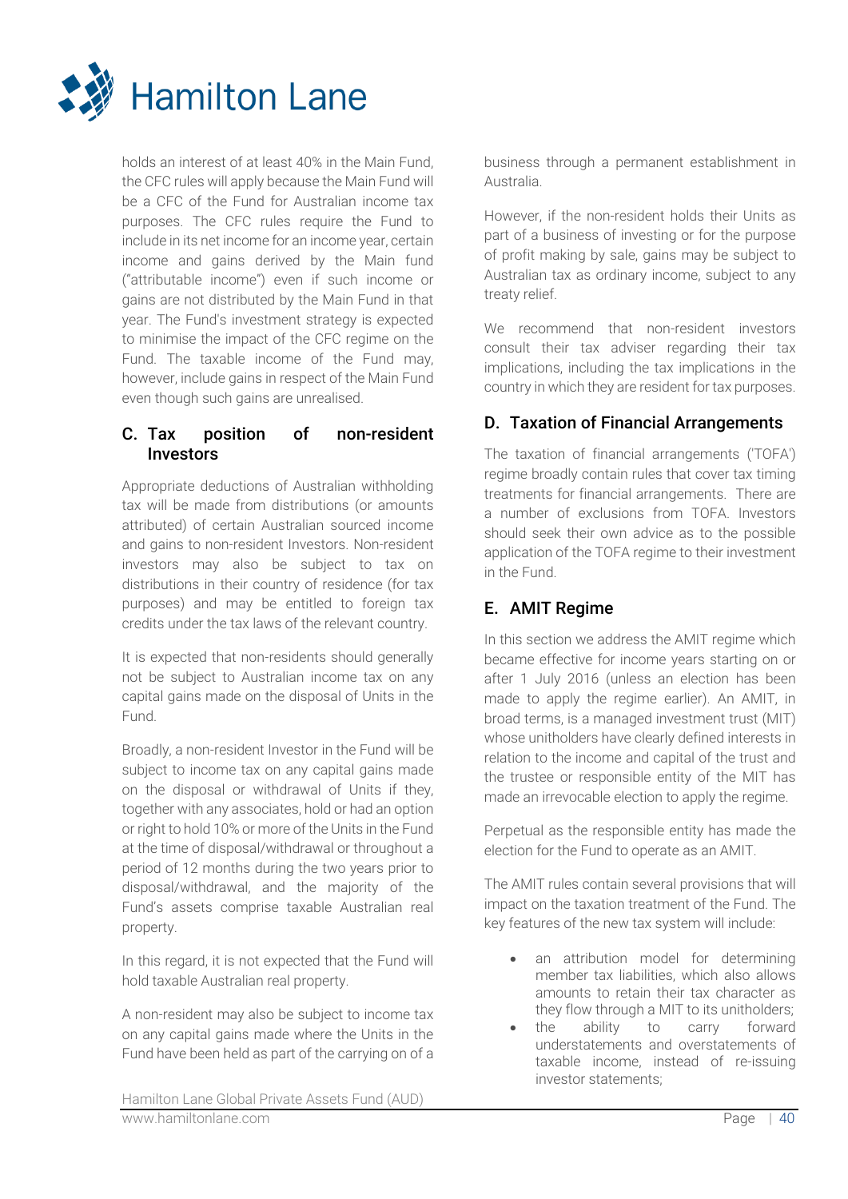holds an interest of at least 40% in the Main Fund, the CFC rules will apply because the Main Fund will be a CFC of the Fund for Australian income tax purposes. The CFC rules require the Fund to include in its net income for an income year, certain income and gains derived by the Main fund ("attributable income") even if such income or gains are not distributed by the Main Fund in that year. The Fund's investment strategy is expected to minimise the impact of the CFC regime on the Fund. The taxable income of the Fund may, however, include gains in respect of the Main Fund even though such gains are unrealised.

## C. Tax position of non-resident Investors

Appropriate deductions of Australian withholding tax will be made from distributions (or amounts attributed) of certain Australian sourced income and gains to non-resident Investors. Non-resident investors may also be subject to tax on distributions in their country of residence (for tax purposes) and may be entitled to foreign tax credits under the tax laws of the relevant country.

It is expected that non-residents should generally not be subject to Australian income tax on any capital gains made on the disposal of Units in the Fund.

Broadly, a non-resident Investor in the Fund will be subject to income tax on any capital gains made on the disposal or withdrawal of Units if they, together with any associates, hold or had an option or right to hold 10% or more of the Units in the Fund at the time of disposal/withdrawal or throughout a period of 12 months during the two years prior to disposal/withdrawal, and the majority of the Fund's assets comprise taxable Australian real property.

In this regard, it is not expected that the Fund will hold taxable Australian real property.

A non-resident may also be subject to income tax on any capital gains made where the Units in the Fund have been held as part of the carrying on of a business through a permanent establishment in Australia.

However, if the non-resident holds their Units as part of a business of investing or for the purpose of profit making by sale, gains may be subject to Australian tax as ordinary income, subject to any treaty relief.

We recommend that non-resident investors consult their tax adviser regarding their tax implications, including the tax implications in the country in which they are resident for tax purposes.

## D. Taxation of Financial Arrangements

The taxation of financial arrangements ('TOFA') regime broadly contain rules that cover tax timing treatments for financial arrangements. There are a number of exclusions from TOFA. Investors should seek their own advice as to the possible application of the TOFA regime to their investment in the Fund.

## E. AMIT Regime

In this section we address the AMIT regime which became effective for income years starting on or after 1 July 2016 (unless an election has been made to apply the regime earlier). An AMIT, in broad terms, is a managed investment trust (MIT) whose unitholders have clearly defined interests in relation to the income and capital of the trust and the trustee or responsible entity of the MIT has made an irrevocable election to apply the regime.

Perpetual as the responsible entity has made the election for the Fund to operate as an AMIT.

The AMIT rules contain several provisions that will impact on the taxation treatment of the Fund. The key features of the new tax system will include:

- an attribution model for determining member tax liabilities, which also allows amounts to retain their tax character as they flow through a MIT to its unitholders;
- the ability to carry forward understatements and overstatements of taxable income, instead of re-issuing investor statements;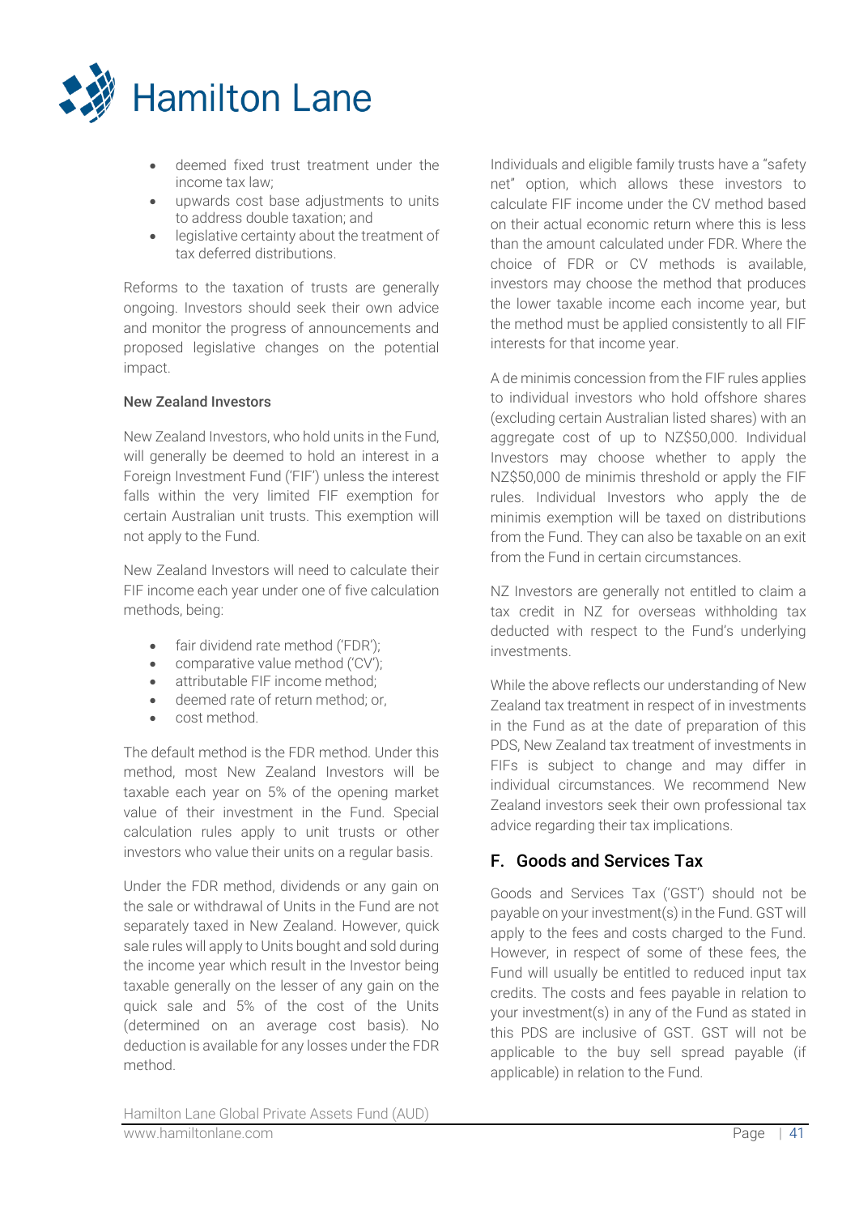- deemed fixed trust treatment under the income tax law;
- upwards cost base adjustments to units to address double taxation; and
- legislative certainty about the treatment of tax deferred distributions.

Reforms to the taxation of trusts are generally ongoing. Investors should seek their own advice and monitor the progress of announcements and proposed legislative changes on the potential impact.

**New Zealand Investors**

New Zealand Investors, who hold units in the Fund, will generally be deemed to hold an interest in a Foreign Investment Fund ('FIF') unless the interest falls within the very limited FIF exemption for certain Australian unit trusts. This exemption will not apply to the Fund.

New Zealand Investors will need to calculate their FIF income each year under one of five calculation methods, being:

- fair dividend rate method ('FDR');
- comparative value method ('CV');
- attributable FIF income method;
- deemed rate of return method; or,
- cost method.

The default method is the FDR method. Under this method, most New Zealand Investors will be taxable each year on 5% of the opening market value of their investment in the Fund. Special calculation rules apply to unit trusts or other investors who value their units on a regular basis.

Under the FDR method, dividends or any gain on the sale or withdrawal of Units in the Fund are not separately taxed in New Zealand. However, quick sale rules will apply to Units bought and sold during the income year which result in the Investor being taxable generally on the lesser of any gain on the quick sale and 5% of the cost of the Units (determined on an average cost basis). No deduction is available for any losses under the FDR method.

Individuals and eligible family trusts have a "safety net" option, which allows these investors to calculate FIF income under the CV method based on their actual economic return where this is less than the amount calculated under FDR. Where the choice of FDR or CV methods is available, investors may choose the method that produces the lower taxable income each income year, but the method must be applied consistently to all FIF interests for that income year.

A de minimis concession from the FIF rules applies to individual investors who hold offshore shares (excluding certain Australian listed shares) with an aggregate cost of up to NZ$50,000. Individual Investors may choose whether to apply the NZ$50,000 de minimis threshold or apply the FIF rules. Individual Investors who apply the de minimis exemption will be taxed on distributions from the Fund. They can also be taxable on an exit from the Fund in certain circumstances.

NZ Investors are generally not entitled to claim a tax credit in NZ for overseas withholding tax deducted with respect to the Fund's underlying investments.

While the above reflects our understanding of New Zealand tax treatment in respect of in investments in the Fund as at the date of preparation of this PDS, New Zealand tax treatment of investments in FIFs is subject to change and may differ in individual circumstances. We recommend New Zealand investors seek their own professional tax advice regarding their tax implications.

## F. Goods and Services Tax

Goods and Services Tax ('GST') should not be payable on your investment(s) in the Fund. GST will apply to the fees and costs charged to the Fund. However, in respect of some of these fees, the Fund will usually be entitled to reduced input tax credits. The costs and fees payable in relation to your investment(s) in any of the Fund as stated in this PDS are inclusive of GST. GST will not be applicable to the buy sell spread payable (if applicable) in relation to the Fund.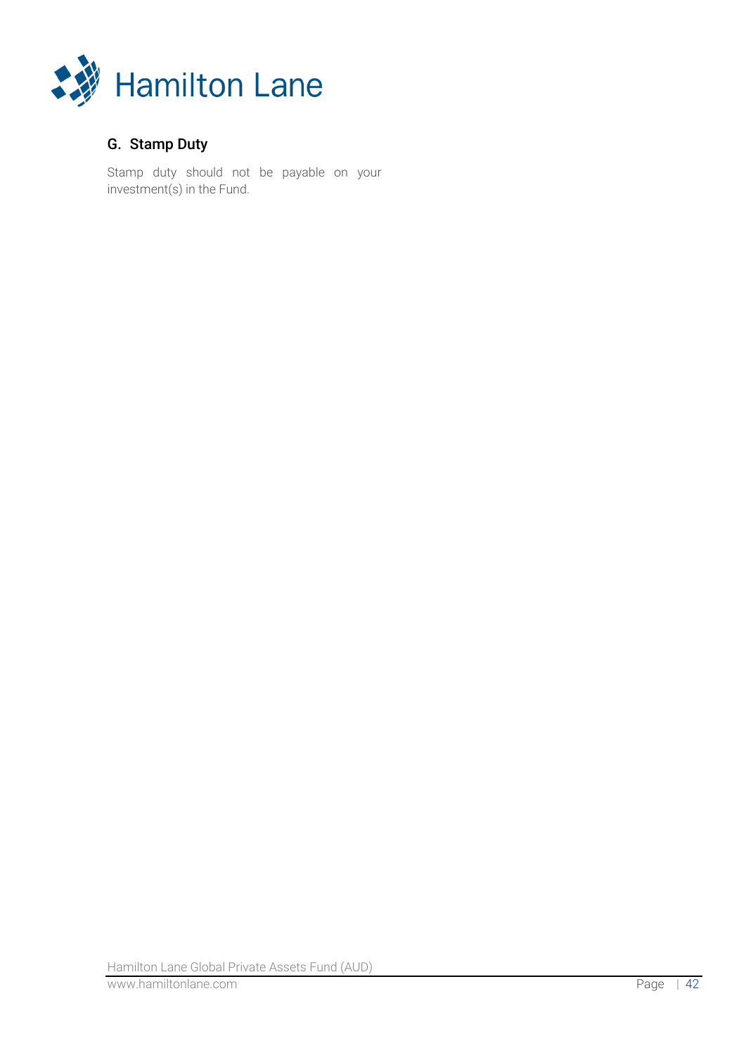## G. Stamp Duty

Stamp duty should not be payable on your investment(s) in the Fund.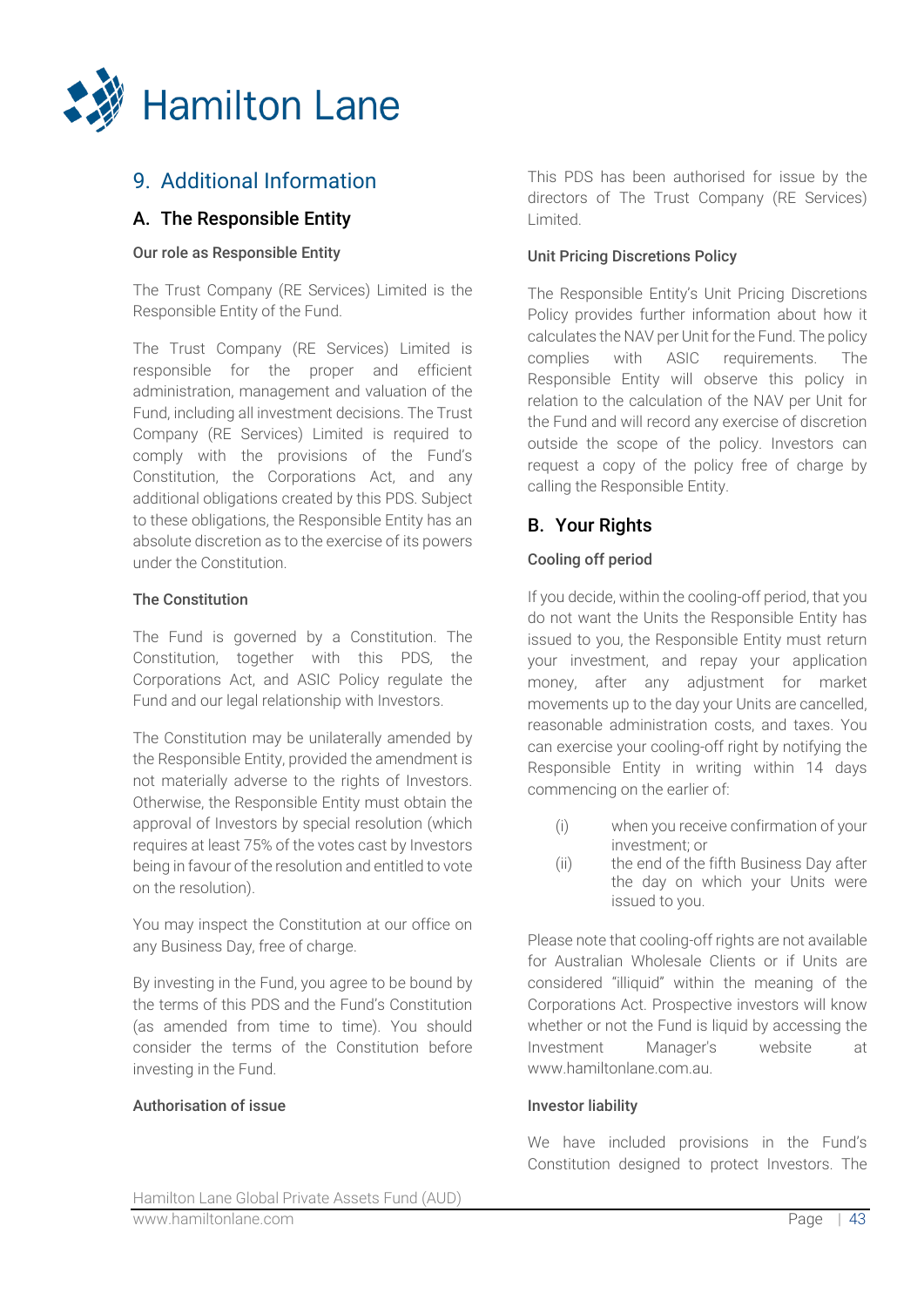# 9. Additional Information

## A. The Responsible Entity

### Our role as Responsible Entity

The Trust Company (RE Services) Limited is the Responsible Entity of the Fund.

The Trust Company (RE Services) Limited is responsible for the proper and efficient administration, management and valuation of the Fund, including all investment decisions. The Trust Company (RE Services) Limited is required to comply with the provisions of the Fund's Constitution, the Corporations Act, and any additional obligations created by this PDS. Subject to these obligations, the Responsible Entity has an absolute discretion as to the exercise of its powers under the Constitution.

### The Constitution

The Fund is governed by a Constitution. The Constitution, together with this PDS, the Corporations Act, and ASIC Policy regulate the Fund and our legal relationship with Investors.

The Constitution may be unilaterally amended by the Responsible Entity, provided the amendment is not materially adverse to the rights of Investors. Otherwise, the Responsible Entity must obtain the approval of Investors by special resolution (which requires at least 75% of the votes cast by Investors being in favour of the resolution and entitled to vote on the resolution).

You may inspect the Constitution at our office on any Business Day, free of charge.

By investing in the Fund, you agree to be bound by the terms of this PDS and the Fund's Constitution (as amended from time to time). You should consider the terms of the Constitution before investing in the Fund.

### Authorisation of issue

This PDS has been authorised for issue by the directors of The Trust Company (RE Services) Limited.

### Unit Pricing Discretions Policy

The Responsible Entity's Unit Pricing Discretions Policy provides further information about how it calculates the NAV per Unit for the Fund. The policy complies with ASIC requirements. The Responsible Entity will observe this policy in relation to the calculation of the NAV per Unit for the Fund and will record any exercise of discretion outside the scope of the policy. Investors can request a copy of the policy free of charge by calling the Responsible Entity.

## B. Your Rights

### Cooling off period

If you decide, within the cooling-off period, that you do not want the Units the Responsible Entity has issued to you, the Responsible Entity must return your investment, and repay your application money, after any adjustment for market movements up to the day your Units are cancelled, reasonable administration costs, and taxes. You can exercise your cooling-off right by notifying the Responsible Entity in writing within 14 days commencing on the earlier of:

(i) when you receive confirmation of your investment; or

(ii) the end of the fifth Business Day after the day on which your Units were issued to you.

Please note that cooling-off rights are not available for Australian Wholesale Clients or if Units are considered "illiquid" within the meaning of the Corporations Act. Prospective investors will know whether or not the Fund is liquid by accessing the Investment Manager's website at www.hamiltonlane.com.au.

### Investor liability

We have included provisions in the Fund's Constitution designed to protect Investors. The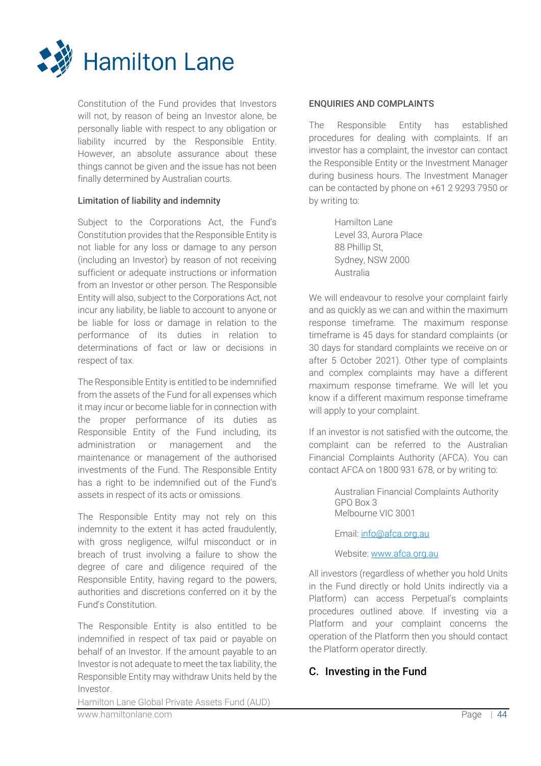Constitution of the Fund provides that Investors will not, by reason of being an Investor alone, be personally liable with respect to any obligation or liability incurred by the Responsible Entity. However, an absolute assurance about these things cannot be given and the issue has not been finally determined by Australian courts.

**Limitation of liability and indemnity**

Subject to the Corporations Act, the Fund's Constitution provides that the Responsible Entity is not liable for any loss or damage to any person (including an Investor) by reason of not receiving sufficient or adequate instructions or information from an Investor or other person. The Responsible Entity will also, subject to the Corporations Act, not incur any liability, be liable to account to anyone or be liable for loss or damage in relation to the performance of its duties in relation to determinations of fact or law or decisions in respect of tax.

The Responsible Entity is entitled to be indemnified from the assets of the Fund for all expenses which it may incur or become liable for in connection with the proper performance of its duties as Responsible Entity of the Fund including, its administration or management and the maintenance or management of the authorised investments of the Fund. The Responsible Entity has a right to be indemnified out of the Fund's assets in respect of its acts or omissions.

The Responsible Entity may not rely on this indemnity to the extent it has acted fraudulently, with gross negligence, wilful misconduct or in breach of trust involving a failure to show the degree of care and diligence required of the Responsible Entity, having regard to the powers, authorities and discretions conferred on it by the Fund's Constitution.

The Responsible Entity is also entitled to be indemnified in respect of tax paid or payable on behalf of an Investor. If the amount payable to an Investor is not adequate to meet the tax liability, the Responsible Entity may withdraw Units held by the Investor.

**ENQUIRIES AND COMPLAINTS**

The Responsible Entity has established procedures for dealing with complaints. If an investor has a complaint, the investor can contact the Responsible Entity or the Investment Manager during business hours. The Investment Manager can be contacted by phone on +61 2 9293 7950 or by writing to:

> Hamilton Lane
> Level 33, Aurora Place
> 88 Phillip St,
> Sydney, NSW 2000
> Australia

We will endeavour to resolve your complaint fairly and as quickly as we can and within the maximum response timeframe. The maximum response timeframe is 45 days for standard complaints (or 30 days for standard complaints we receive on or after 5 October 2021). Other type of complaints and complex complaints may have a different maximum response timeframe. We will let you know if a different maximum response timeframe will apply to your complaint.

If an investor is not satisfied with the outcome, the complaint can be referred to the Australian Financial Complaints Authority (AFCA). You can contact AFCA on 1800 931 678, or by writing to:

> Australian Financial Complaints Authority
> GPO Box 3
> Melbourne VIC 3001
>
> Email: info@afca.org.au
>
> Website: www.afca.org.au

All investors (regardless of whether you hold Units in the Fund directly or hold Units indirectly via a Platform) can access Perpetual's complaints procedures outlined above. If investing via a Platform and your complaint concerns the operation of the Platform then you should contact the Platform operator directly.

## C. Investing in the Fund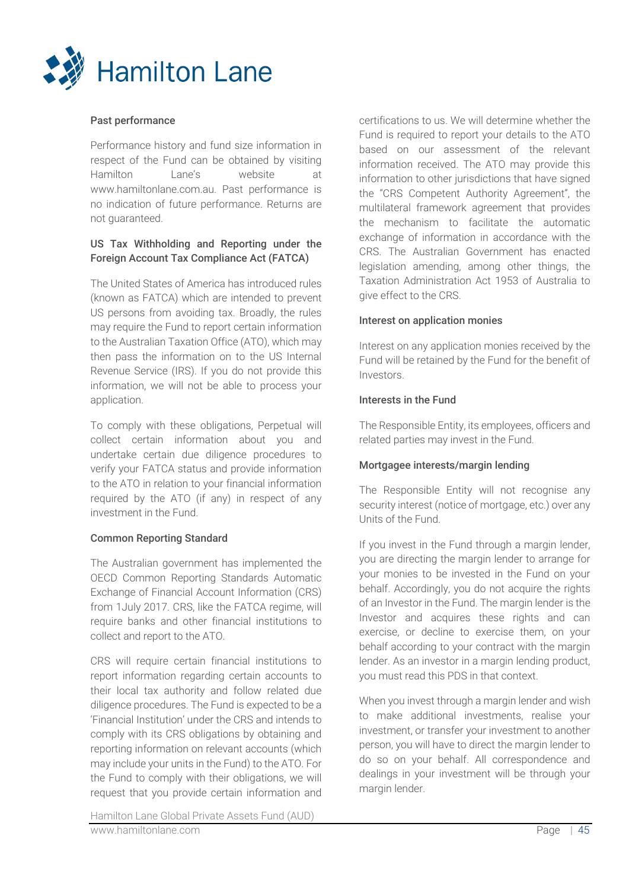### Past performance

Performance history and fund size information in respect of the Fund can be obtained by visiting Hamilton Lane's website at www.hamiltonlane.com.au. Past performance is no indication of future performance. Returns are not guaranteed.

### US Tax Withholding and Reporting under the Foreign Account Tax Compliance Act (FATCA)

The United States of America has introduced rules (known as FATCA) which are intended to prevent US persons from avoiding tax. Broadly, the rules may require the Fund to report certain information to the Australian Taxation Office (ATO), which may then pass the information on to the US Internal Revenue Service (IRS). If you do not provide this information, we will not be able to process your application.

To comply with these obligations, Perpetual will collect certain information about you and undertake certain due diligence procedures to verify your FATCA status and provide information to the ATO in relation to your financial information required by the ATO (if any) in respect of any investment in the Fund.

### Common Reporting Standard

The Australian government has implemented the OECD Common Reporting Standards Automatic Exchange of Financial Account Information (CRS) from 1July 2017. CRS, like the FATCA regime, will require banks and other financial institutions to collect and report to the ATO.

CRS will require certain financial institutions to report information regarding certain accounts to their local tax authority and follow related due diligence procedures. The Fund is expected to be a 'Financial Institution' under the CRS and intends to comply with its CRS obligations by obtaining and reporting information on relevant accounts (which may include your units in the Fund) to the ATO. For the Fund to comply with their obligations, we will request that you provide certain information and certifications to us. We will determine whether the Fund is required to report your details to the ATO based on our assessment of the relevant information received. The ATO may provide this information to other jurisdictions that have signed the "CRS Competent Authority Agreement", the multilateral framework agreement that provides the mechanism to facilitate the automatic exchange of information in accordance with the CRS. The Australian Government has enacted legislation amending, among other things, the Taxation Administration Act 1953 of Australia to give effect to the CRS.

### Interest on application monies

Interest on any application monies received by the Fund will be retained by the Fund for the benefit of Investors.

### Interests in the Fund

The Responsible Entity, its employees, officers and related parties may invest in the Fund.

### Mortgagee interests/margin lending

The Responsible Entity will not recognise any security interest (notice of mortgage, etc.) over any Units of the Fund.

If you invest in the Fund through a margin lender, you are directing the margin lender to arrange for your monies to be invested in the Fund on your behalf. Accordingly, you do not acquire the rights of an Investor in the Fund. The margin lender is the Investor and acquires these rights and can exercise, or decline to exercise them, on your behalf according to your contract with the margin lender. As an investor in a margin lending product, you must read this PDS in that context.

When you invest through a margin lender and wish to make additional investments, realise your investment, or transfer your investment to another person, you will have to direct the margin lender to do so on your behalf. All correspondence and dealings in your investment will be through your margin lender.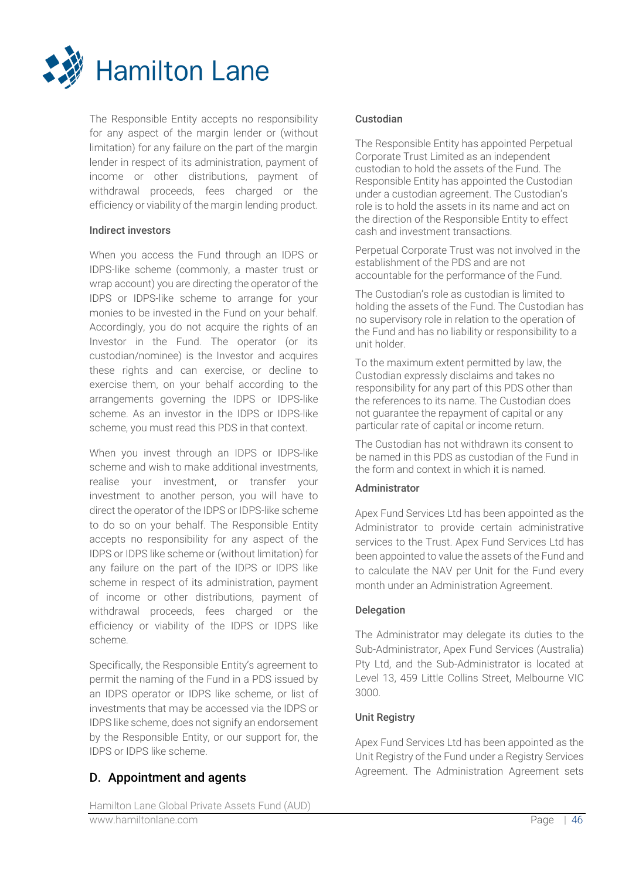The Responsible Entity accepts no responsibility for any aspect of the margin lender or (without limitation) for any failure on the part of the margin lender in respect of its administration, payment of income or other distributions, payment of withdrawal proceeds, fees charged or the efficiency or viability of the margin lending product.

#### Indirect investors

When you access the Fund through an IDPS or IDPS-like scheme (commonly, a master trust or wrap account) you are directing the operator of the IDPS or IDPS-like scheme to arrange for your monies to be invested in the Fund on your behalf. Accordingly, you do not acquire the rights of an Investor in the Fund. The operator (or its custodian/nominee) is the Investor and acquires these rights and can exercise, or decline to exercise them, on your behalf according to the arrangements governing the IDPS or IDPS-like scheme. As an investor in the IDPS or IDPS-like scheme, you must read this PDS in that context.

When you invest through an IDPS or IDPS-like scheme and wish to make additional investments, realise your investment, or transfer your investment to another person, you will have to direct the operator of the IDPS or IDPS-like scheme to do so on your behalf. The Responsible Entity accepts no responsibility for any aspect of the IDPS or IDPS like scheme or (without limitation) for any failure on the part of the IDPS or IDPS like scheme in respect of its administration, payment of income or other distributions, payment of withdrawal proceeds, fees charged or the efficiency or viability of the IDPS or IDPS like scheme.

Specifically, the Responsible Entity's agreement to permit the naming of the Fund in a PDS issued by an IDPS operator or IDPS like scheme, or list of investments that may be accessed via the IDPS or IDPS like scheme, does not signify an endorsement by the Responsible Entity, or our support for, the IDPS or IDPS like scheme.

## D. Appointment and agents

#### Custodian

The Responsible Entity has appointed Perpetual Corporate Trust Limited as an independent custodian to hold the assets of the Fund. The Responsible Entity has appointed the Custodian under a custodian agreement. The Custodian's role is to hold the assets in its name and act on the direction of the Responsible Entity to effect cash and investment transactions.

Perpetual Corporate Trust was not involved in the establishment of the PDS and are not accountable for the performance of the Fund.

The Custodian's role as custodian is limited to holding the assets of the Fund. The Custodian has no supervisory role in relation to the operation of the Fund and has no liability or responsibility to a unit holder.

To the maximum extent permitted by law, the Custodian expressly disclaims and takes no responsibility for any part of this PDS other than the references to its name. The Custodian does not guarantee the repayment of capital or any particular rate of capital or income return.

The Custodian has not withdrawn its consent to be named in this PDS as custodian of the Fund in the form and context in which it is named.

#### Administrator

Apex Fund Services Ltd has been appointed as the Administrator to provide certain administrative services to the Trust. Apex Fund Services Ltd has been appointed to value the assets of the Fund and to calculate the NAV per Unit for the Fund every month under an Administration Agreement.

#### Delegation

The Administrator may delegate its duties to the Sub-Administrator, Apex Fund Services (Australia) Pty Ltd, and the Sub-Administrator is located at Level 13, 459 Little Collins Street, Melbourne VIC 3000.

#### Unit Registry

Apex Fund Services Ltd has been appointed as the Unit Registry of the Fund under a Registry Services Agreement. The Administration Agreement sets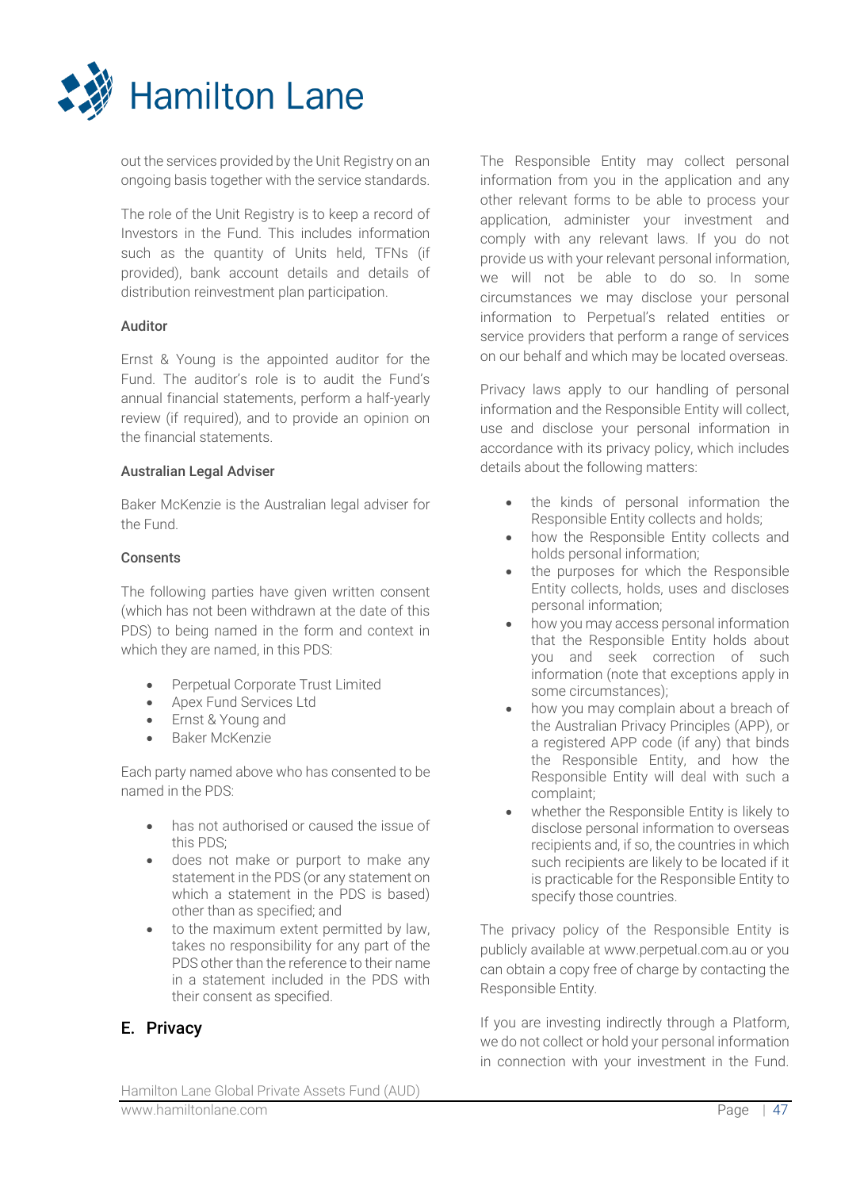out the services provided by the Unit Registry on an ongoing basis together with the service standards.

The role of the Unit Registry is to keep a record of Investors in the Fund. This includes information such as the quantity of Units held, TFNs (if provided), bank account details and details of distribution reinvestment plan participation.

**Auditor**

Ernst & Young is the appointed auditor for the Fund. The auditor's role is to audit the Fund's annual financial statements, perform a half-yearly review (if required), and to provide an opinion on the financial statements.

**Australian Legal Adviser**

Baker McKenzie is the Australian legal adviser for the Fund.

**Consents**

The following parties have given written consent (which has not been withdrawn at the date of this PDS) to being named in the form and context in which they are named, in this PDS:

- Perpetual Corporate Trust Limited
- Apex Fund Services Ltd
- Ernst & Young and
- Baker McKenzie

Each party named above who has consented to be named in the PDS:

- has not authorised or caused the issue of this PDS;
- does not make or purport to make any statement in the PDS (or any statement on which a statement in the PDS is based) other than as specified; and
- to the maximum extent permitted by law, takes no responsibility for any part of the PDS other than the reference to their name in a statement included in the PDS with their consent as specified.

## E. Privacy

The Responsible Entity may collect personal information from you in the application and any other relevant forms to be able to process your application, administer your investment and comply with any relevant laws. If you do not provide us with your relevant personal information, we will not be able to do so. In some circumstances we may disclose your personal information to Perpetual's related entities or service providers that perform a range of services on our behalf and which may be located overseas.

Privacy laws apply to our handling of personal information and the Responsible Entity will collect, use and disclose your personal information in accordance with its privacy policy, which includes details about the following matters:

- the kinds of personal information the Responsible Entity collects and holds;
- how the Responsible Entity collects and holds personal information;
- the purposes for which the Responsible Entity collects, holds, uses and discloses personal information;
- how you may access personal information that the Responsible Entity holds about you and seek correction of such information (note that exceptions apply in some circumstances);
- how you may complain about a breach of the Australian Privacy Principles (APP), or a registered APP code (if any) that binds the Responsible Entity, and how the Responsible Entity will deal with such a complaint;
- whether the Responsible Entity is likely to disclose personal information to overseas recipients and, if so, the countries in which such recipients are likely to be located if it is practicable for the Responsible Entity to specify those countries.

The privacy policy of the Responsible Entity is publicly available at www.perpetual.com.au or you can obtain a copy free of charge by contacting the Responsible Entity.

If you are investing indirectly through a Platform, we do not collect or hold your personal information in connection with your investment in the Fund.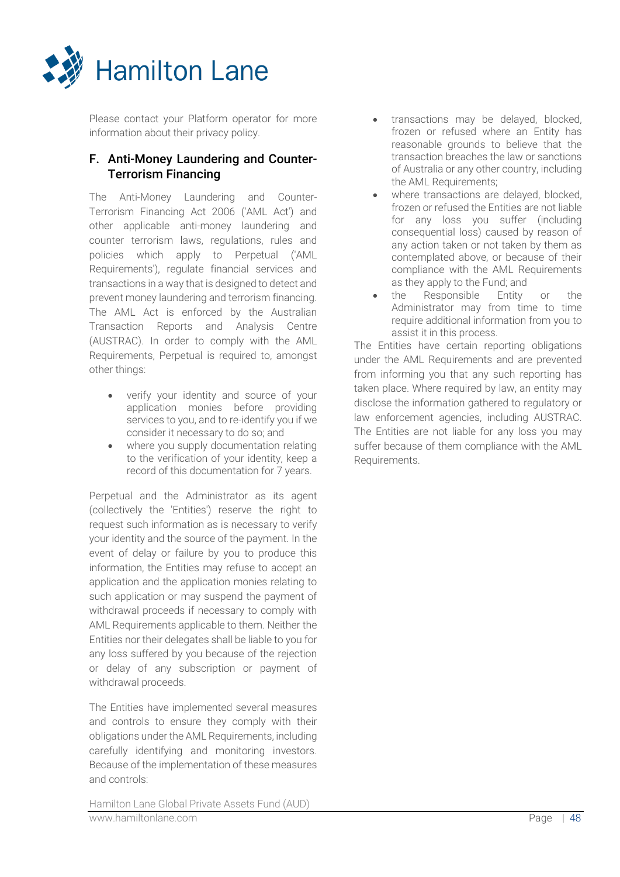Please contact your Platform operator for more information about their privacy policy.

## F. Anti-Money Laundering and Counter-Terrorism Financing

The Anti-Money Laundering and Counter-Terrorism Financing Act 2006 ('AML Act') and other applicable anti-money laundering and counter terrorism laws, regulations, rules and policies which apply to Perpetual ('AML Requirements'), regulate financial services and transactions in a way that is designed to detect and prevent money laundering and terrorism financing. The AML Act is enforced by the Australian Transaction Reports and Analysis Centre (AUSTRAC). In order to comply with the AML Requirements, Perpetual is required to, amongst other things:

- verify your identity and source of your application monies before providing services to you, and to re-identify you if we consider it necessary to do so; and
- where you supply documentation relating to the verification of your identity, keep a record of this documentation for 7 years.

Perpetual and the Administrator as its agent (collectively the 'Entities') reserve the right to request such information as is necessary to verify your identity and the source of the payment. In the event of delay or failure by you to produce this information, the Entities may refuse to accept an application and the application monies relating to such application or may suspend the payment of withdrawal proceeds if necessary to comply with AML Requirements applicable to them. Neither the Entities nor their delegates shall be liable to you for any loss suffered by you because of the rejection or delay of any subscription or payment of withdrawal proceeds.

The Entities have implemented several measures and controls to ensure they comply with their obligations under the AML Requirements, including carefully identifying and monitoring investors. Because of the implementation of these measures and controls:

- transactions may be delayed, blocked, frozen or refused where an Entity has reasonable grounds to believe that the transaction breaches the law or sanctions of Australia or any other country, including the AML Requirements;
- where transactions are delayed, blocked, frozen or refused the Entities are not liable for any loss you suffer (including consequential loss) caused by reason of any action taken or not taken by them as contemplated above, or because of their compliance with the AML Requirements as they apply to the Fund; and
- the Responsible Entity or the Administrator may from time to time require additional information from you to assist it in this process.

The Entities have certain reporting obligations under the AML Requirements and are prevented from informing you that any such reporting has taken place. Where required by law, an entity may disclose the information gathered to regulatory or law enforcement agencies, including AUSTRAC. The Entities are not liable for any loss you may suffer because of them compliance with the AML Requirements.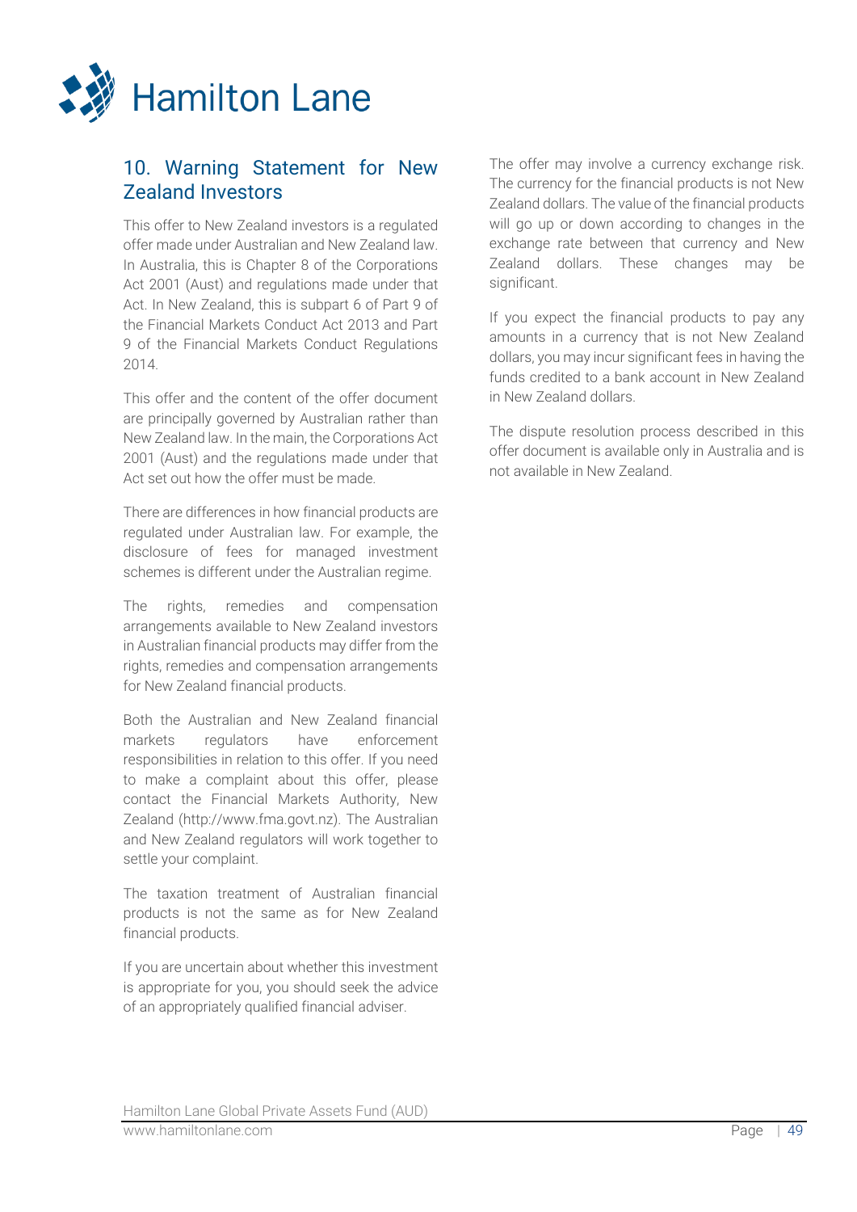## 10. Warning Statement for New Zealand Investors

This offer to New Zealand investors is a regulated offer made under Australian and New Zealand law. In Australia, this is Chapter 8 of the Corporations Act 2001 (Aust) and regulations made under that Act. In New Zealand, this is subpart 6 of Part 9 of the Financial Markets Conduct Act 2013 and Part 9 of the Financial Markets Conduct Regulations 2014.

This offer and the content of the offer document are principally governed by Australian rather than New Zealand law. In the main, the Corporations Act 2001 (Aust) and the regulations made under that Act set out how the offer must be made.

There are differences in how financial products are regulated under Australian law. For example, the disclosure of fees for managed investment schemes is different under the Australian regime.

The rights, remedies and compensation arrangements available to New Zealand investors in Australian financial products may differ from the rights, remedies and compensation arrangements for New Zealand financial products.

Both the Australian and New Zealand financial markets regulators have enforcement responsibilities in relation to this offer. If you need to make a complaint about this offer, please contact the Financial Markets Authority, New Zealand (http://www.fma.govt.nz). The Australian and New Zealand regulators will work together to settle your complaint.

The taxation treatment of Australian financial products is not the same as for New Zealand financial products.

If you are uncertain about whether this investment is appropriate for you, you should seek the advice of an appropriately qualified financial adviser.

The offer may involve a currency exchange risk. The currency for the financial products is not New Zealand dollars. The value of the financial products will go up or down according to changes in the exchange rate between that currency and New Zealand dollars. These changes may be significant.

If you expect the financial products to pay any amounts in a currency that is not New Zealand dollars, you may incur significant fees in having the funds credited to a bank account in New Zealand in New Zealand dollars.

The dispute resolution process described in this offer document is available only in Australia and is not available in New Zealand.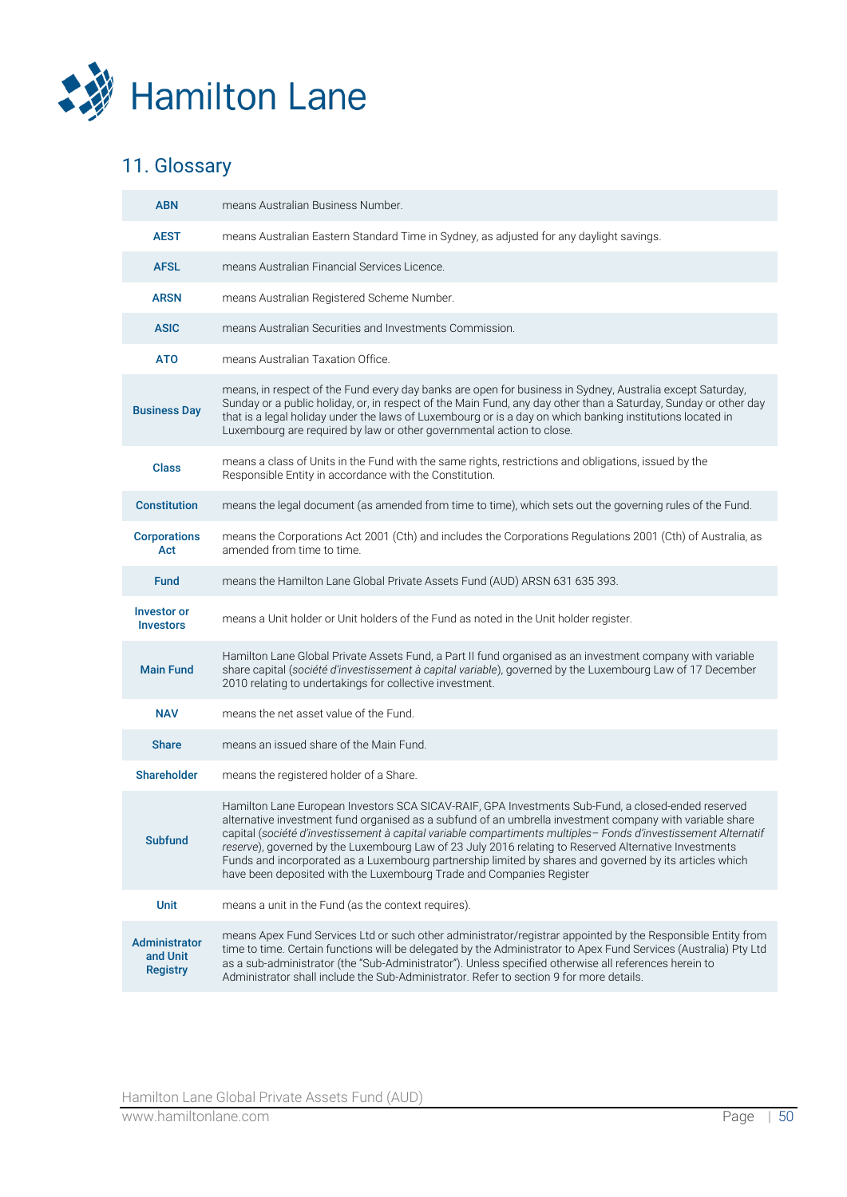## 11. Glossary

| | |
|---|---|
| **ABN** | means Australian Business Number. |
| **AEST** | means Australian Eastern Standard Time in Sydney, as adjusted for any daylight savings. |
| **AFSL** | means Australian Financial Services Licence. |
| **ARSN** | means Australian Registered Scheme Number. |
| **ASIC** | means Australian Securities and Investments Commission. |
| **ATO** | means Australian Taxation Office. |
| **Business Day** | means, in respect of the Fund every day banks are open for business in Sydney, Australia except Saturday, Sunday or a public holiday, or, in respect of the Main Fund, any day other than a Saturday, Sunday or other day that is a legal holiday under the laws of Luxembourg or is a day on which banking institutions located in Luxembourg are required by law or other governmental action to close. |
| **Class** | means a class of Units in the Fund with the same rights, restrictions and obligations, issued by the Responsible Entity in accordance with the Constitution. |
| **Constitution** | means the legal document (as amended from time to time), which sets out the governing rules of the Fund. |
| **Corporations Act** | means the Corporations Act 2001 (Cth) and includes the Corporations Regulations 2001 (Cth) of Australia, as amended from time to time. |
| **Fund** | means the Hamilton Lane Global Private Assets Fund (AUD) ARSN 631 635 393. |
| **Investor or Investors** | means a Unit holder or Unit holders of the Fund as noted in the Unit holder register. |
| **Main Fund** | Hamilton Lane Global Private Assets Fund, a Part II fund organised as an investment company with variable share capital (*société d'investissement à capital variable*), governed by the Luxembourg Law of 17 December 2010 relating to undertakings for collective investment. |
| **NAV** | means the net asset value of the Fund. |
| **Share** | means an issued share of the Main Fund. |
| **Shareholder** | means the registered holder of a Share. |
| **Subfund** | Hamilton Lane European Investors SCA SICAV-RAIF, GPA Investments Sub-Fund, a closed-ended reserved alternative investment fund organised as a subfund of an umbrella investment company with variable share capital (*société d'investissement à capital variable compartiments multiples– Fonds d'investissement Alternatif reserve*), governed by the Luxembourg Law of 23 July 2016 relating to Reserved Alternative Investments Funds and incorporated as a Luxembourg partnership limited by shares and governed by its articles which have been deposited with the Luxembourg Trade and Companies Register |
| **Unit** | means a unit in the Fund (as the context requires). |
| **Administrator and Unit Registry** | means Apex Fund Services Ltd or such other administrator/registrar appointed by the Responsible Entity from time to time. Certain functions will be delegated by the Administrator to Apex Fund Services (Australia) Pty Ltd as a sub-administrator (the "Sub-Administrator"). Unless specified otherwise all references herein to Administrator shall include the Sub-Administrator. Refer to section 9 for more details. |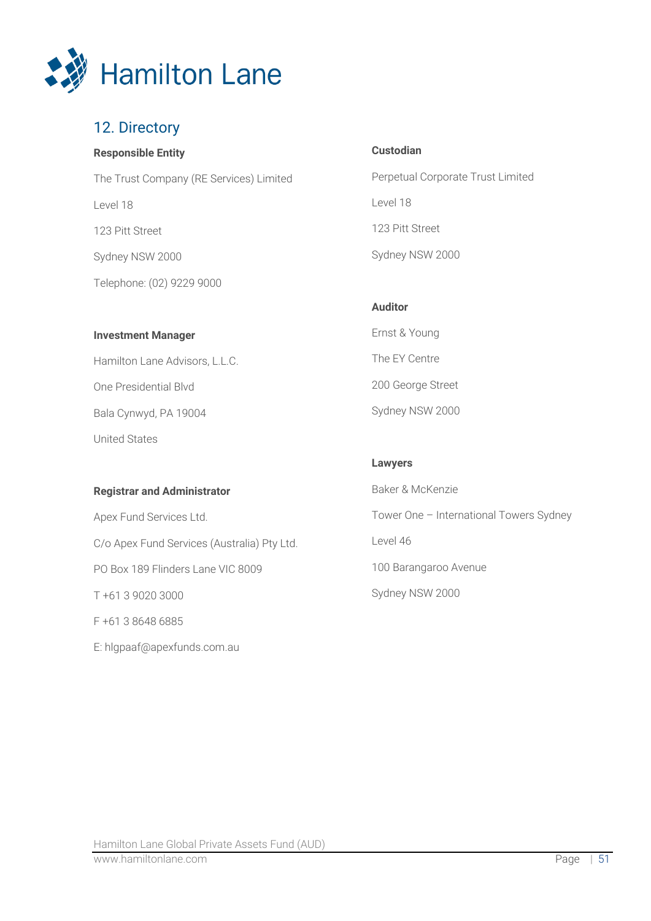## 12. Directory

**Responsible Entity**

The Trust Company (RE Services) Limited

Level 18

123 Pitt Street

Sydney NSW 2000

Telephone: (02) 9229 9000

**Investment Manager**

Hamilton Lane Advisors, L.L.C.

One Presidential Blvd

Bala Cynwyd, PA 19004

United States

**Registrar and Administrator**

Apex Fund Services Ltd.

C/o Apex Fund Services (Australia) Pty Ltd.

PO Box 189 Flinders Lane VIC 8009

T +61 3 9020 3000

F +61 3 8648 6885

E: hlgpaaf@apexfunds.com.au

**Custodian**

Perpetual Corporate Trust Limited

Level 18

123 Pitt Street

Sydney NSW 2000

**Auditor**

Ernst & Young

The EY Centre

200 George Street

Sydney NSW 2000

**Lawyers**

Baker & McKenzie

Tower One – International Towers Sydney

Level 46

100 Barangaroo Avenue

Sydney NSW 2000